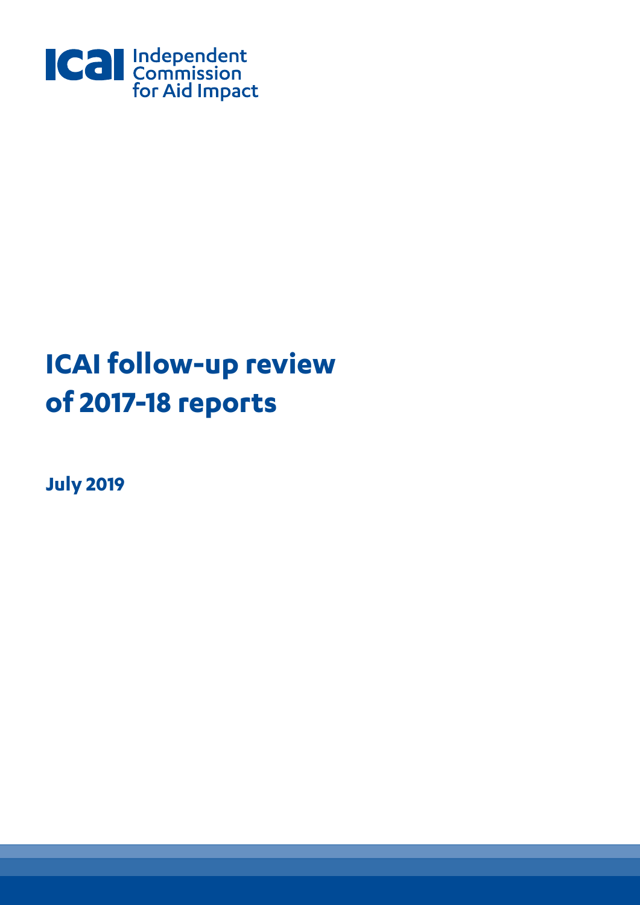ICAI Independent Commission for Aid Impact

# ICAI follow-up review of 2017-18 reports

**July 2019**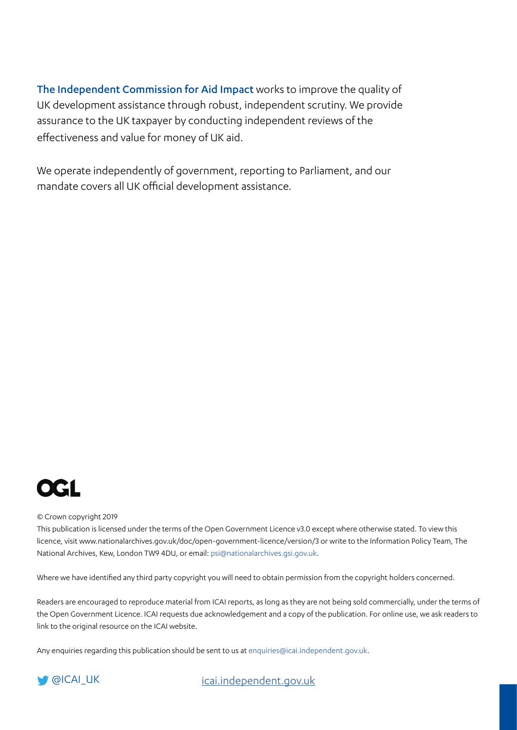**The Independent Commission for Aid Impact** works to improve the quality of UK development assistance through robust, independent scrutiny. We provide assurance to the UK taxpayer by conducting independent reviews of the effectiveness and value for money of UK aid.

We operate independently of government, reporting to Parliament, and our mandate covers all UK official development assistance.

OGL

© Crown copyright 2019

This publication is licensed under the terms of the Open Government Licence v3.0 except where otherwise stated. To view this licence, visit www.nationalarchives.gov.uk/doc/open-government-licence/version/3 or write to the Information Policy Team, The National Archives, Kew, London TW9 4DU, or email: psi@nationalarchives.gsi.gov.uk.

Where we have identified any third party copyright you will need to obtain permission from the copyright holders concerned.

Readers are encouraged to reproduce material from ICAI reports, as long as they are not being sold commercially, under the terms of the Open Government Licence. ICAI requests due acknowledgement and a copy of the publication. For online use, we ask readers to link to the original resource on the ICAI website.

Any enquiries regarding this publication should be sent to us at enquiries@icai.independent.gov.uk.

@ICAI_UK

icai.independent.gov.uk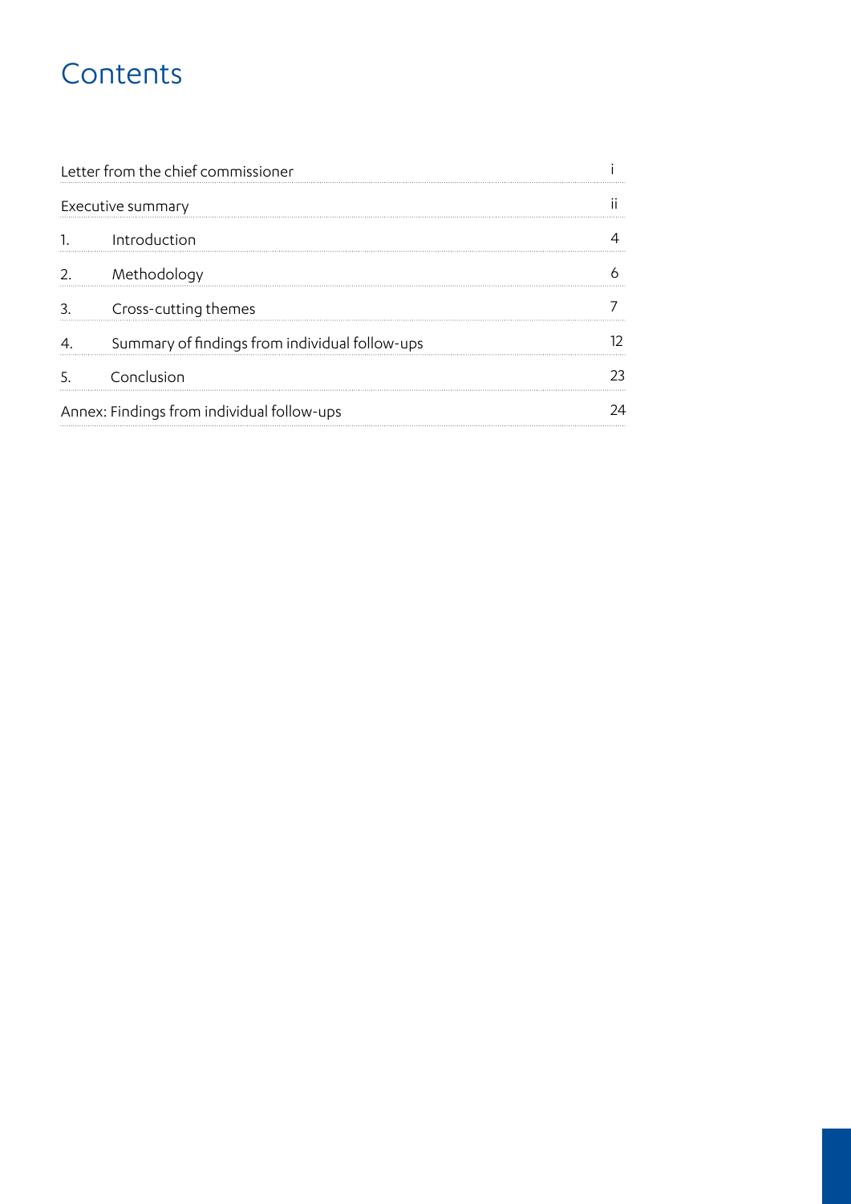# Contents

| | | |
|---|---|---|
| Letter from the chief commissioner | | i |
| Executive summary | | ii |
| 1. | Introduction | 4 |
| 2. | Methodology | 6 |
| 3. | Cross-cutting themes | 7 |
| 4. | Summary of findings from individual follow-ups | 12 |
| 5. | Conclusion | 23 |
| Annex: Findings from individual follow-ups | | 24 |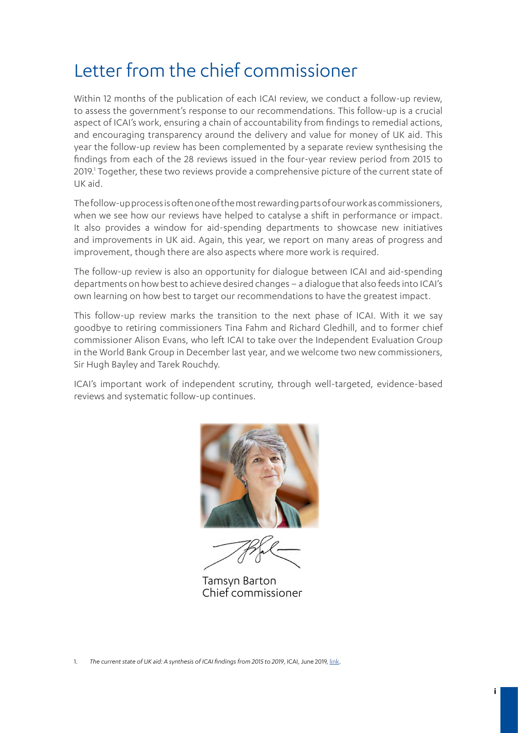# Letter from the chief commissioner

Within 12 months of the publication of each ICAI review, we conduct a follow-up review, to assess the government's response to our recommendations. This follow-up is a crucial aspect of ICAI's work, ensuring a chain of accountability from findings to remedial actions, and encouraging transparency around the delivery and value for money of UK aid. This year the follow-up review has been complemented by a separate review synthesising the findings from each of the 28 reviews issued in the four-year review period from 2015 to 2019.[1] Together, these two reviews provide a comprehensive picture of the current state of UK aid.

The follow-up process is often one of the most rewarding parts of our work as commissioners, when we see how our reviews have helped to catalyse a shift in performance or impact. It also provides a window for aid-spending departments to showcase new initiatives and improvements in UK aid. Again, this year, we report on many areas of progress and improvement, though there are also aspects where more work is required.

The follow-up review is also an opportunity for dialogue between ICAI and aid-spending departments on how best to achieve desired changes – a dialogue that also feeds into ICAI's own learning on how best to target our recommendations to have the greatest impact.

This follow-up review marks the transition to the next phase of ICAI. With it we say goodbye to retiring commissioners Tina Fahm and Richard Gledhill, and to former chief commissioner Alison Evans, who left ICAI to take over the Independent Evaluation Group in the World Bank Group in December last year, and we welcome two new commissioners, Sir Hugh Bayley and Tarek Rouchdy.

ICAI's important work of independent scrutiny, through well-targeted, evidence-based reviews and systematic follow-up continues.

Tamsyn Barton
Chief commissioner

1. *The current state of UK aid: A synthesis of ICAI findings from 2015 to 2019*, ICAI, June 2019, link.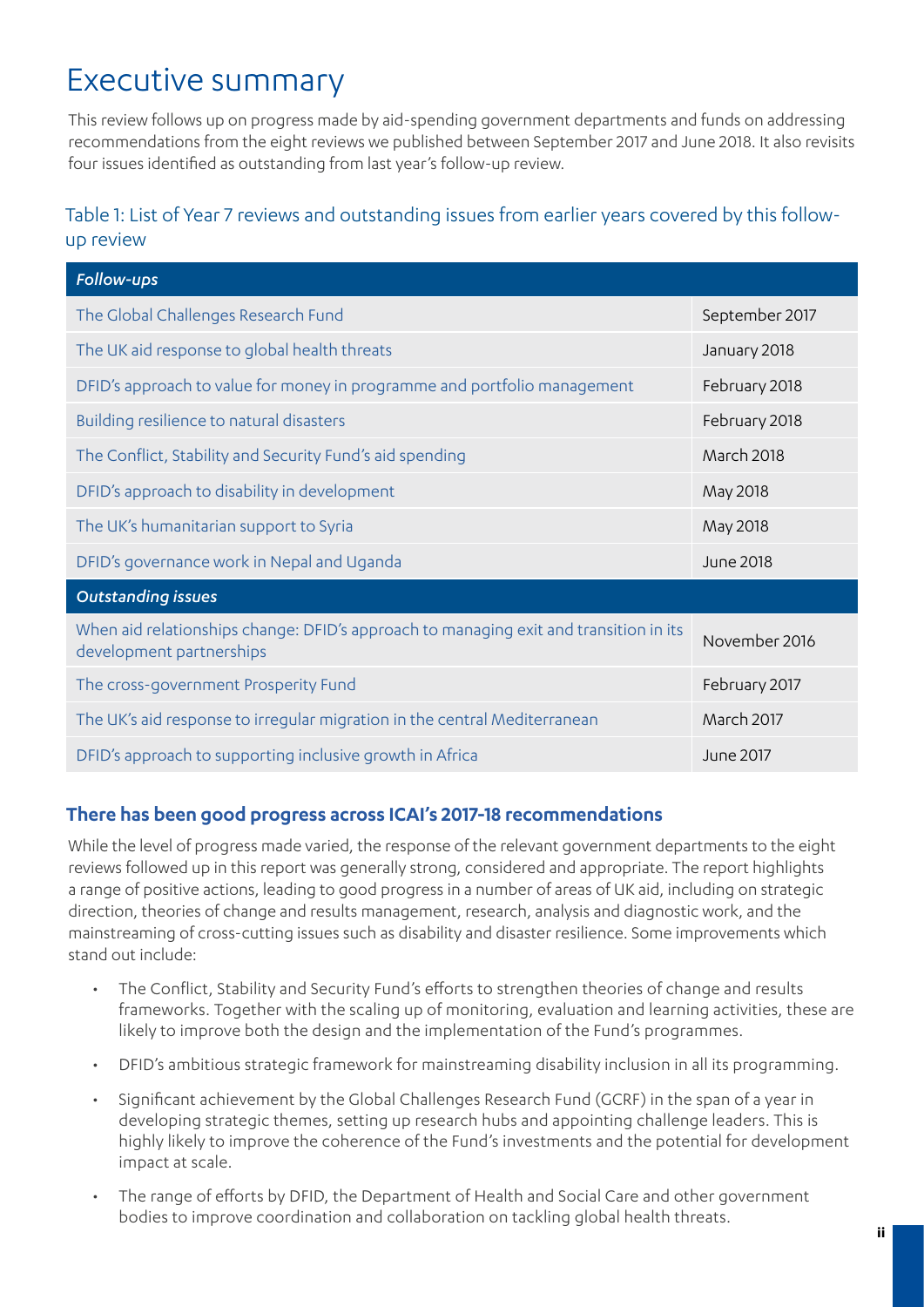# Executive summary

This review follows up on progress made by aid-spending government departments and funds on addressing recommendations from the eight reviews we published between September 2017 and June 2018. It also revisits four issues identified as outstanding from last year's follow-up review.

### Table 1: List of Year 7 reviews and outstanding issues from earlier years covered by this follow-up review

| *Follow-ups* | |
|---|---|
| The Global Challenges Research Fund | September 2017 |
| The UK aid response to global health threats | January 2018 |
| DFID's approach to value for money in programme and portfolio management | February 2018 |
| Building resilience to natural disasters | February 2018 |
| The Conflict, Stability and Security Fund's aid spending | March 2018 |
| DFID's approach to disability in development | May 2018 |
| The UK's humanitarian support to Syria | May 2018 |
| DFID's governance work in Nepal and Uganda | June 2018 |
| *Outstanding issues* | |
| When aid relationships change: DFID's approach to managing exit and transition in its development partnerships | November 2016 |
| The cross-government Prosperity Fund | February 2017 |
| The UK's aid response to irregular migration in the central Mediterranean | March 2017 |
| DFID's approach to supporting inclusive growth in Africa | June 2017 |

### There has been good progress across ICAI's 2017-18 recommendations

While the level of progress made varied, the response of the relevant government departments to the eight reviews followed up in this report was generally strong, considered and appropriate. The report highlights a range of positive actions, leading to good progress in a number of areas of UK aid, including on strategic direction, theories of change and results management, research, analysis and diagnostic work, and the mainstreaming of cross-cutting issues such as disability and disaster resilience. Some improvements which stand out include:

- The Conflict, Stability and Security Fund's efforts to strengthen theories of change and results frameworks. Together with the scaling up of monitoring, evaluation and learning activities, these are likely to improve both the design and the implementation of the Fund's programmes.
- DFID's ambitious strategic framework for mainstreaming disability inclusion in all its programming.
- Significant achievement by the Global Challenges Research Fund (GCRF) in the span of a year in developing strategic themes, setting up research hubs and appointing challenge leaders. This is highly likely to improve the coherence of the Fund's investments and the potential for development impact at scale.
- The range of efforts by DFID, the Department of Health and Social Care and other government bodies to improve coordination and collaboration on tackling global health threats.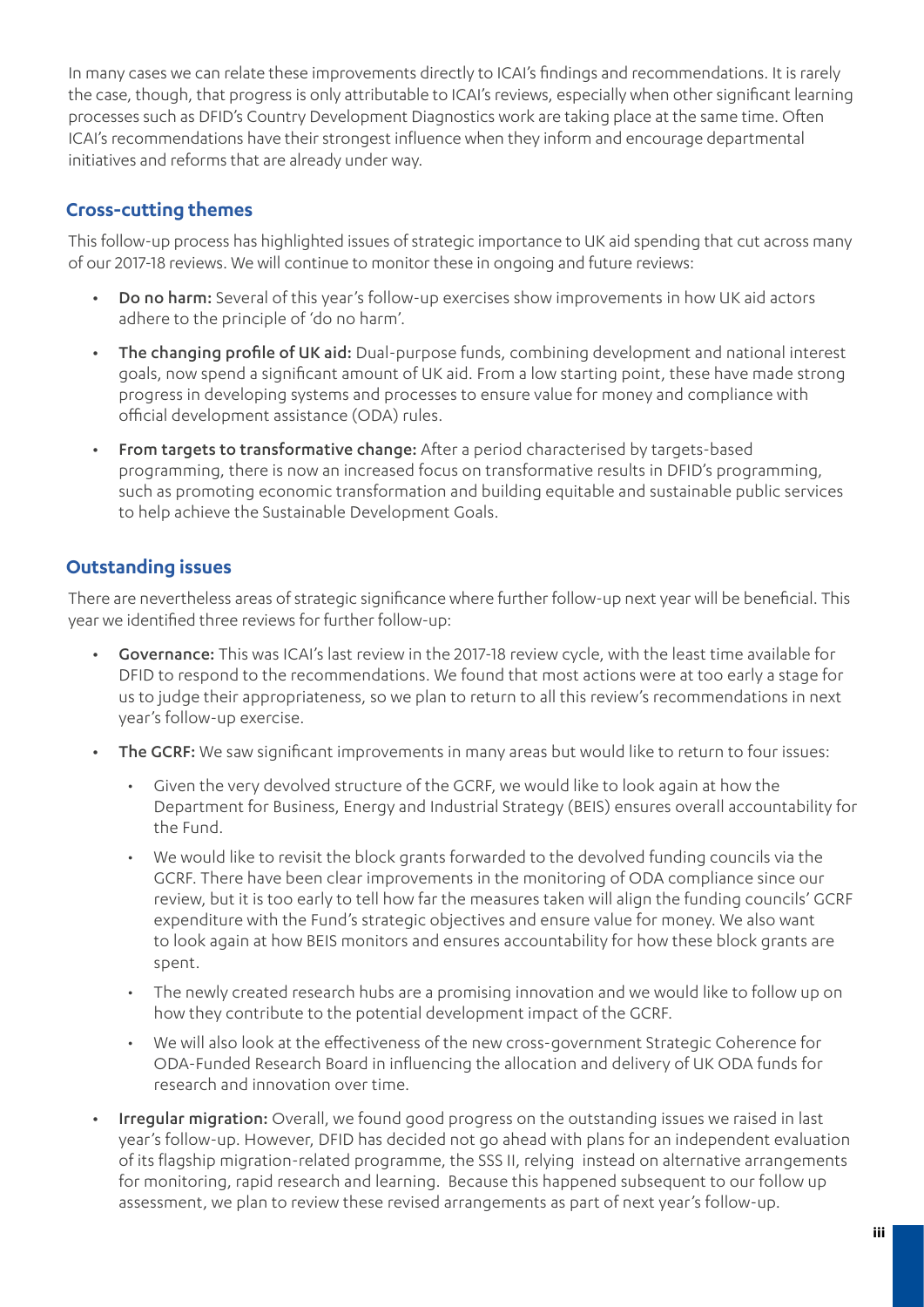In many cases we can relate these improvements directly to ICAI's findings and recommendations. It is rarely the case, though, that progress is only attributable to ICAI's reviews, especially when other significant learning processes such as DFID's Country Development Diagnostics work are taking place at the same time. Often ICAI's recommendations have their strongest influence when they inform and encourage departmental initiatives and reforms that are already under way.

## Cross-cutting themes

This follow-up process has highlighted issues of strategic importance to UK aid spending that cut across many of our 2017-18 reviews. We will continue to monitor these in ongoing and future reviews:

- **Do no harm:** Several of this year's follow-up exercises show improvements in how UK aid actors adhere to the principle of 'do no harm'.
- **The changing profile of UK aid:** Dual-purpose funds, combining development and national interest goals, now spend a significant amount of UK aid. From a low starting point, these have made strong progress in developing systems and processes to ensure value for money and compliance with official development assistance (ODA) rules.
- **From targets to transformative change:** After a period characterised by targets-based programming, there is now an increased focus on transformative results in DFID's programming, such as promoting economic transformation and building equitable and sustainable public services to help achieve the Sustainable Development Goals.

## Outstanding issues

There are nevertheless areas of strategic significance where further follow-up next year will be beneficial. This year we identified three reviews for further follow-up:

- **Governance:** This was ICAI's last review in the 2017-18 review cycle, with the least time available for DFID to respond to the recommendations. We found that most actions were at too early a stage for us to judge their appropriateness, so we plan to return to all this review's recommendations in next year's follow-up exercise.
- **The GCRF:** We saw significant improvements in many areas but would like to return to four issues:
  - Given the very devolved structure of the GCRF, we would like to look again at how the Department for Business, Energy and Industrial Strategy (BEIS) ensures overall accountability for the Fund.
  - We would like to revisit the block grants forwarded to the devolved funding councils via the GCRF. There have been clear improvements in the monitoring of ODA compliance since our review, but it is too early to tell how far the measures taken will align the funding councils' GCRF expenditure with the Fund's strategic objectives and ensure value for money. We also want to look again at how BEIS monitors and ensures accountability for how these block grants are spent.
  - The newly created research hubs are a promising innovation and we would like to follow up on how they contribute to the potential development impact of the GCRF.
  - We will also look at the effectiveness of the new cross-government Strategic Coherence for ODA-Funded Research Board in influencing the allocation and delivery of UK ODA funds for research and innovation over time.
- **Irregular migration:** Overall, we found good progress on the outstanding issues we raised in last year's follow-up. However, DFID has decided not go ahead with plans for an independent evaluation of its flagship migration-related programme, the SSS II, relying instead on alternative arrangements for monitoring, rapid research and learning. Because this happened subsequent to our follow up assessment, we plan to review these revised arrangements as part of next year's follow-up.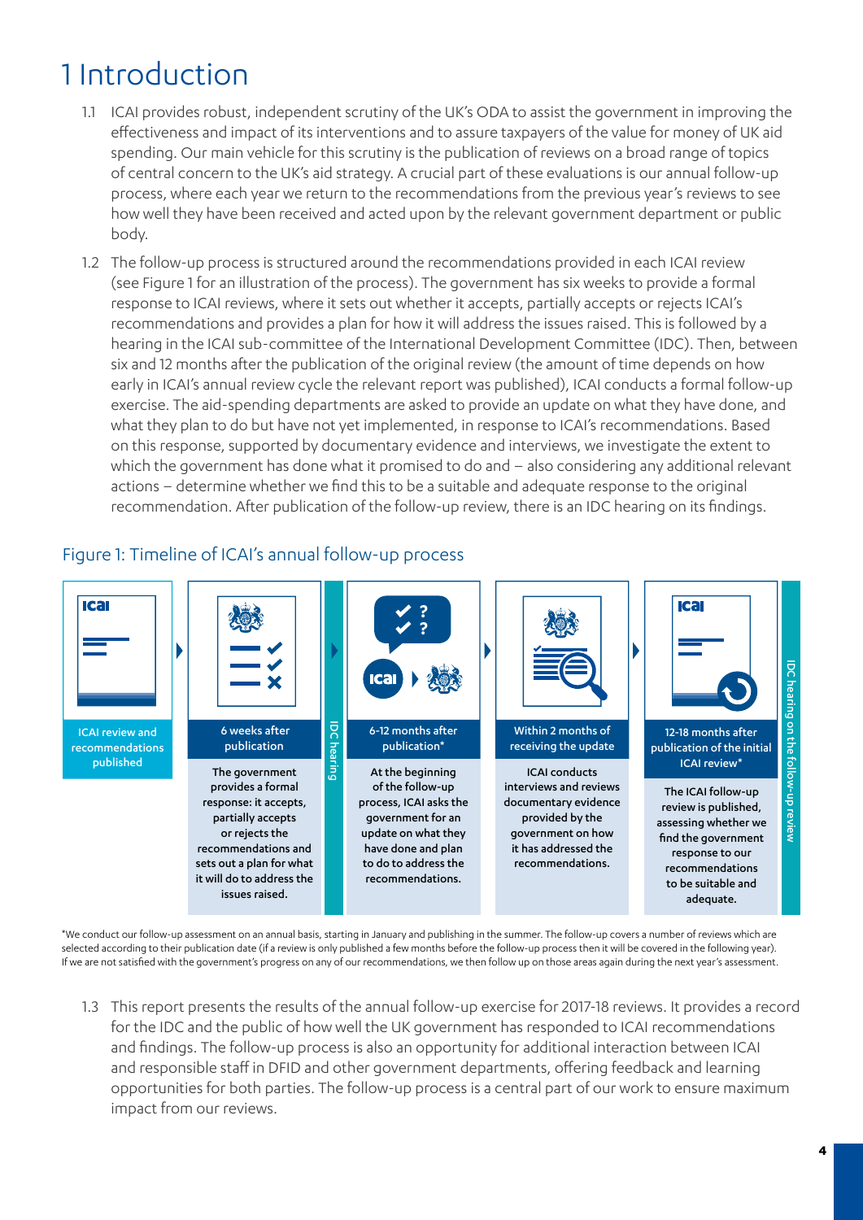# 1 Introduction

1.1 ICAI provides robust, independent scrutiny of the UK's ODA to assist the government in improving the effectiveness and impact of its interventions and to assure taxpayers of the value for money of UK aid spending. Our main vehicle for this scrutiny is the publication of reviews on a broad range of topics of central concern to the UK's aid strategy. A crucial part of these evaluations is our annual follow-up process, where each year we return to the recommendations from the previous year's reviews to see how well they have been received and acted upon by the relevant government department or public body.

1.2 The follow-up process is structured around the recommendations provided in each ICAI review (see Figure 1 for an illustration of the process). The government has six weeks to provide a formal response to ICAI reviews, where it sets out whether it accepts, partially accepts or rejects ICAI's recommendations and provides a plan for how it will address the issues raised. This is followed by a hearing in the ICAI sub-committee of the International Development Committee (IDC). Then, between six and 12 months after the publication of the original review (the amount of time depends on how early in ICAI's annual review cycle the relevant report was published), ICAI conducts a formal follow-up exercise. The aid-spending departments are asked to provide an update on what they have done, and what they plan to do but have not yet implemented, in response to ICAI's recommendations. Based on this response, supported by documentary evidence and interviews, we investigate the extent to which the government has done what it promised to do – also considering any additional relevant actions – determine whether we find this to be a suitable and adequate response to the original recommendation. After publication of the follow-up review, there is an IDC hearing on its findings.

## Figure 1: Timeline of ICAI's annual follow-up process

| ICAI review and recommendations published | 6 weeks after publication | IDC hearing | 6-12 months after publication* | Within 2 months of receiving the update | 12-18 months after publication of the initial ICAI review* | IDC hearing on the follow-up review |
|---|---|---|---|---|---|---|
| | The government provides a formal response: it accepts, partially accepts or rejects the recommendations and sets out a plan for what it will do to address the issues raised. | | At the beginning of the follow-up process, ICAI asks the government for an update on what they have done and plan to do to address the recommendations. | ICAI conducts interviews and reviews documentary evidence provided by the government on how it has addressed the recommendations. | The ICAI follow-up review is published, assessing whether we find the government response to our recommendations to be suitable and adequate. | |

*We conduct our follow-up assessment on an annual basis, starting in January and publishing in the summer. The follow-up covers a number of reviews which are selected according to their publication date (if a review is only published a few months before the follow-up process then it will be covered in the following year). If we are not satisfied with the government's progress on any of our recommendations, we then follow up on those areas again during the next year's assessment.

1.3 This report presents the results of the annual follow-up exercise for 2017-18 reviews. It provides a record for the IDC and the public of how well the UK government has responded to ICAI recommendations and findings. The follow-up process is also an opportunity for additional interaction between ICAI and responsible staff in DFID and other government departments, offering feedback and learning opportunities for both parties. The follow-up process is a central part of our work to ensure maximum impact from our reviews.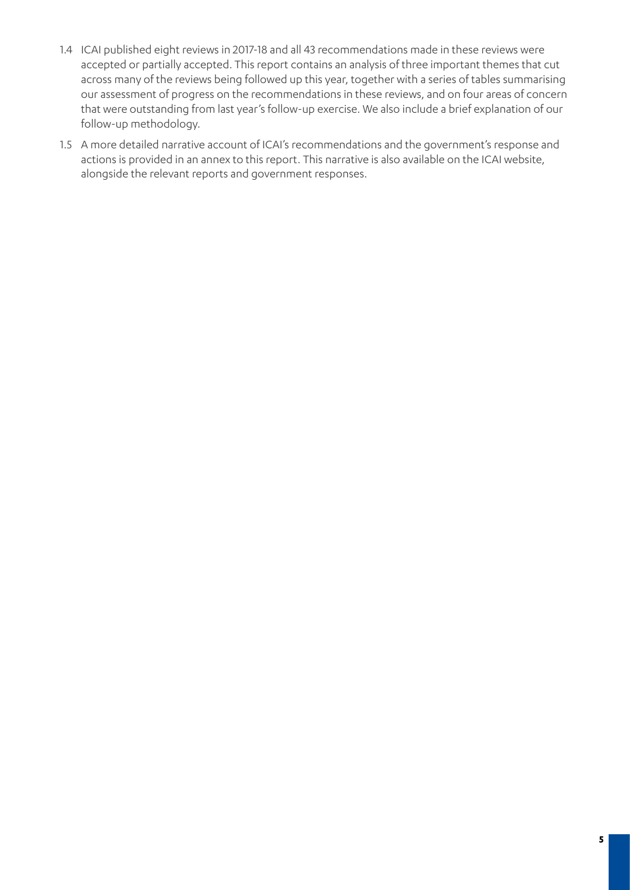1.4 ICAI published eight reviews in 2017-18 and all 43 recommendations made in these reviews were accepted or partially accepted. This report contains an analysis of three important themes that cut across many of the reviews being followed up this year, together with a series of tables summarising our assessment of progress on the recommendations in these reviews, and on four areas of concern that were outstanding from last year's follow-up exercise. We also include a brief explanation of our follow-up methodology.

1.5 A more detailed narrative account of ICAI's recommendations and the government's response and actions is provided in an annex to this report. This narrative is also available on the ICAI website, alongside the relevant reports and government responses.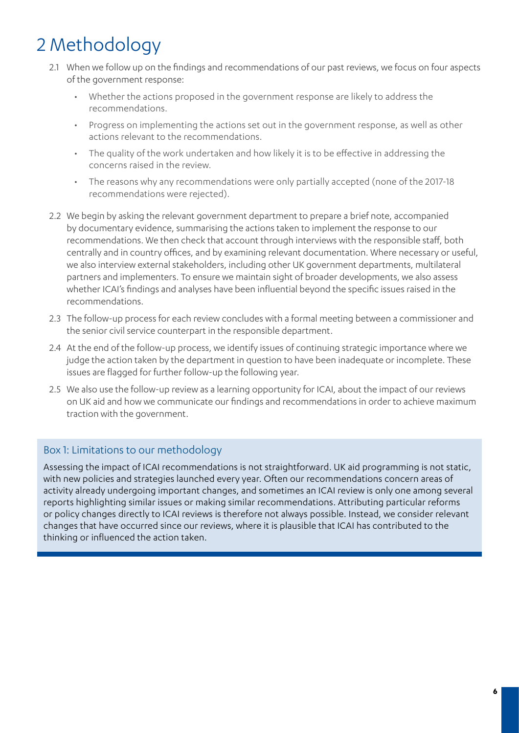# 2 Methodology

2.1 When we follow up on the findings and recommendations of our past reviews, we focus on four aspects of the government response:

- Whether the actions proposed in the government response are likely to address the recommendations.
- Progress on implementing the actions set out in the government response, as well as other actions relevant to the recommendations.
- The quality of the work undertaken and how likely it is to be effective in addressing the concerns raised in the review.
- The reasons why any recommendations were only partially accepted (none of the 2017-18 recommendations were rejected).

2.2 We begin by asking the relevant government department to prepare a brief note, accompanied by documentary evidence, summarising the actions taken to implement the response to our recommendations. We then check that account through interviews with the responsible staff, both centrally and in country offices, and by examining relevant documentation. Where necessary or useful, we also interview external stakeholders, including other UK government departments, multilateral partners and implementers. To ensure we maintain sight of broader developments, we also assess whether ICAI's findings and analyses have been influential beyond the specific issues raised in the recommendations.

2.3 The follow-up process for each review concludes with a formal meeting between a commissioner and the senior civil service counterpart in the responsible department.

2.4 At the end of the follow-up process, we identify issues of continuing strategic importance where we judge the action taken by the department in question to have been inadequate or incomplete. These issues are flagged for further follow-up the following year.

2.5 We also use the follow-up review as a learning opportunity for ICAI, about the impact of our reviews on UK aid and how we communicate our findings and recommendations in order to achieve maximum traction with the government.

### Box 1: Limitations to our methodology

Assessing the impact of ICAI recommendations is not straightforward. UK aid programming is not static, with new policies and strategies launched every year. Often our recommendations concern areas of activity already undergoing important changes, and sometimes an ICAI review is only one among several reports highlighting similar issues or making similar recommendations. Attributing particular reforms or policy changes directly to ICAI reviews is therefore not always possible. Instead, we consider relevant changes that have occurred since our reviews, where it is plausible that ICAI has contributed to the thinking or influenced the action taken.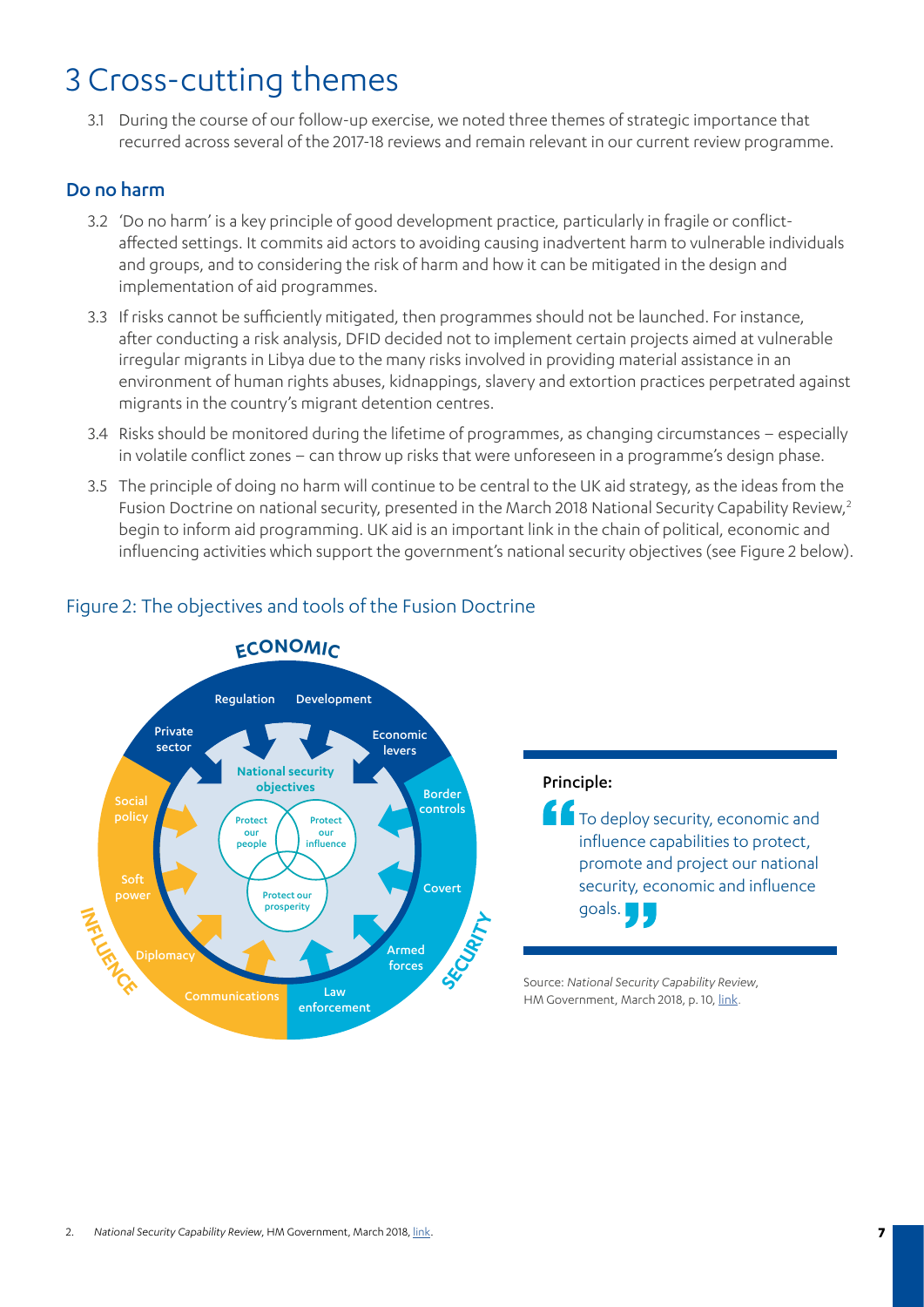# 3 Cross-cutting themes

3.1 During the course of our follow-up exercise, we noted three themes of strategic importance that recurred across several of the 2017-18 reviews and remain relevant in our current review programme.

## Do no harm

3.2 'Do no harm' is a key principle of good development practice, particularly in fragile or conflict-affected settings. It commits aid actors to avoiding causing inadvertent harm to vulnerable individuals and groups, and to considering the risk of harm and how it can be mitigated in the design and implementation of aid programmes.

3.3 If risks cannot be sufficiently mitigated, then programmes should not be launched. For instance, after conducting a risk analysis, DFID decided not to implement certain projects aimed at vulnerable irregular migrants in Libya due to the many risks involved in providing material assistance in an environment of human rights abuses, kidnappings, slavery and extortion practices perpetrated against migrants in the country's migrant detention centres.

3.4 Risks should be monitored during the lifetime of programmes, as changing circumstances – especially in volatile conflict zones – can throw up risks that were unforeseen in a programme's design phase.

3.5 The principle of doing no harm will continue to be central to the UK aid strategy, as the ideas from the Fusion Doctrine on national security, presented in the March 2018 National Security Capability Review,[2] begin to inform aid programming. UK aid is an important link in the chain of political, economic and influencing activities which support the government's national security objectives (see Figure 2 below).

### Figure 2: The objectives and tools of the Fusion Doctrine

ECONOMIC: Regulation, Development, Private sector, Economic levers

SECURITY: Border controls, Covert, Armed forces, Law enforcement

INFLUENCE: Social policy, Soft power, Diplomacy, Communications

National security objectives: Protect our people, Protect our influence, Protect our prosperity

**Principle:**

"To deploy security, economic and influence capabilities to protect, promote and project our national security, economic and influence goals."

Source: *National Security Capability Review*, HM Government, March 2018, p. 10, link.

2. *National Security Capability Review*, HM Government, March 2018, link.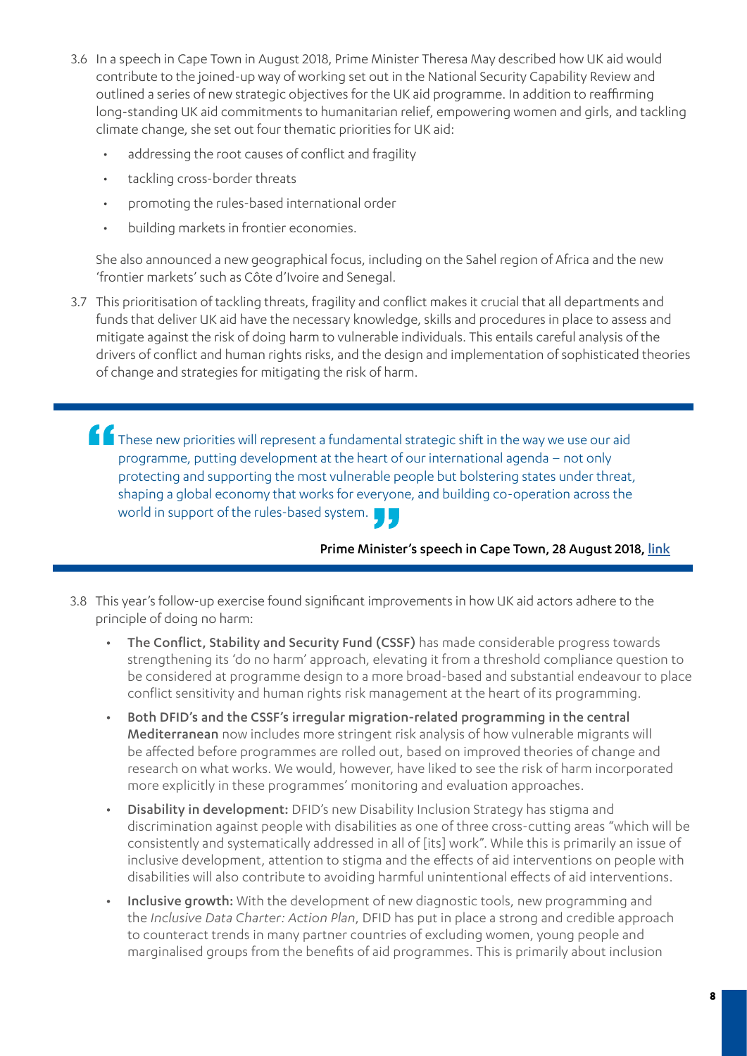3.6 In a speech in Cape Town in August 2018, Prime Minister Theresa May described how UK aid would contribute to the joined-up way of working set out in the National Security Capability Review and outlined a series of new strategic objectives for the UK aid programme. In addition to reaffirming long-standing UK aid commitments to humanitarian relief, empowering women and girls, and tackling climate change, she set out four thematic priorities for UK aid:

- addressing the root causes of conflict and fragility
- tackling cross-border threats
- promoting the rules-based international order
- building markets in frontier economies.

She also announced a new geographical focus, including on the Sahel region of Africa and the new 'frontier markets' such as Côte d'Ivoire and Senegal.

3.7 This prioritisation of tackling threats, fragility and conflict makes it crucial that all departments and funds that deliver UK aid have the necessary knowledge, skills and procedures in place to assess and mitigate against the risk of doing harm to vulnerable individuals. This entails careful analysis of the drivers of conflict and human rights risks, and the design and implementation of sophisticated theories of change and strategies for mitigating the risk of harm.

> "These new priorities will represent a fundamental strategic shift in the way we use our aid programme, putting development at the heart of our international agenda – not only protecting and supporting the most vulnerable people but bolstering states under threat, shaping a global economy that works for everyone, and building co-operation across the world in support of the rules-based system."
>
> **Prime Minister's speech in Cape Town, 28 August 2018, link**

3.8 This year's follow-up exercise found significant improvements in how UK aid actors adhere to the principle of doing no harm:

- **The Conflict, Stability and Security Fund (CSSF)** has made considerable progress towards strengthening its 'do no harm' approach, elevating it from a threshold compliance question to be considered at programme design to a more broad-based and substantial endeavour to place conflict sensitivity and human rights risk management at the heart of its programming.
- **Both DFID's and the CSSF's irregular migration-related programming in the central Mediterranean** now includes more stringent risk analysis of how vulnerable migrants will be affected before programmes are rolled out, based on improved theories of change and research on what works. We would, however, have liked to see the risk of harm incorporated more explicitly in these programmes' monitoring and evaluation approaches.
- **Disability in development:** DFID's new Disability Inclusion Strategy has stigma and discrimination against people with disabilities as one of three cross-cutting areas "which will be consistently and systematically addressed in all of [its] work". While this is primarily an issue of inclusive development, attention to stigma and the effects of aid interventions on people with disabilities will also contribute to avoiding harmful unintentional effects of aid interventions.
- **Inclusive growth:** With the development of new diagnostic tools, new programming and the *Inclusive Data Charter: Action Plan*, DFID has put in place a strong and credible approach to counteract trends in many partner countries of excluding women, young people and marginalised groups from the benefits of aid programmes. This is primarily about inclusion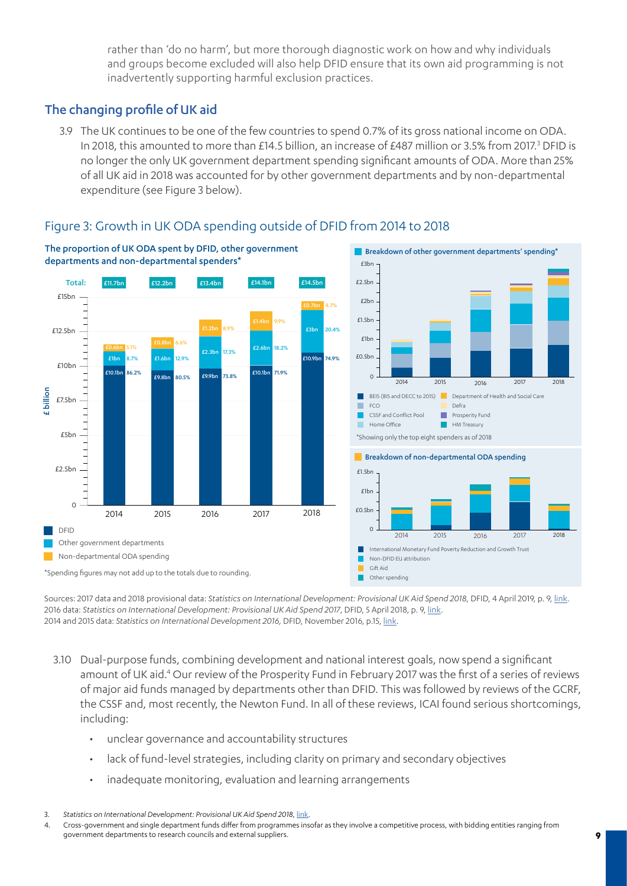rather than 'do no harm', but more thorough diagnostic work on how and why individuals and groups become excluded will also help DFID ensure that its own aid programming is not inadvertently supporting harmful exclusion practices.

## The changing profile of UK aid

3.9 The UK continues to be one of the few countries to spend 0.7% of its gross national income on ODA. In 2018, this amounted to more than £14.5 billion, an increase of £487 million or 3.5% from 2017.[3] DFID is no longer the only UK government department spending significant amounts of ODA. More than 25% of all UK aid in 2018 was accounted for by other government departments and by non-departmental expenditure (see Figure 3 below).

### Figure 3: Growth in UK ODA spending outside of DFID from 2014 to 2018

**The proportion of UK ODA spent by DFID, other government departments and non-departmental spenders***

| | 2014 | 2015 | 2016 | 2017 | 2018 |
|---|---|---|---|---|---|
| Total | £11.7bn | £12.2bn | £13.4bn | £14.1bn | £14.5bn |
| DFID | £10.1bn 86.2% | £9.8bn 80.5% | £9.9bn 73.8% | £10.1bn 71.9% | £10.9bn 74.9% |
| Other government departments | £1bn 8.7% | £1.6bn 12.9% | £2.3bn 17.3% | £2.6bn 18.2% | £3bn 20.4% |
| Non-departmental ODA spending | £0.6bn 5.1% | £0.8bn 6.6% | £1.2bn 8.9% | £1.4bn 9.9% | £0.7bn 4.7% |

*Spending figures may not add up to the totals due to rounding.

**Breakdown of other government departments' spending***

Legend: BEIS (BIS and DECC to 2015); FCO; CSSF and Conflict Pool; Home Office; Department of Health and Social Care; Defra; Prosperity Fund; HM Treasury

*Showing only the top eight spenders as of 2018

**Breakdown of non-departmental ODA spending**

Legend: International Monetary Fund Poverty Reduction and Growth Trust; Non-DFID EU attribution; Gift Aid; Other spending

Sources: 2017 data and 2018 provisional data: *Statistics on International Development: Provisional UK Aid Spend 2018*, DFID, 4 April 2019, p. 9, link. 2016 data: *Statistics on International Development: Provisional UK Aid Spend 2017*, DFID, 5 April 2018, p. 9, link. 2014 and 2015 data: *Statistics on International Development 2016*, DFID, November 2016, p.15, link.

3.10 Dual-purpose funds, combining development and national interest goals, now spend a significant amount of UK aid.[4] Our review of the Prosperity Fund in February 2017 was the first of a series of reviews of major aid funds managed by departments other than DFID. This was followed by reviews of the GCRF, the CSSF and, most recently, the Newton Fund. In all of these reviews, ICAI found serious shortcomings, including:

- unclear governance and accountability structures
- lack of fund-level strategies, including clarity on primary and secondary objectives
- inadequate monitoring, evaluation and learning arrangements

3. *Statistics on International Development: Provisional UK Aid Spend 2018*, link.
4. Cross-government and single department funds differ from programmes insofar as they involve a competitive process, with bidding entities ranging from government departments to research councils and external suppliers.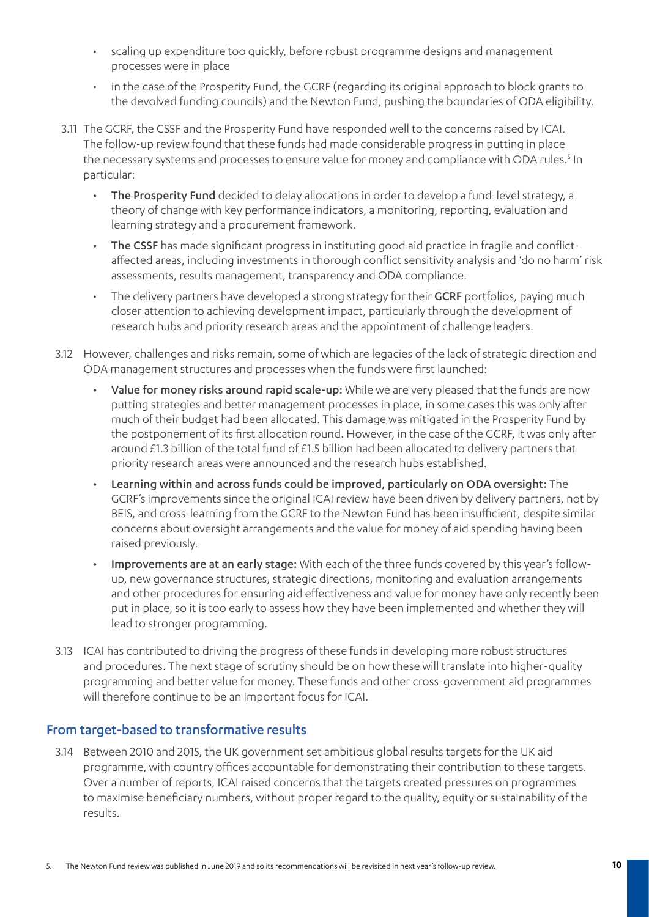- scaling up expenditure too quickly, before robust programme designs and management processes were in place
- in the case of the Prosperity Fund, the GCRF (regarding its original approach to block grants to the devolved funding councils) and the Newton Fund, pushing the boundaries of ODA eligibility.

3.11 The GCRF, the CSSF and the Prosperity Fund have responded well to the concerns raised by ICAI. The follow-up review found that these funds had made considerable progress in putting in place the necessary systems and processes to ensure value for money and compliance with ODA rules.[5] In particular:

- **The Prosperity Fund** decided to delay allocations in order to develop a fund-level strategy, a theory of change with key performance indicators, a monitoring, reporting, evaluation and learning strategy and a procurement framework.
- **The CSSF** has made significant progress in instituting good aid practice in fragile and conflict-affected areas, including investments in thorough conflict sensitivity analysis and 'do no harm' risk assessments, results management, transparency and ODA compliance.
- The delivery partners have developed a strong strategy for their **GCRF** portfolios, paying much closer attention to achieving development impact, particularly through the development of research hubs and priority research areas and the appointment of challenge leaders.

3.12 However, challenges and risks remain, some of which are legacies of the lack of strategic direction and ODA management structures and processes when the funds were first launched:

- **Value for money risks around rapid scale-up:** While we are very pleased that the funds are now putting strategies and better management processes in place, in some cases this was only after much of their budget had been allocated. This damage was mitigated in the Prosperity Fund by the postponement of its first allocation round. However, in the case of the GCRF, it was only after around £1.3 billion of the total fund of £1.5 billion had been allocated to delivery partners that priority research areas were announced and the research hubs established.
- **Learning within and across funds could be improved, particularly on ODA oversight:** The GCRF's improvements since the original ICAI review have been driven by delivery partners, not by BEIS, and cross-learning from the GCRF to the Newton Fund has been insufficient, despite similar concerns about oversight arrangements and the value for money of aid spending having been raised previously.
- **Improvements are at an early stage:** With each of the three funds covered by this year's follow-up, new governance structures, strategic directions, monitoring and evaluation arrangements and other procedures for ensuring aid effectiveness and value for money have only recently been put in place, so it is too early to assess how they have been implemented and whether they will lead to stronger programming.

3.13 ICAI has contributed to driving the progress of these funds in developing more robust structures and procedures. The next stage of scrutiny should be on how these will translate into higher-quality programming and better value for money. These funds and other cross-government aid programmes will therefore continue to be an important focus for ICAI.

## From target-based to transformative results

3.14 Between 2010 and 2015, the UK government set ambitious global results targets for the UK aid programme, with country offices accountable for demonstrating their contribution to these targets. Over a number of reports, ICAI raised concerns that the targets created pressures on programmes to maximise beneficiary numbers, without proper regard to the quality, equity or sustainability of the results.

5. The Newton Fund review was published in June 2019 and so its recommendations will be revisited in next year's follow-up review.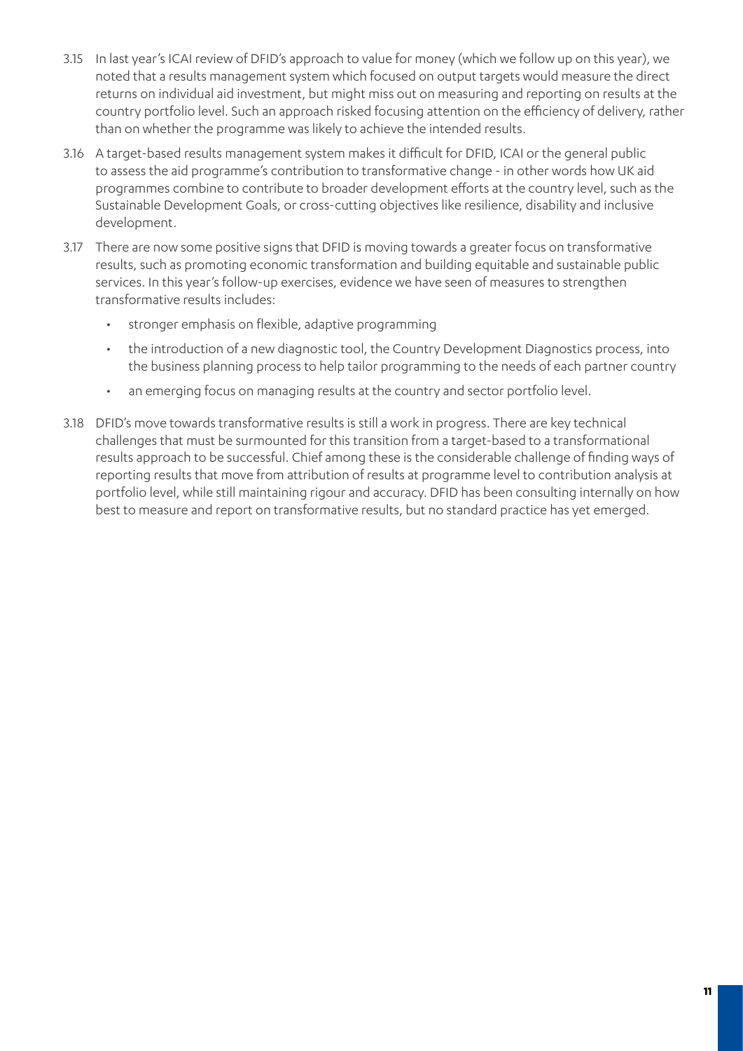3.15 In last year's ICAI review of DFID's approach to value for money (which we follow up on this year), we noted that a results management system which focused on output targets would measure the direct returns on individual aid investment, but might miss out on measuring and reporting on results at the country portfolio level. Such an approach risked focusing attention on the efficiency of delivery, rather than on whether the programme was likely to achieve the intended results.

3.16 A target-based results management system makes it difficult for DFID, ICAI or the general public to assess the aid programme's contribution to transformative change - in other words how UK aid programmes combine to contribute to broader development efforts at the country level, such as the Sustainable Development Goals, or cross-cutting objectives like resilience, disability and inclusive development.

3.17 There are now some positive signs that DFID is moving towards a greater focus on transformative results, such as promoting economic transformation and building equitable and sustainable public services. In this year's follow-up exercises, evidence we have seen of measures to strengthen transformative results includes:

- stronger emphasis on flexible, adaptive programming
- the introduction of a new diagnostic tool, the Country Development Diagnostics process, into the business planning process to help tailor programming to the needs of each partner country
- an emerging focus on managing results at the country and sector portfolio level.

3.18 DFID's move towards transformative results is still a work in progress. There are key technical challenges that must be surmounted for this transition from a target-based to a transformational results approach to be successful. Chief among these is the considerable challenge of finding ways of reporting results that move from attribution of results at programme level to contribution analysis at portfolio level, while still maintaining rigour and accuracy. DFID has been consulting internally on how best to measure and report on transformative results, but no standard practice has yet emerged.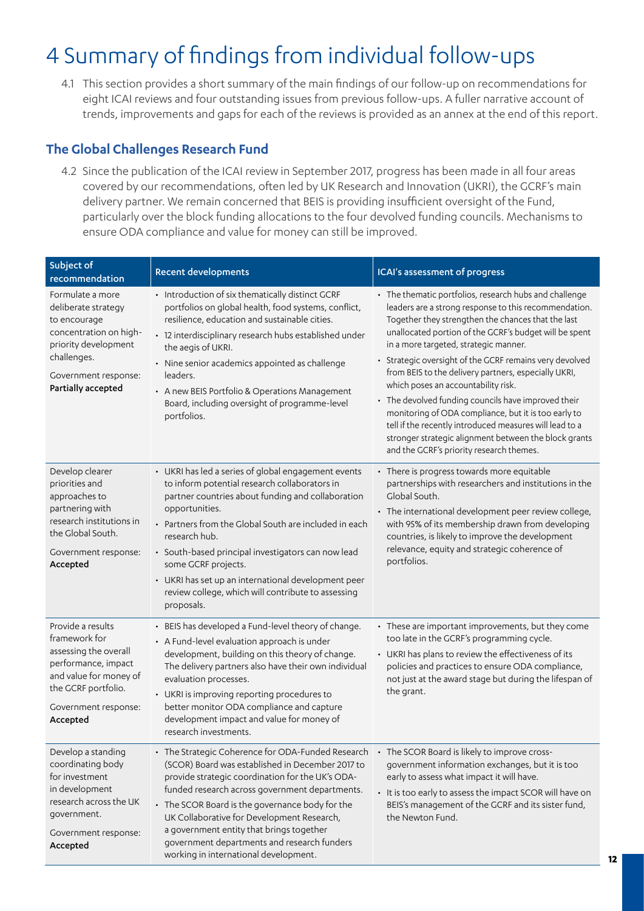# 4 Summary of findings from individual follow-ups

4.1 This section provides a short summary of the main findings of our follow-up on recommendations for eight ICAI reviews and four outstanding issues from previous follow-ups. A fuller narrative account of trends, improvements and gaps for each of the reviews is provided as an annex at the end of this report.

### The Global Challenges Research Fund

4.2 Since the publication of the ICAI review in September 2017, progress has been made in all four areas covered by our recommendations, often led by UK Research and Innovation (UKRI), the GCRF's main delivery partner. We remain concerned that BEIS is providing insufficient oversight of the Fund, particularly over the block funding allocations to the four devolved funding councils. Mechanisms to ensure ODA compliance and value for money can still be improved.

| Subject of recommendation | Recent developments | ICAI's assessment of progress |
| --- | --- | --- |
| Formulate a more deliberate strategy to encourage concentration on high-priority development challenges.<br><br>Government response: **Partially accepted** | • Introduction of six thematically distinct GCRF portfolios on global health, food systems, conflict, resilience, education and sustainable cities.<br>• 12 interdisciplinary research hubs established under the aegis of UKRI.<br>• Nine senior academics appointed as challenge leaders.<br>• A new BEIS Portfolio & Operations Management Board, including oversight of programme-level portfolios. | • The thematic portfolios, research hubs and challenge leaders are a strong response to this recommendation. Together they strengthen the chances that the last unallocated portion of the GCRF's budget will be spent in a more targeted, strategic manner.<br>• Strategic oversight of the GCRF remains very devolved from BEIS to the delivery partners, especially UKRI, which poses an accountability risk.<br>• The devolved funding councils have improved their monitoring of ODA compliance, but it is too early to tell if the recently introduced measures will lead to a stronger strategic alignment between the block grants and the GCRF's priority research themes. |
| Develop clearer priorities and approaches to partnering with research institutions in the Global South.<br><br>Government response: **Accepted** | • UKRI has led a series of global engagement events to inform potential research collaborators in partner countries about funding and collaboration opportunities.<br>• Partners from the Global South are included in each research hub.<br>• South-based principal investigators can now lead some GCRF projects.<br>• UKRI has set up an international development peer review college, which will contribute to assessing proposals. | • There is progress towards more equitable partnerships with researchers and institutions in the Global South.<br>• The international development peer review college, with 95% of its membership drawn from developing countries, is likely to improve the development relevance, equity and strategic coherence of portfolios. |
| Provide a results framework for assessing the overall performance, impact and value for money of the GCRF portfolio.<br><br>Government response: **Accepted** | • BEIS has developed a Fund-level theory of change.<br>• A Fund-level evaluation approach is under development, building on this theory of change. The delivery partners also have their own individual evaluation processes.<br>• UKRI is improving reporting procedures to better monitor ODA compliance and capture development impact and value for money of research investments. | • These are important improvements, but they come too late in the GCRF's programming cycle.<br>• UKRI has plans to review the effectiveness of its policies and practices to ensure ODA compliance, not just at the award stage but during the lifespan of the grant. |
| Develop a standing coordinating body for investment in development research across the UK government.<br><br>Government response: **Accepted** | • The Strategic Coherence for ODA-Funded Research (SCOR) Board was established in December 2017 to provide strategic coordination for the UK's ODA-funded research across government departments.<br>• The SCOR Board is the governance body for the UK Collaborative for Development Research, a government entity that brings together government departments and research funders working in international development. | • The SCOR Board is likely to improve cross-government information exchanges, but it is too early to assess what impact it will have.<br>• It is too early to assess the impact SCOR will have on BEIS's management of the GCRF and its sister fund, the Newton Fund. |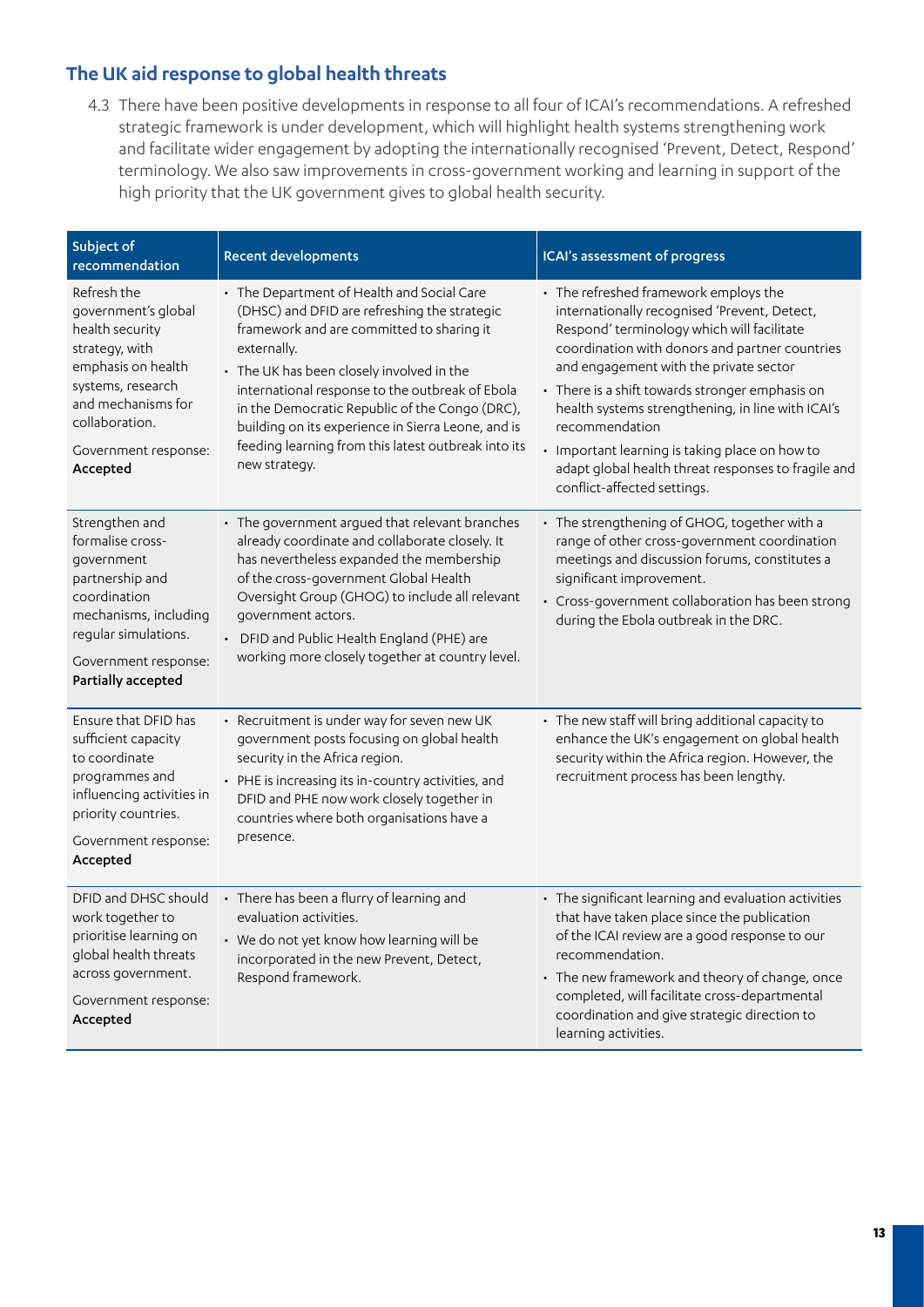## The UK aid response to global health threats

4.3 There have been positive developments in response to all four of ICAI's recommendations. A refreshed strategic framework is under development, which will highlight health systems strengthening work and facilitate wider engagement by adopting the internationally recognised 'Prevent, Detect, Respond' terminology. We also saw improvements in cross-government working and learning in support of the high priority that the UK government gives to global health security.

| Subject of recommendation | Recent developments | ICAI's assessment of progress |
|---|---|---|
| Refresh the government's global health security strategy, with emphasis on health systems, research and mechanisms for collaboration.<br><br>Government response: **Accepted** | • The Department of Health and Social Care (DHSC) and DFID are refreshing the strategic framework and are committed to sharing it externally.<br>• The UK has been closely involved in the international response to the outbreak of Ebola in the Democratic Republic of the Congo (DRC), building on its experience in Sierra Leone, and is feeding learning from this latest outbreak into its new strategy. | • The refreshed framework employs the internationally recognised 'Prevent, Detect, Respond' terminology which will facilitate coordination with donors and partner countries and engagement with the private sector<br>• There is a shift towards stronger emphasis on health systems strengthening, in line with ICAI's recommendation<br>• Important learning is taking place on how to adapt global health threat responses to fragile and conflict-affected settings. |
| Strengthen and formalise cross-government partnership and coordination mechanisms, including regular simulations.<br><br>Government response: **Partially accepted** | • The government argued that relevant branches already coordinate and collaborate closely. It has nevertheless expanded the membership of the cross-government Global Health Oversight Group (GHOG) to include all relevant government actors.<br>• DFID and Public Health England (PHE) are working more closely together at country level. | • The strengthening of GHOG, together with a range of other cross-government coordination meetings and discussion forums, constitutes a significant improvement.<br>• Cross-government collaboration has been strong during the Ebola outbreak in the DRC. |
| Ensure that DFID has sufficient capacity to coordinate programmes and influencing activities in priority countries.<br><br>Government response: **Accepted** | • Recruitment is under way for seven new UK government posts focusing on global health security in the Africa region.<br>• PHE is increasing its in-country activities, and DFID and PHE now work closely together in countries where both organisations have a presence. | • The new staff will bring additional capacity to enhance the UK's engagement on global health security within the Africa region. However, the recruitment process has been lengthy. |
| DFID and DHSC should work together to prioritise learning on global health threats across government.<br><br>Government response: **Accepted** | • There has been a flurry of learning and evaluation activities.<br>• We do not yet know how learning will be incorporated in the new Prevent, Detect, Respond framework. | • The significant learning and evaluation activities that have taken place since the publication of the ICAI review are a good response to our recommendation.<br>• The new framework and theory of change, once completed, will facilitate cross-departmental coordination and give strategic direction to learning activities. |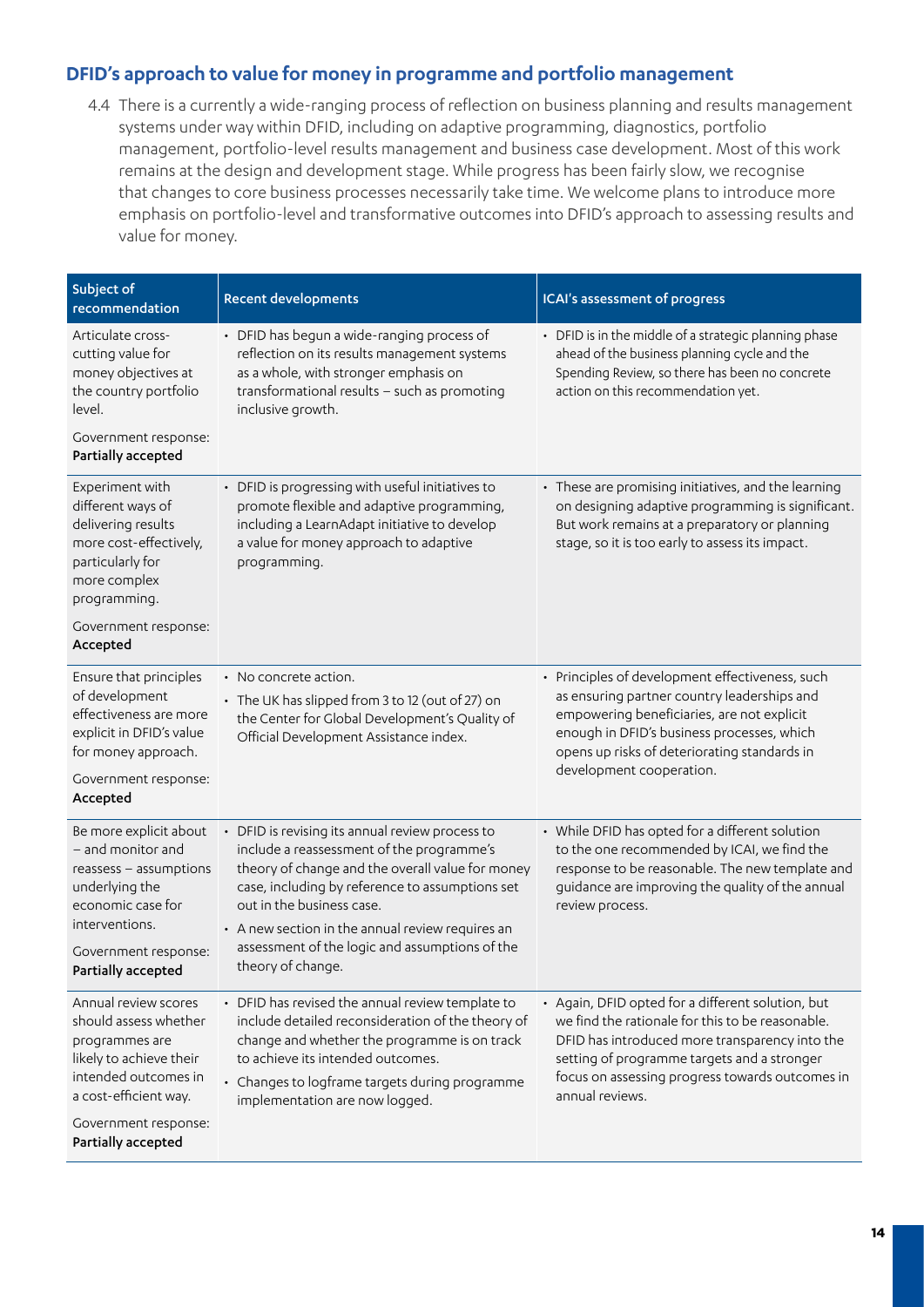## DFID's approach to value for money in programme and portfolio management

4.4 There is a currently a wide-ranging process of reflection on business planning and results management systems under way within DFID, including on adaptive programming, diagnostics, portfolio management, portfolio-level results management and business case development. Most of this work remains at the design and development stage. While progress has been fairly slow, we recognise that changes to core business processes necessarily take time. We welcome plans to introduce more emphasis on portfolio-level and transformative outcomes into DFID's approach to assessing results and value for money.

| Subject of recommendation | Recent developments | ICAI's assessment of progress |
|---|---|---|
| Articulate cross-cutting value for money objectives at the country portfolio level.<br><br>Government response: **Partially accepted** | • DFID has begun a wide-ranging process of reflection on its results management systems as a whole, with stronger emphasis on transformational results – such as promoting inclusive growth. | • DFID is in the middle of a strategic planning phase ahead of the business planning cycle and the Spending Review, so there has been no concrete action on this recommendation yet. |
| Experiment with different ways of delivering results more cost-effectively, particularly for more complex programming.<br><br>Government response: **Accepted** | • DFID is progressing with useful initiatives to promote flexible and adaptive programming, including a LearnAdapt initiative to develop a value for money approach to adaptive programming. | • These are promising initiatives, and the learning on designing adaptive programming is significant. But work remains at a preparatory or planning stage, so it is too early to assess its impact. |
| Ensure that principles of development effectiveness are more explicit in DFID's value for money approach.<br><br>Government response: **Accepted** | • No concrete action.<br>• The UK has slipped from 3 to 12 (out of 27) on the Center for Global Development's Quality of Official Development Assistance index. | • Principles of development effectiveness, such as ensuring partner country leaderships and empowering beneficiaries, are not explicit enough in DFID's business processes, which opens up risks of deteriorating standards in development cooperation. |
| Be more explicit about – and monitor and reassess – assumptions underlying the economic case for interventions.<br><br>Government response: **Partially accepted** | • DFID is revising its annual review process to include a reassessment of the programme's theory of change and the overall value for money case, including by reference to assumptions set out in the business case.<br>• A new section in the annual review requires an assessment of the logic and assumptions of the theory of change. | • While DFID has opted for a different solution to the one recommended by ICAI, we find the response to be reasonable. The new template and guidance are improving the quality of the annual review process. |
| Annual review scores should assess whether programmes are likely to achieve their intended outcomes in a cost-efficient way.<br><br>Government response: **Partially accepted** | • DFID has revised the annual review template to include detailed reconsideration of the theory of change and whether the programme is on track to achieve its intended outcomes.<br>• Changes to logframe targets during programme implementation are now logged. | • Again, DFID opted for a different solution, but we find the rationale for this to be reasonable. DFID has introduced more transparency into the setting of programme targets and a stronger focus on assessing progress towards outcomes in annual reviews. |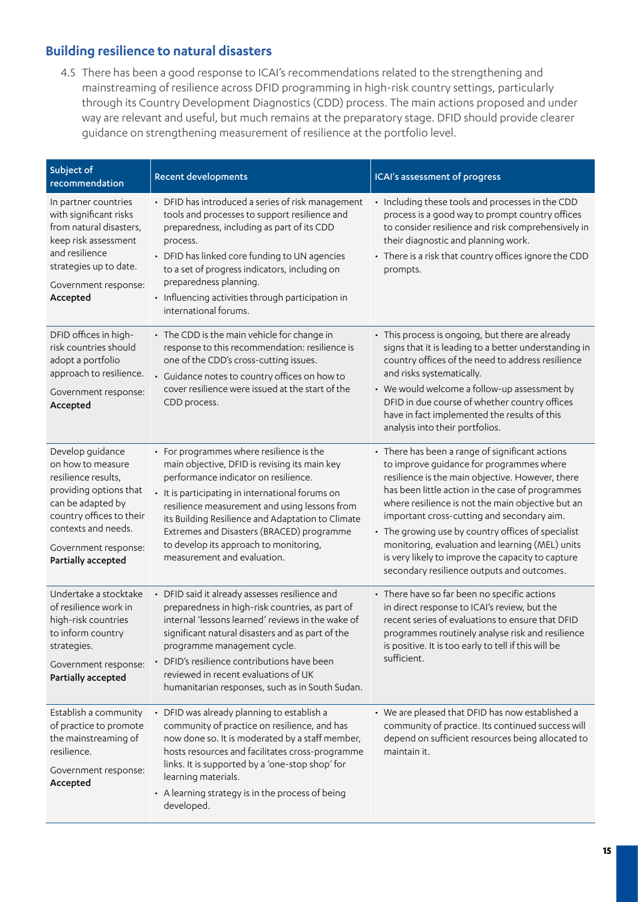## Building resilience to natural disasters

4.5 There has been a good response to ICAI's recommendations related to the strengthening and mainstreaming of resilience across DFID programming in high-risk country settings, particularly through its Country Development Diagnostics (CDD) process. The main actions proposed and under way are relevant and useful, but much remains at the preparatory stage. DFID should provide clearer guidance on strengthening measurement of resilience at the portfolio level.

| Subject of recommendation | Recent developments | ICAI's assessment of progress |
|---|---|---|
| In partner countries with significant risks from natural disasters, keep risk assessment and resilience strategies up to date.<br><br>Government response: **Accepted** | • DFID has introduced a series of risk management tools and processes to support resilience and preparedness, including as part of its CDD process.<br>• DFID has linked core funding to UN agencies to a set of progress indicators, including on preparedness planning.<br>• Influencing activities through participation in international forums. | • Including these tools and processes in the CDD process is a good way to prompt country offices to consider resilience and risk comprehensively in their diagnostic and planning work.<br>• There is a risk that country offices ignore the CDD prompts. |
| DFID offices in high-risk countries should adopt a portfolio approach to resilience.<br><br>Government response: **Accepted** | • The CDD is the main vehicle for change in response to this recommendation: resilience is one of the CDD's cross-cutting issues.<br>• Guidance notes to country offices on how to cover resilience were issued at the start of the CDD process. | • This process is ongoing, but there are already signs that it is leading to a better understanding in country offices of the need to address resilience and risks systematically.<br>• We would welcome a follow-up assessment by DFID in due course of whether country offices have in fact implemented the results of this analysis into their portfolios. |
| Develop guidance on how to measure resilience results, providing options that can be adapted by country offices to their contexts and needs.<br><br>Government response: **Partially accepted** | • For programmes where resilience is the main objective, DFID is revising its main key performance indicator on resilience.<br>• It is participating in international forums on resilience measurement and using lessons from its Building Resilience and Adaptation to Climate Extremes and Disasters (BRACED) programme to develop its approach to monitoring, measurement and evaluation. | • There has been a range of significant actions to improve guidance for programmes where resilience is the main objective. However, there has been little action in the case of programmes where resilience is not the main objective but an important cross-cutting and secondary aim.<br>• The growing use by country offices of specialist monitoring, evaluation and learning (MEL) units is very likely to improve the capacity to capture secondary resilience outputs and outcomes. |
| Undertake a stocktake of resilience work in high-risk countries to inform country strategies.<br><br>Government response: **Partially accepted** | • DFID said it already assesses resilience and preparedness in high-risk countries, as part of internal 'lessons learned' reviews in the wake of significant natural disasters and as part of the programme management cycle.<br>• DFID's resilience contributions have been reviewed in recent evaluations of UK humanitarian responses, such as in South Sudan. | • There have so far been no specific actions in direct response to ICAI's review, but the recent series of evaluations to ensure that DFID programmes routinely analyse risk and resilience is positive. It is too early to tell if this will be sufficient. |
| Establish a community of practice to promote the mainstreaming of resilience.<br><br>Government response: **Accepted** | • DFID was already planning to establish a community of practice on resilience, and has now done so. It is moderated by a staff member, hosts resources and facilitates cross-programme links. It is supported by a 'one-stop shop' for learning materials.<br>• A learning strategy is in the process of being developed. | • We are pleased that DFID has now established a community of practice. Its continued success will depend on sufficient resources being allocated to maintain it. |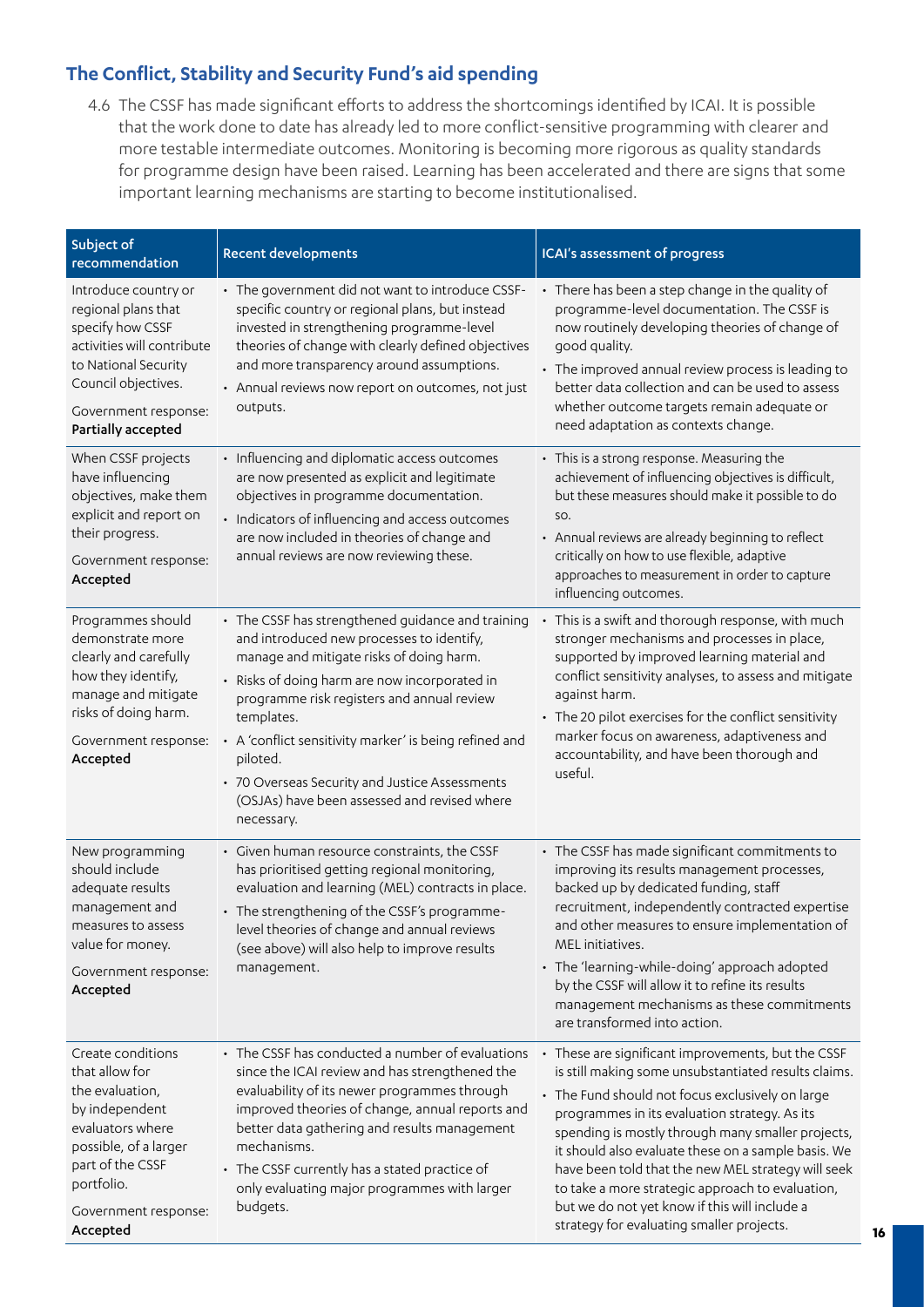## The Conflict, Stability and Security Fund's aid spending

4.6 The CSSF has made significant efforts to address the shortcomings identified by ICAI. It is possible that the work done to date has already led to more conflict-sensitive programming with clearer and more testable intermediate outcomes. Monitoring is becoming more rigorous as quality standards for programme design have been raised. Learning has been accelerated and there are signs that some important learning mechanisms are starting to become institutionalised.

| Subject of recommendation | Recent developments | ICAI's assessment of progress |
|---|---|---|
| Introduce country or regional plans that specify how CSSF activities will contribute to National Security Council objectives.<br><br>Government response: **Partially accepted** | • The government did not want to introduce CSSF-specific country or regional plans, but instead invested in strengthening programme-level theories of change with clearly defined objectives and more transparency around assumptions.<br>• Annual reviews now report on outcomes, not just outputs. | • There has been a step change in the quality of programme-level documentation. The CSSF is now routinely developing theories of change of good quality.<br>• The improved annual review process is leading to better data collection and can be used to assess whether outcome targets remain adequate or need adaptation as contexts change. |
| When CSSF projects have influencing objectives, make them explicit and report on their progress.<br><br>Government response: **Accepted** | • Influencing and diplomatic access outcomes are now presented as explicit and legitimate objectives in programme documentation.<br>• Indicators of influencing and access outcomes are now included in theories of change and annual reviews are now reviewing these. | • This is a strong response. Measuring the achievement of influencing objectives is difficult, but these measures should make it possible to do so.<br>• Annual reviews are already beginning to reflect critically on how to use flexible, adaptive approaches to measurement in order to capture influencing outcomes. |
| Programmes should demonstrate more clearly and carefully how they identify, manage and mitigate risks of doing harm.<br><br>Government response: **Accepted** | • The CSSF has strengthened guidance and training and introduced new processes to identify, manage and mitigate risks of doing harm.<br>• Risks of doing harm are now incorporated in programme risk registers and annual review templates.<br>• A 'conflict sensitivity marker' is being refined and piloted.<br>• 70 Overseas Security and Justice Assessments (OSJAs) have been assessed and revised where necessary. | • This is a swift and thorough response, with much stronger mechanisms and processes in place, supported by improved learning material and conflict sensitivity analyses, to assess and mitigate against harm.<br>• The 20 pilot exercises for the conflict sensitivity marker focus on awareness, adaptiveness and accountability, and have been thorough and useful. |
| New programming should include adequate results management and measures to assess value for money.<br><br>Government response: **Accepted** | • Given human resource constraints, the CSSF has prioritised getting regional monitoring, evaluation and learning (MEL) contracts in place.<br>• The strengthening of the CSSF's programme-level theories of change and annual reviews (see above) will also help to improve results management. | • The CSSF has made significant commitments to improving its results management processes, backed up by dedicated funding, staff recruitment, independently contracted expertise and other measures to ensure implementation of MEL initiatives.<br>• The 'learning-while-doing' approach adopted by the CSSF will allow it to refine its results management mechanisms as these commitments are transformed into action. |
| Create conditions that allow for the evaluation, by independent evaluators where possible, of a larger part of the CSSF portfolio.<br><br>Government response: **Accepted** | • The CSSF has conducted a number of evaluations since the ICAI review and has strengthened the evaluability of its newer programmes through improved theories of change, annual reports and better data gathering and results management mechanisms.<br>• The CSSF currently has a stated practice of only evaluating major programmes with larger budgets. | • These are significant improvements, but the CSSF is still making some unsubstantiated results claims.<br>• The Fund should not focus exclusively on large programmes in its evaluation strategy. As its spending is mostly through many smaller projects, it should also evaluate these on a sample basis. We have been told that the new MEL strategy will seek to take a more strategic approach to evaluation, but we do not yet know if this will include a strategy for evaluating smaller projects. |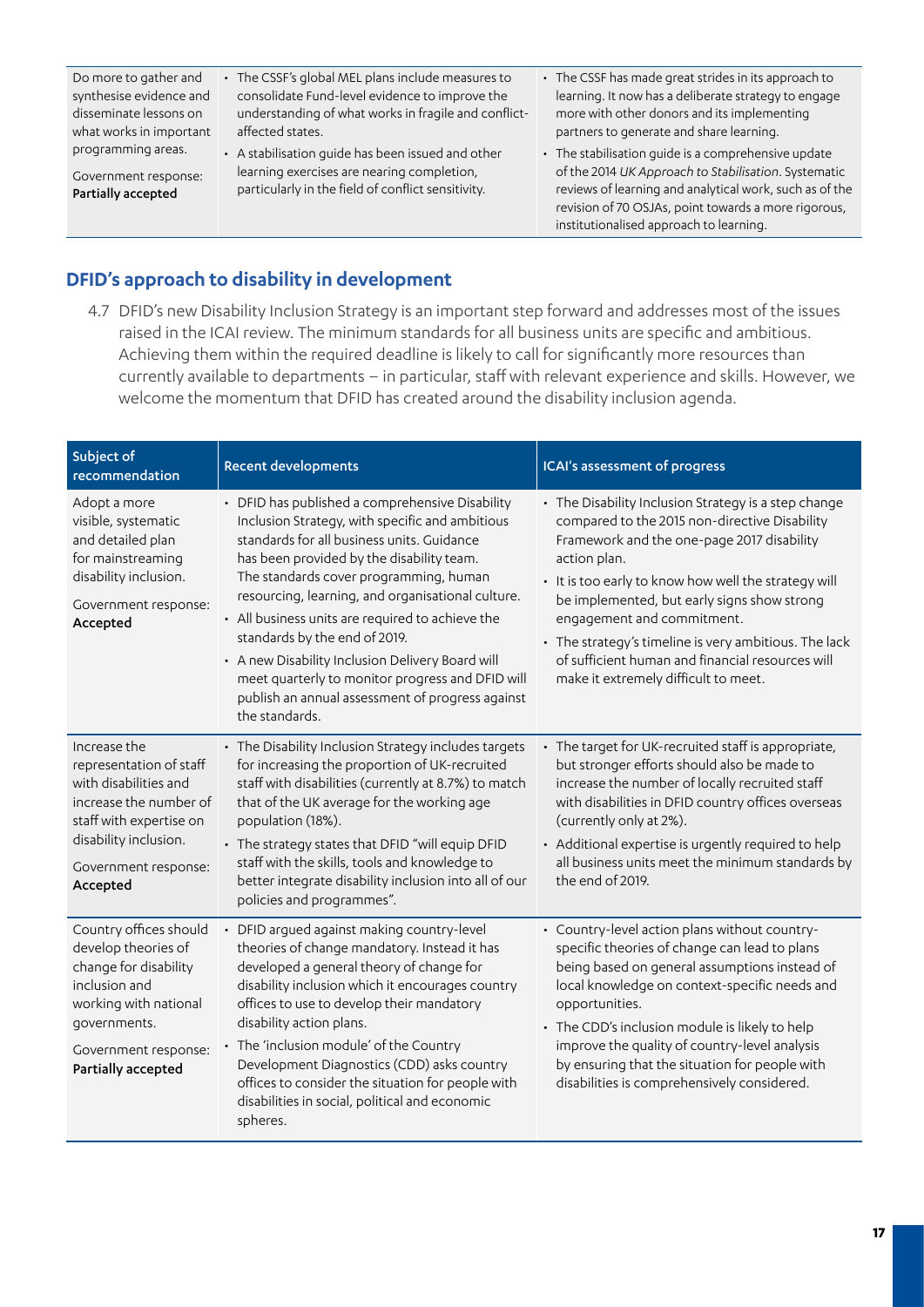| | | |
|---|---|---|
| Do more to gather and synthesise evidence and disseminate lessons on what works in important programming areas.<br><br>Government response: **Partially accepted** | • The CSSF's global MEL plans include measures to consolidate Fund-level evidence to improve the understanding of what works in fragile and conflict-affected states.<br>• A stabilisation guide has been issued and other learning exercises are nearing completion, particularly in the field of conflict sensitivity. | • The CSSF has made great strides in its approach to learning. It now has a deliberate strategy to engage more with other donors and its implementing partners to generate and share learning.<br>• The stabilisation guide is a comprehensive update of the 2014 *UK Approach to Stabilisation*. Systematic reviews of learning and analytical work, such as of the revision of 70 OSJAs, point towards a more rigorous, institutionalised approach to learning. |

## DFID's approach to disability in development

4.7 DFID's new Disability Inclusion Strategy is an important step forward and addresses most of the issues raised in the ICAI review. The minimum standards for all business units are specific and ambitious. Achieving them within the required deadline is likely to call for significantly more resources than currently available to departments – in particular, staff with relevant experience and skills. However, we welcome the momentum that DFID has created around the disability inclusion agenda.

| Subject of recommendation | Recent developments | ICAI's assessment of progress |
|---|---|---|
| Adopt a more visible, systematic and detailed plan for mainstreaming disability inclusion.<br><br>Government response: **Accepted** | • DFID has published a comprehensive Disability Inclusion Strategy, with specific and ambitious standards for all business units. Guidance has been provided by the disability team. The standards cover programming, human resourcing, learning, and organisational culture.<br>• All business units are required to achieve the standards by the end of 2019.<br>• A new Disability Inclusion Delivery Board will meet quarterly to monitor progress and DFID will publish an annual assessment of progress against the standards. | • The Disability Inclusion Strategy is a step change compared to the 2015 non-directive Disability Framework and the one-page 2017 disability action plan.<br>• It is too early to know how well the strategy will be implemented, but early signs show strong engagement and commitment.<br>• The strategy's timeline is very ambitious. The lack of sufficient human and financial resources will make it extremely difficult to meet. |
| Increase the representation of staff with disabilities and increase the number of staff with expertise on disability inclusion.<br><br>Government response: **Accepted** | • The Disability Inclusion Strategy includes targets for increasing the proportion of UK-recruited staff with disabilities (currently at 8.7%) to match that of the UK average for the working age population (18%).<br>• The strategy states that DFID "will equip DFID staff with the skills, tools and knowledge to better integrate disability inclusion into all of our policies and programmes". | • The target for UK-recruited staff is appropriate, but stronger efforts should also be made to increase the number of locally recruited staff with disabilities in DFID country offices overseas (currently only at 2%).<br>• Additional expertise is urgently required to help all business units meet the minimum standards by the end of 2019. |
| Country offices should develop theories of change for disability inclusion and working with national governments.<br><br>Government response: **Partially accepted** | • DFID argued against making country-level theories of change mandatory. Instead it has developed a general theory of change for disability inclusion which it encourages country offices to use to develop their mandatory disability action plans.<br>• The 'inclusion module' of the Country Development Diagnostics (CDD) asks country offices to consider the situation for people with disabilities in social, political and economic spheres. | • Country-level action plans without country-specific theories of change can lead to plans being based on general assumptions instead of local knowledge on context-specific needs and opportunities.<br>• The CDD's inclusion module is likely to help improve the quality of country-level analysis by ensuring that the situation for people with disabilities is comprehensively considered. |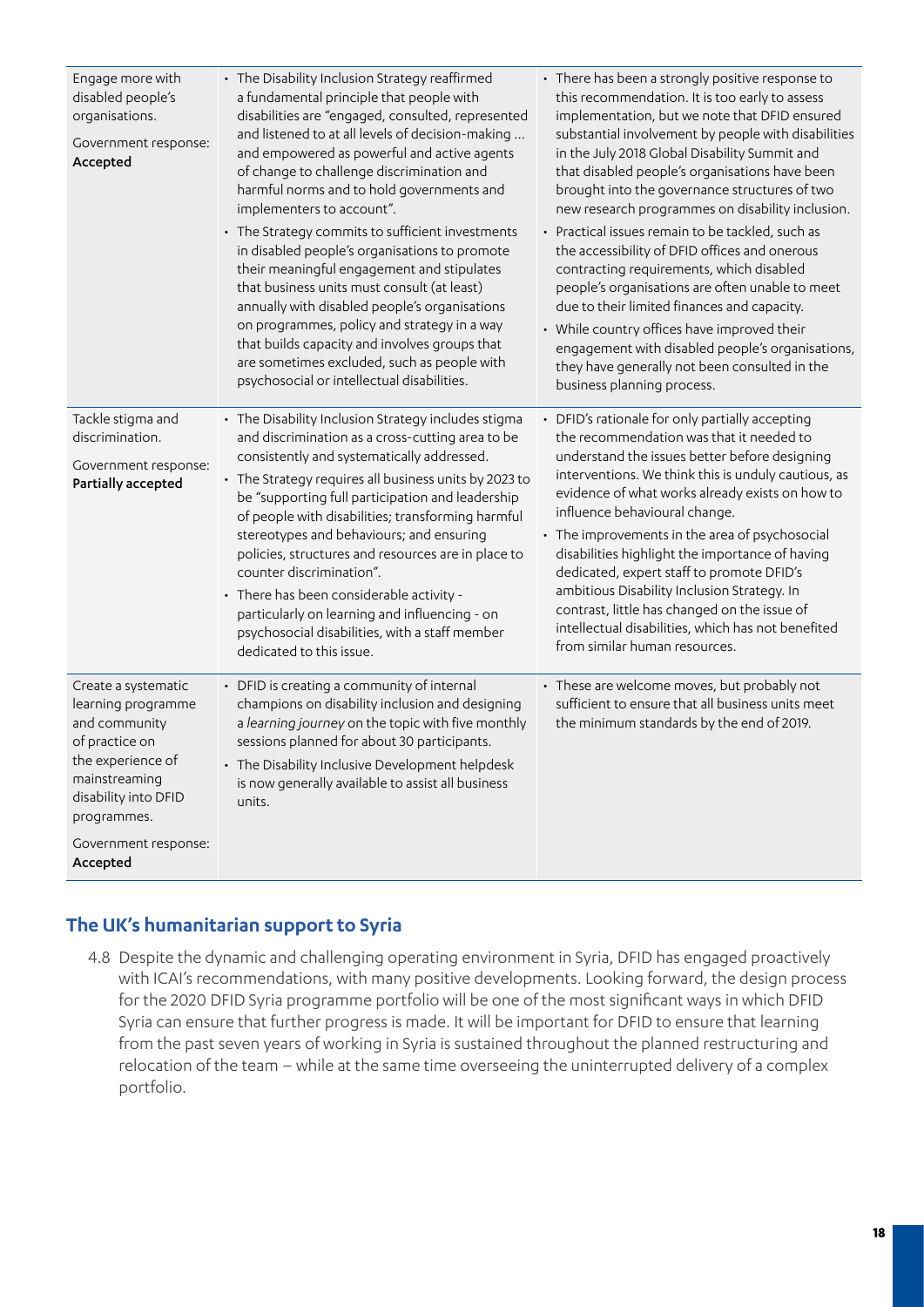| | | |
|---|---|---|
| Engage more with disabled people's organisations.<br><br>Government response: **Accepted** | • The Disability Inclusion Strategy reaffirmed a fundamental principle that people with disabilities are "engaged, consulted, represented and listened to at all levels of decision-making ... and empowered as powerful and active agents of change to challenge discrimination and harmful norms and to hold governments and implementers to account".<br>• The Strategy commits to sufficient investments in disabled people's organisations to promote their meaningful engagement and stipulates that business units must consult (at least) annually with disabled people's organisations on programmes, policy and strategy in a way that builds capacity and involves groups that are sometimes excluded, such as people with psychosocial or intellectual disabilities. | • There has been a strongly positive response to this recommendation. It is too early to assess implementation, but we note that DFID ensured substantial involvement by people with disabilities in the July 2018 Global Disability Summit and that disabled people's organisations have been brought into the governance structures of two new research programmes on disability inclusion.<br>• Practical issues remain to be tackled, such as the accessibility of DFID offices and onerous contracting requirements, which disabled people's organisations are often unable to meet due to their limited finances and capacity.<br>• While country offices have improved their engagement with disabled people's organisations, they have generally not been consulted in the business planning process. |
| Tackle stigma and discrimination.<br><br>Government response: **Partially accepted** | • The Disability Inclusion Strategy includes stigma and discrimination as a cross-cutting area to be consistently and systematically addressed.<br>• The Strategy requires all business units by 2023 to be "supporting full participation and leadership of people with disabilities; transforming harmful stereotypes and behaviours; and ensuring policies, structures and resources are in place to counter discrimination".<br>• There has been considerable activity - particularly on learning and influencing - on psychosocial disabilities, with a staff member dedicated to this issue. | • DFID's rationale for only partially accepting the recommendation was that it needed to understand the issues better before designing interventions. We think this is unduly cautious, as evidence of what works already exists on how to influence behavioural change.<br>• The improvements in the area of psychosocial disabilities highlight the importance of having dedicated, expert staff to promote DFID's ambitious Disability Inclusion Strategy. In contrast, little has changed on the issue of intellectual disabilities, which has not benefited from similar human resources. |
| Create a systematic learning programme and community of practice on the experience of mainstreaming disability into DFID programmes.<br><br>Government response: **Accepted** | • DFID is creating a community of internal champions on disability inclusion and designing a *learning journey* on the topic with five monthly sessions planned for about 30 participants.<br>• The Disability Inclusive Development helpdesk is now generally available to assist all business units. | • These are welcome moves, but probably not sufficient to ensure that all business units meet the minimum standards by the end of 2019. |

## The UK's humanitarian support to Syria

4.8 Despite the dynamic and challenging operating environment in Syria, DFID has engaged proactively with ICAI's recommendations, with many positive developments. Looking forward, the design process for the 2020 DFID Syria programme portfolio will be one of the most significant ways in which DFID Syria can ensure that further progress is made. It will be important for DFID to ensure that learning from the past seven years of working in Syria is sustained throughout the planned restructuring and relocation of the team – while at the same time overseeing the uninterrupted delivery of a complex portfolio.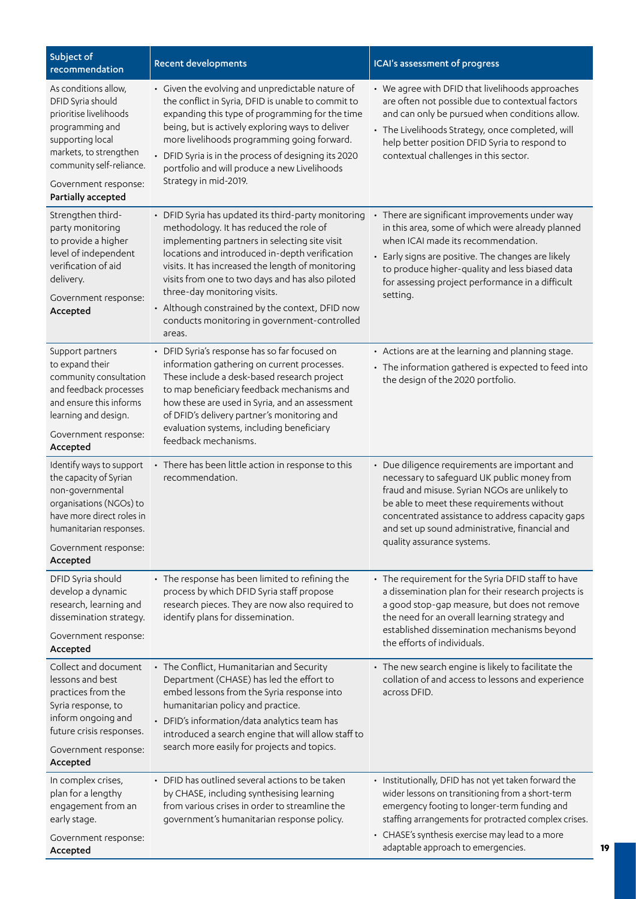| Subject of recommendation | Recent developments | ICAI's assessment of progress |
|---|---|---|
| As conditions allow, DFID Syria should prioritise livelihoods programming and supporting local markets, to strengthen community self-reliance.<br><br>Government response: **Partially accepted** | • Given the evolving and unpredictable nature of the conflict in Syria, DFID is unable to commit to expanding this type of programming for the time being, but is actively exploring ways to deliver more livelihoods programming going forward.<br>• DFID Syria is in the process of designing its 2020 portfolio and will produce a new Livelihoods Strategy in mid-2019. | • We agree with DFID that livelihoods approaches are often not possible due to contextual factors and can only be pursued when conditions allow.<br>• The Livelihoods Strategy, once completed, will help better position DFID Syria to respond to contextual challenges in this sector. |
| Strengthen third-party monitoring to provide a higher level of independent verification of aid delivery.<br><br>Government response: **Accepted** | • DFID Syria has updated its third-party monitoring methodology. It has reduced the role of implementing partners in selecting site visit locations and introduced in-depth verification visits. It has increased the length of monitoring visits from one to two days and has also piloted three-day monitoring visits.<br>• Although constrained by the context, DFID now conducts monitoring in government-controlled areas. | • There are significant improvements under way in this area, some of which were already planned when ICAI made its recommendation.<br>• Early signs are positive. The changes are likely to produce higher-quality and less biased data for assessing project performance in a difficult setting. |
| Support partners to expand their community consultation and feedback processes and ensure this informs learning and design.<br><br>Government response: **Accepted** | • DFID Syria's response has so far focused on information gathering on current processes. These include a desk-based research project to map beneficiary feedback mechanisms and how these are used in Syria, and an assessment of DFID's delivery partner's monitoring and evaluation systems, including beneficiary feedback mechanisms. | • Actions are at the learning and planning stage.<br>• The information gathered is expected to feed into the design of the 2020 portfolio. |
| Identify ways to support the capacity of Syrian non-governmental organisations (NGOs) to have more direct roles in humanitarian responses.<br><br>Government response: **Accepted** | • There has been little action in response to this recommendation. | • Due diligence requirements are important and necessary to safeguard UK public money from fraud and misuse. Syrian NGOs are unlikely to be able to meet these requirements without concentrated assistance to address capacity gaps and set up sound administrative, financial and quality assurance systems. |
| DFID Syria should develop a dynamic research, learning and dissemination strategy.<br><br>Government response: **Accepted** | • The response has been limited to refining the process by which DFID Syria staff propose research pieces. They are now also required to identify plans for dissemination. | • The requirement for the Syria DFID staff to have a dissemination plan for their research projects is a good stop-gap measure, but does not remove the need for an overall learning strategy and established dissemination mechanisms beyond the efforts of individuals. |
| Collect and document lessons and best practices from the Syria response, to inform ongoing and future crisis responses.<br><br>Government response: **Accepted** | • The Conflict, Humanitarian and Security Department (CHASE) has led the effort to embed lessons from the Syria response into humanitarian policy and practice.<br>• DFID's information/data analytics team has introduced a search engine that will allow staff to search more easily for projects and topics. | • The new search engine is likely to facilitate the collation of and access to lessons and experience across DFID. |
| In complex crises, plan for a lengthy engagement from an early stage.<br><br>Government response: **Accepted** | • DFID has outlined several actions to be taken by CHASE, including synthesising learning from various crises in order to streamline the government's humanitarian response policy. | • Institutionally, DFID has not yet taken forward the wider lessons on transitioning from a short-term emergency footing to longer-term funding and staffing arrangements for protracted complex crises.<br>• CHASE's synthesis exercise may lead to a more adaptable approach to emergencies. |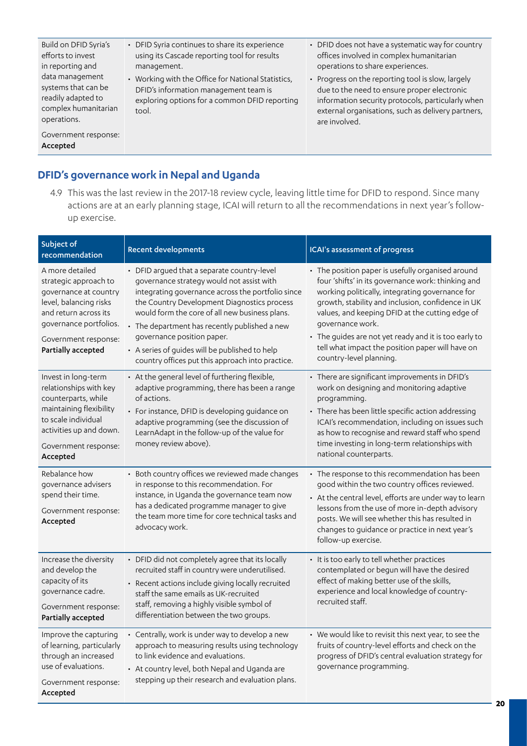| | | |
|---|---|---|
| Build on DFID Syria's efforts to invest in reporting and data management systems that can be readily adapted to complex humanitarian operations.<br><br>Government response: **Accepted** | • DFID Syria continues to share its experience using its Cascade reporting tool for results management.<br>• Working with the Office for National Statistics, DFID's information management team is exploring options for a common DFID reporting tool. | • DFID does not have a systematic way for country offices involved in complex humanitarian operations to share experiences.<br>• Progress on the reporting tool is slow, largely due to the need to ensure proper electronic information security protocols, particularly when external organisations, such as delivery partners, are involved. |

## DFID's governance work in Nepal and Uganda

4.9 This was the last review in the 2017-18 review cycle, leaving little time for DFID to respond. Since many actions are at an early planning stage, ICAI will return to all the recommendations in next year's follow-up exercise.

| Subject of recommendation | Recent developments | ICAI's assessment of progress |
|---|---|---|
| A more detailed strategic approach to governance at country level, balancing risks and return across its governance portfolios.<br><br>Government response: **Partially accepted** | • DFID argued that a separate country-level governance strategy would not assist with integrating governance across the portfolio since the Country Development Diagnostics process would form the core of all new business plans.<br>• The department has recently published a new governance position paper.<br>• A series of guides will be published to help country offices put this approach into practice. | • The position paper is usefully organised around four 'shifts' in its governance work: thinking and working politically, integrating governance for growth, stability and inclusion, confidence in UK values, and keeping DFID at the cutting edge of governance work.<br>• The guides are not yet ready and it is too early to tell what impact the position paper will have on country-level planning. |
| Invest in long-term relationships with key counterparts, while maintaining flexibility to scale individual activities up and down.<br><br>Government response: **Accepted** | • At the general level of furthering flexible, adaptive programming, there has been a range of actions.<br>• For instance, DFID is developing guidance on adaptive programming (see the discussion of LearnAdapt in the follow-up of the value for money review above). | • There are significant improvements in DFID's work on designing and monitoring adaptive programming.<br>• There has been little specific action addressing ICAI's recommendation, including on issues such as how to recognise and reward staff who spend time investing in long-term relationships with national counterparts. |
| Rebalance how governance advisers spend their time.<br><br>Government response: **Accepted** | • Both country offices we reviewed made changes in response to this recommendation. For instance, in Uganda the governance team now has a dedicated programme manager to give the team more time for core technical tasks and advocacy work. | • The response to this recommendation has been good within the two country offices reviewed.<br>• At the central level, efforts are under way to learn lessons from the use of more in-depth advisory posts. We will see whether this has resulted in changes to guidance or practice in next year's follow-up exercise. |
| Increase the diversity and develop the capacity of its governance cadre.<br><br>Government response: **Partially accepted** | • DFID did not completely agree that its locally recruited staff in country were underutilised.<br>• Recent actions include giving locally recruited staff the same emails as UK-recruited staff, removing a highly visible symbol of differentiation between the two groups. | • It is too early to tell whether practices contemplated or begun will have the desired effect of making better use of the skills, experience and local knowledge of country-recruited staff. |
| Improve the capturing of learning, particularly through an increased use of evaluations.<br><br>Government response: **Accepted** | • Centrally, work is under way to develop a new approach to measuring results using technology to link evidence and evaluations.<br>• At country level, both Nepal and Uganda are stepping up their research and evaluation plans. | • We would like to revisit this next year, to see the fruits of country-level efforts and check on the progress of DFID's central evaluation strategy for governance programming. |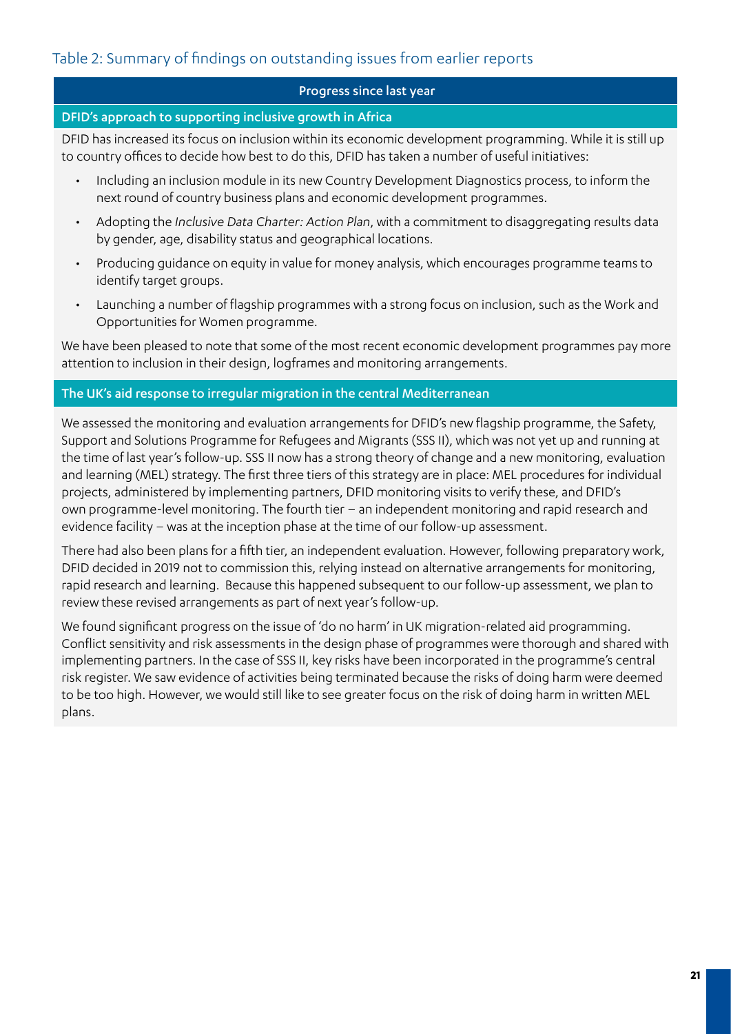Table 2: Summary of findings on outstanding issues from earlier reports

**Progress since last year**

**DFID's approach to supporting inclusive growth in Africa**

DFID has increased its focus on inclusion within its economic development programming. While it is still up to country offices to decide how best to do this, DFID has taken a number of useful initiatives:

- Including an inclusion module in its new Country Development Diagnostics process, to inform the next round of country business plans and economic development programmes.
- Adopting the *Inclusive Data Charter: Action Plan*, with a commitment to disaggregating results data by gender, age, disability status and geographical locations.
- Producing guidance on equity in value for money analysis, which encourages programme teams to identify target groups.
- Launching a number of flagship programmes with a strong focus on inclusion, such as the Work and Opportunities for Women programme.

We have been pleased to note that some of the most recent economic development programmes pay more attention to inclusion in their design, logframes and monitoring arrangements.

**The UK's aid response to irregular migration in the central Mediterranean**

We assessed the monitoring and evaluation arrangements for DFID's new flagship programme, the Safety, Support and Solutions Programme for Refugees and Migrants (SSS II), which was not yet up and running at the time of last year's follow-up. SSS II now has a strong theory of change and a new monitoring, evaluation and learning (MEL) strategy. The first three tiers of this strategy are in place: MEL procedures for individual projects, administered by implementing partners, DFID monitoring visits to verify these, and DFID's own programme-level monitoring. The fourth tier – an independent monitoring and rapid research and evidence facility – was at the inception phase at the time of our follow-up assessment.

There had also been plans for a fifth tier, an independent evaluation. However, following preparatory work, DFID decided in 2019 not to commission this, relying instead on alternative arrangements for monitoring, rapid research and learning. Because this happened subsequent to our follow-up assessment, we plan to review these revised arrangements as part of next year's follow-up.

We found significant progress on the issue of 'do no harm' in UK migration-related aid programming. Conflict sensitivity and risk assessments in the design phase of programmes were thorough and shared with implementing partners. In the case of SSS II, key risks have been incorporated in the programme's central risk register. We saw evidence of activities being terminated because the risks of doing harm were deemed to be too high. However, we would still like to see greater focus on the risk of doing harm in written MEL plans.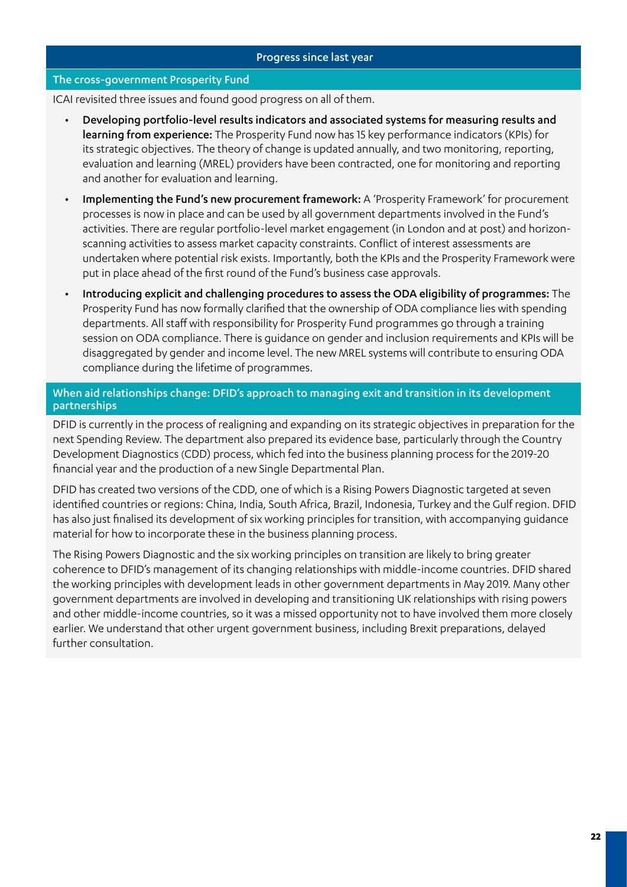## Progress since last year

### The cross-government Prosperity Fund

ICAI revisited three issues and found good progress on all of them.

- **Developing portfolio-level results indicators and associated systems for measuring results and learning from experience:** The Prosperity Fund now has 15 key performance indicators (KPIs) for its strategic objectives. The theory of change is updated annually, and two monitoring, reporting, evaluation and learning (MREL) providers have been contracted, one for monitoring and reporting and another for evaluation and learning.
- **Implementing the Fund's new procurement framework:** A 'Prosperity Framework' for procurement processes is now in place and can be used by all government departments involved in the Fund's activities. There are regular portfolio-level market engagement (in London and at post) and horizon-scanning activities to assess market capacity constraints. Conflict of interest assessments are undertaken where potential risk exists. Importantly, both the KPIs and the Prosperity Framework were put in place ahead of the first round of the Fund's business case approvals.
- **Introducing explicit and challenging procedures to assess the ODA eligibility of programmes:** The Prosperity Fund has now formally clarified that the ownership of ODA compliance lies with spending departments. All staff with responsibility for Prosperity Fund programmes go through a training session on ODA compliance. There is guidance on gender and inclusion requirements and KPIs will be disaggregated by gender and income level. The new MREL systems will contribute to ensuring ODA compliance during the lifetime of programmes.

### When aid relationships change: DFID's approach to managing exit and transition in its development partnerships

DFID is currently in the process of realigning and expanding on its strategic objectives in preparation for the next Spending Review. The department also prepared its evidence base, particularly through the Country Development Diagnostics (CDD) process, which fed into the business planning process for the 2019-20 financial year and the production of a new Single Departmental Plan.

DFID has created two versions of the CDD, one of which is a Rising Powers Diagnostic targeted at seven identified countries or regions: China, India, South Africa, Brazil, Indonesia, Turkey and the Gulf region. DFID has also just finalised its development of six working principles for transition, with accompanying guidance material for how to incorporate these in the business planning process.

The Rising Powers Diagnostic and the six working principles on transition are likely to bring greater coherence to DFID's management of its changing relationships with middle-income countries. DFID shared the working principles with development leads in other government departments in May 2019. Many other government departments are involved in developing and transitioning UK relationships with rising powers and other middle-income countries, so it was a missed opportunity not to have involved them more closely earlier. We understand that other urgent government business, including Brexit preparations, delayed further consultation.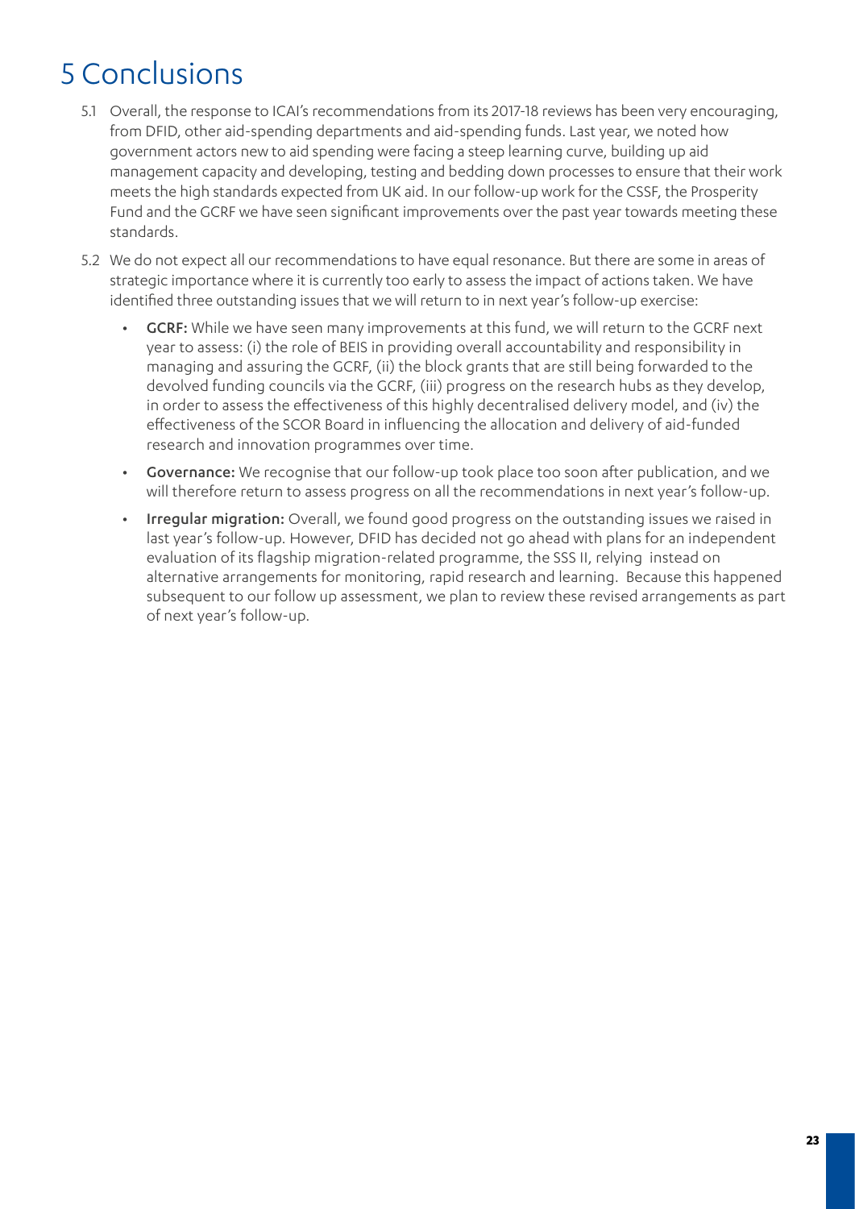# 5 Conclusions

5.1 Overall, the response to ICAI's recommendations from its 2017-18 reviews has been very encouraging, from DFID, other aid-spending departments and aid-spending funds. Last year, we noted how government actors new to aid spending were facing a steep learning curve, building up aid management capacity and developing, testing and bedding down processes to ensure that their work meets the high standards expected from UK aid. In our follow-up work for the CSSF, the Prosperity Fund and the GCRF we have seen significant improvements over the past year towards meeting these standards.

5.2 We do not expect all our recommendations to have equal resonance. But there are some in areas of strategic importance where it is currently too early to assess the impact of actions taken. We have identified three outstanding issues that we will return to in next year's follow-up exercise:

- **GCRF:** While we have seen many improvements at this fund, we will return to the GCRF next year to assess: (i) the role of BEIS in providing overall accountability and responsibility in managing and assuring the GCRF, (ii) the block grants that are still being forwarded to the devolved funding councils via the GCRF, (iii) progress on the research hubs as they develop, in order to assess the effectiveness of this highly decentralised delivery model, and (iv) the effectiveness of the SCOR Board in influencing the allocation and delivery of aid-funded research and innovation programmes over time.
- **Governance:** We recognise that our follow-up took place too soon after publication, and we will therefore return to assess progress on all the recommendations in next year's follow-up.
- **Irregular migration:** Overall, we found good progress on the outstanding issues we raised in last year's follow-up. However, DFID has decided not go ahead with plans for an independent evaluation of its flagship migration-related programme, the SSS II, relying instead on alternative arrangements for monitoring, rapid research and learning. Because this happened subsequent to our follow up assessment, we plan to review these revised arrangements as part of next year's follow-up.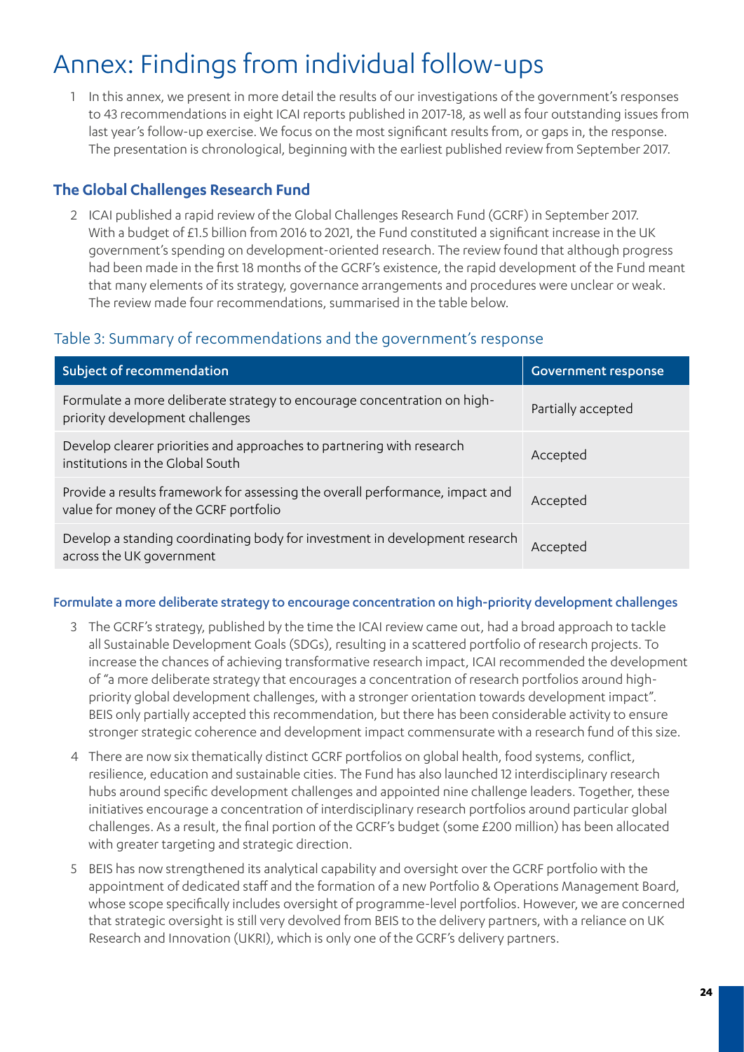# Annex: Findings from individual follow-ups

1 In this annex, we present in more detail the results of our investigations of the government's responses to 43 recommendations in eight ICAI reports published in 2017-18, as well as four outstanding issues from last year's follow-up exercise. We focus on the most significant results from, or gaps in, the response. The presentation is chronological, beginning with the earliest published review from September 2017.

## The Global Challenges Research Fund

2 ICAI published a rapid review of the Global Challenges Research Fund (GCRF) in September 2017. With a budget of £1.5 billion from 2016 to 2021, the Fund constituted a significant increase in the UK government's spending on development-oriented research. The review found that although progress had been made in the first 18 months of the GCRF's existence, the rapid development of the Fund meant that many elements of its strategy, governance arrangements and procedures were unclear or weak. The review made four recommendations, summarised in the table below.

### Table 3: Summary of recommendations and the government's response

| Subject of recommendation | Government response |
|---|---|
| Formulate a more deliberate strategy to encourage concentration on high-priority development challenges | Partially accepted |
| Develop clearer priorities and approaches to partnering with research institutions in the Global South | Accepted |
| Provide a results framework for assessing the overall performance, impact and value for money of the GCRF portfolio | Accepted |
| Develop a standing coordinating body for investment in development research across the UK government | Accepted |

#### Formulate a more deliberate strategy to encourage concentration on high-priority development challenges

3 The GCRF's strategy, published by the time the ICAI review came out, had a broad approach to tackle all Sustainable Development Goals (SDGs), resulting in a scattered portfolio of research projects. To increase the chances of achieving transformative research impact, ICAI recommended the development of "a more deliberate strategy that encourages a concentration of research portfolios around high-priority global development challenges, with a stronger orientation towards development impact". BEIS only partially accepted this recommendation, but there has been considerable activity to ensure stronger strategic coherence and development impact commensurate with a research fund of this size.

4 There are now six thematically distinct GCRF portfolios on global health, food systems, conflict, resilience, education and sustainable cities. The Fund has also launched 12 interdisciplinary research hubs around specific development challenges and appointed nine challenge leaders. Together, these initiatives encourage a concentration of interdisciplinary research portfolios around particular global challenges. As a result, the final portion of the GCRF's budget (some £200 million) has been allocated with greater targeting and strategic direction.

5 BEIS has now strengthened its analytical capability and oversight over the GCRF portfolio with the appointment of dedicated staff and the formation of a new Portfolio & Operations Management Board, whose scope specifically includes oversight of programme-level portfolios. However, we are concerned that strategic oversight is still very devolved from BEIS to the delivery partners, with a reliance on UK Research and Innovation (UKRI), which is only one of the GCRF's delivery partners.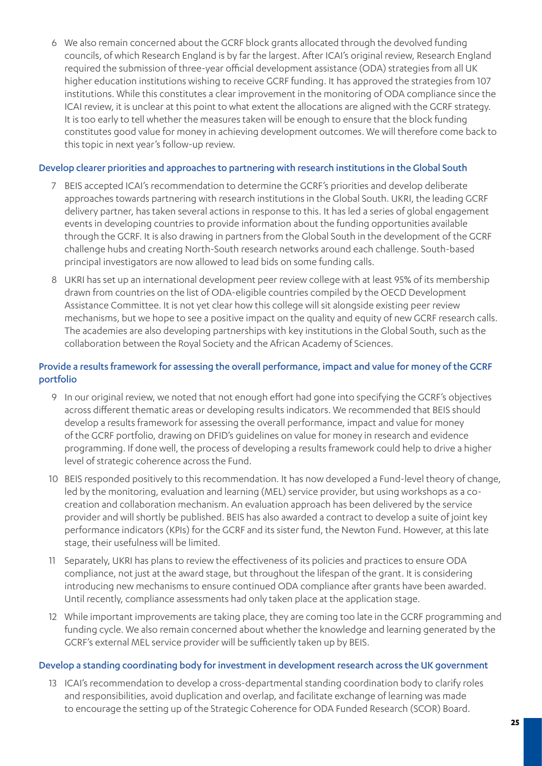6 We also remain concerned about the GCRF block grants allocated through the devolved funding councils, of which Research England is by far the largest. After ICAI's original review, Research England required the submission of three-year official development assistance (ODA) strategies from all UK higher education institutions wishing to receive GCRF funding. It has approved the strategies from 107 institutions. While this constitutes a clear improvement in the monitoring of ODA compliance since the ICAI review, it is unclear at this point to what extent the allocations are aligned with the GCRF strategy. It is too early to tell whether the measures taken will be enough to ensure that the block funding constitutes good value for money in achieving development outcomes. We will therefore come back to this topic in next year's follow-up review.

### Develop clearer priorities and approaches to partnering with research institutions in the Global South

7 BEIS accepted ICAI's recommendation to determine the GCRF's priorities and develop deliberate approaches towards partnering with research institutions in the Global South. UKRI, the leading GCRF delivery partner, has taken several actions in response to this. It has led a series of global engagement events in developing countries to provide information about the funding opportunities available through the GCRF. It is also drawing in partners from the Global South in the development of the GCRF challenge hubs and creating North-South research networks around each challenge. South-based principal investigators are now allowed to lead bids on some funding calls.

8 UKRI has set up an international development peer review college with at least 95% of its membership drawn from countries on the list of ODA-eligible countries compiled by the OECD Development Assistance Committee. It is not yet clear how this college will sit alongside existing peer review mechanisms, but we hope to see a positive impact on the quality and equity of new GCRF research calls. The academies are also developing partnerships with key institutions in the Global South, such as the collaboration between the Royal Society and the African Academy of Sciences.

### Provide a results framework for assessing the overall performance, impact and value for money of the GCRF portfolio

9 In our original review, we noted that not enough effort had gone into specifying the GCRF's objectives across different thematic areas or developing results indicators. We recommended that BEIS should develop a results framework for assessing the overall performance, impact and value for money of the GCRF portfolio, drawing on DFID's guidelines on value for money in research and evidence programming. If done well, the process of developing a results framework could help to drive a higher level of strategic coherence across the Fund.

10 BEIS responded positively to this recommendation. It has now developed a Fund-level theory of change, led by the monitoring, evaluation and learning (MEL) service provider, but using workshops as a co-creation and collaboration mechanism. An evaluation approach has been delivered by the service provider and will shortly be published. BEIS has also awarded a contract to develop a suite of joint key performance indicators (KPIs) for the GCRF and its sister fund, the Newton Fund. However, at this late stage, their usefulness will be limited.

11 Separately, UKRI has plans to review the effectiveness of its policies and practices to ensure ODA compliance, not just at the award stage, but throughout the lifespan of the grant. It is considering introducing new mechanisms to ensure continued ODA compliance after grants have been awarded. Until recently, compliance assessments had only taken place at the application stage.

12 While important improvements are taking place, they are coming too late in the GCRF programming and funding cycle. We also remain concerned about whether the knowledge and learning generated by the GCRF's external MEL service provider will be sufficiently taken up by BEIS.

### Develop a standing coordinating body for investment in development research across the UK government

13 ICAI's recommendation to develop a cross-departmental standing coordination body to clarify roles and responsibilities, avoid duplication and overlap, and facilitate exchange of learning was made to encourage the setting up of the Strategic Coherence for ODA Funded Research (SCOR) Board.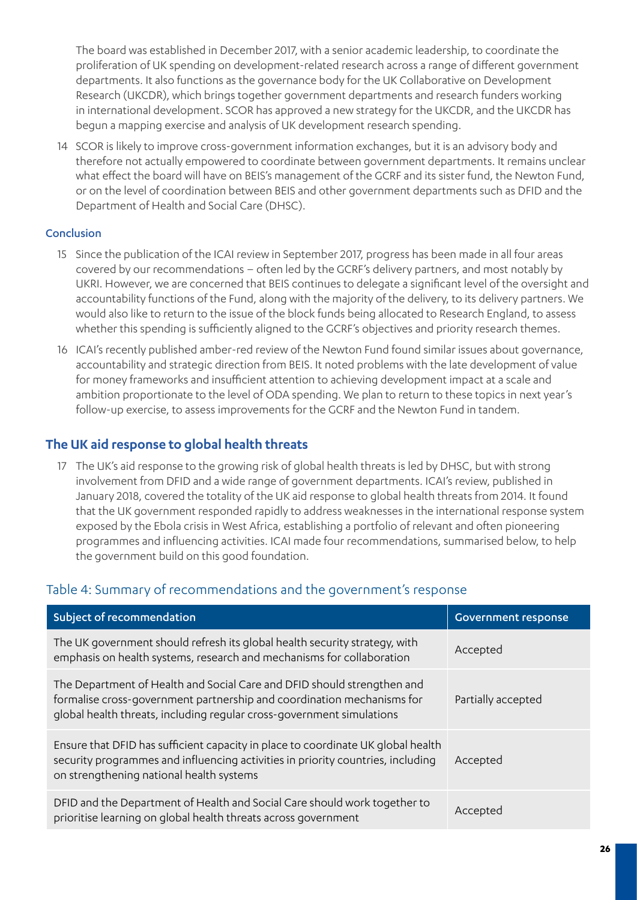The board was established in December 2017, with a senior academic leadership, to coordinate the proliferation of UK spending on development-related research across a range of different government departments. It also functions as the governance body for the UK Collaborative on Development Research (UKCDR), which brings together government departments and research funders working in international development. SCOR has approved a new strategy for the UKCDR, and the UKCDR has begun a mapping exercise and analysis of UK development research spending.

14 SCOR is likely to improve cross-government information exchanges, but it is an advisory body and therefore not actually empowered to coordinate between government departments. It remains unclear what effect the board will have on BEIS's management of the GCRF and its sister fund, the Newton Fund, or on the level of coordination between BEIS and other government departments such as DFID and the Department of Health and Social Care (DHSC).

#### Conclusion

15 Since the publication of the ICAI review in September 2017, progress has been made in all four areas covered by our recommendations – often led by the GCRF's delivery partners, and most notably by UKRI. However, we are concerned that BEIS continues to delegate a significant level of the oversight and accountability functions of the Fund, along with the majority of the delivery, to its delivery partners. We would also like to return to the issue of the block funds being allocated to Research England, to assess whether this spending is sufficiently aligned to the GCRF's objectives and priority research themes.

16 ICAI's recently published amber-red review of the Newton Fund found similar issues about governance, accountability and strategic direction from BEIS. It noted problems with the late development of value for money frameworks and insufficient attention to achieving development impact at a scale and ambition proportionate to the level of ODA spending. We plan to return to these topics in next year's follow-up exercise, to assess improvements for the GCRF and the Newton Fund in tandem.

### The UK aid response to global health threats

17 The UK's aid response to the growing risk of global health threats is led by DHSC, but with strong involvement from DFID and a wide range of government departments. ICAI's review, published in January 2018, covered the totality of the UK aid response to global health threats from 2014. It found that the UK government responded rapidly to address weaknesses in the international response system exposed by the Ebola crisis in West Africa, establishing a portfolio of relevant and often pioneering programmes and influencing activities. ICAI made four recommendations, summarised below, to help the government build on this good foundation.

#### Table 4: Summary of recommendations and the government's response

| Subject of recommendation | Government response |
|---|---|
| The UK government should refresh its global health security strategy, with emphasis on health systems, research and mechanisms for collaboration | Accepted |
| The Department of Health and Social Care and DFID should strengthen and formalise cross-government partnership and coordination mechanisms for global health threats, including regular cross-government simulations | Partially accepted |
| Ensure that DFID has sufficient capacity in place to coordinate UK global health security programmes and influencing activities in priority countries, including on strengthening national health systems | Accepted |
| DFID and the Department of Health and Social Care should work together to prioritise learning on global health threats across government | Accepted |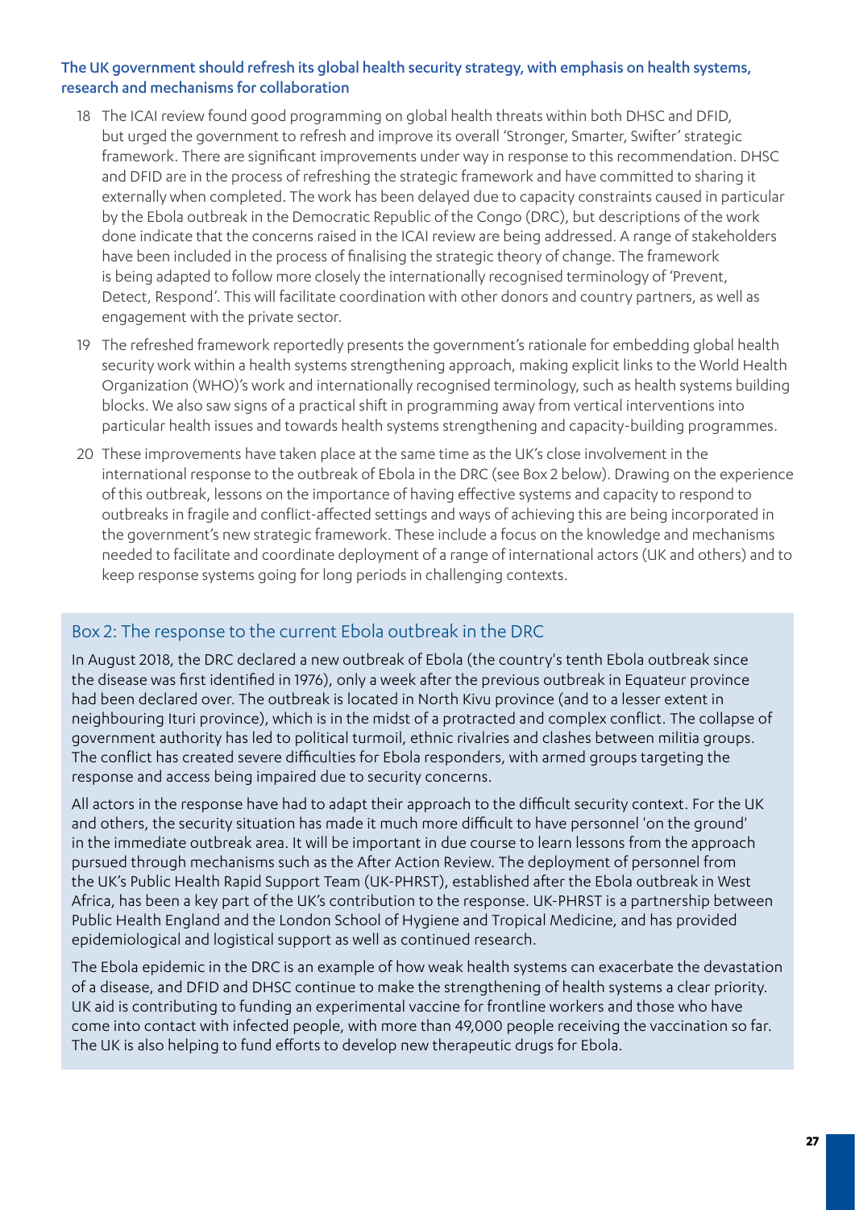### The UK government should refresh its global health security strategy, with emphasis on health systems, research and mechanisms for collaboration

18 The ICAI review found good programming on global health threats within both DHSC and DFID, but urged the government to refresh and improve its overall 'Stronger, Smarter, Swifter' strategic framework. There are significant improvements under way in response to this recommendation. DHSC and DFID are in the process of refreshing the strategic framework and have committed to sharing it externally when completed. The work has been delayed due to capacity constraints caused in particular by the Ebola outbreak in the Democratic Republic of the Congo (DRC), but descriptions of the work done indicate that the concerns raised in the ICAI review are being addressed. A range of stakeholders have been included in the process of finalising the strategic theory of change. The framework is being adapted to follow more closely the internationally recognised terminology of 'Prevent, Detect, Respond'. This will facilitate coordination with other donors and country partners, as well as engagement with the private sector.

19 The refreshed framework reportedly presents the government's rationale for embedding global health security work within a health systems strengthening approach, making explicit links to the World Health Organization (WHO)'s work and internationally recognised terminology, such as health systems building blocks. We also saw signs of a practical shift in programming away from vertical interventions into particular health issues and towards health systems strengthening and capacity-building programmes.

20 These improvements have taken place at the same time as the UK's close involvement in the international response to the outbreak of Ebola in the DRC (see Box 2 below). Drawing on the experience of this outbreak, lessons on the importance of having effective systems and capacity to respond to outbreaks in fragile and conflict-affected settings and ways of achieving this are being incorporated in the government's new strategic framework. These include a focus on the knowledge and mechanisms needed to facilitate and coordinate deployment of a range of international actors (UK and others) and to keep response systems going for long periods in challenging contexts.

### Box 2: The response to the current Ebola outbreak in the DRC

In August 2018, the DRC declared a new outbreak of Ebola (the country's tenth Ebola outbreak since the disease was first identified in 1976), only a week after the previous outbreak in Equateur province had been declared over. The outbreak is located in North Kivu province (and to a lesser extent in neighbouring Ituri province), which is in the midst of a protracted and complex conflict. The collapse of government authority has led to political turmoil, ethnic rivalries and clashes between militia groups. The conflict has created severe difficulties for Ebola responders, with armed groups targeting the response and access being impaired due to security concerns.

All actors in the response have had to adapt their approach to the difficult security context. For the UK and others, the security situation has made it much more difficult to have personnel 'on the ground' in the immediate outbreak area. It will be important in due course to learn lessons from the approach pursued through mechanisms such as the After Action Review. The deployment of personnel from the UK's Public Health Rapid Support Team (UK-PHRST), established after the Ebola outbreak in West Africa, has been a key part of the UK's contribution to the response. UK-PHRST is a partnership between Public Health England and the London School of Hygiene and Tropical Medicine, and has provided epidemiological and logistical support as well as continued research.

The Ebola epidemic in the DRC is an example of how weak health systems can exacerbate the devastation of a disease, and DFID and DHSC continue to make the strengthening of health systems a clear priority. UK aid is contributing to funding an experimental vaccine for frontline workers and those who have come into contact with infected people, with more than 49,000 people receiving the vaccination so far. The UK is also helping to fund efforts to develop new therapeutic drugs for Ebola.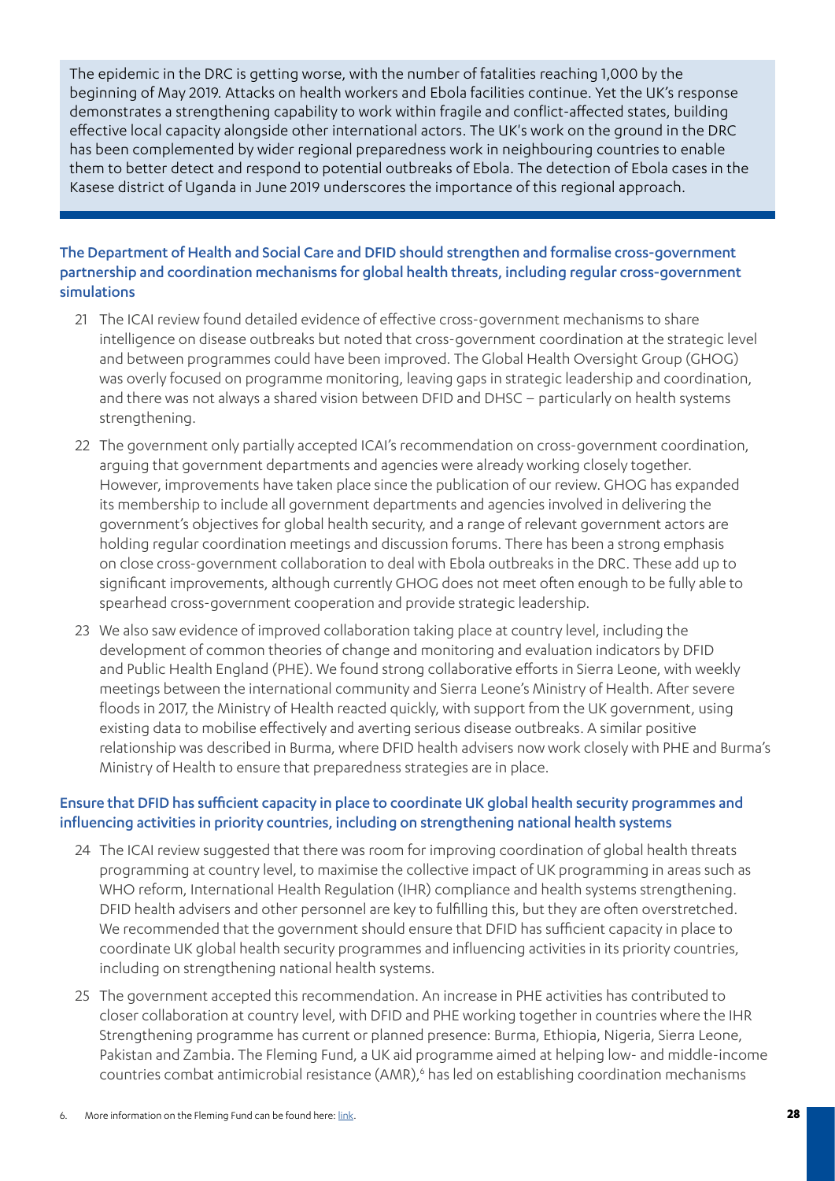The epidemic in the DRC is getting worse, with the number of fatalities reaching 1,000 by the beginning of May 2019. Attacks on health workers and Ebola facilities continue. Yet the UK's response demonstrates a strengthening capability to work within fragile and conflict-affected states, building effective local capacity alongside other international actors. The UK's work on the ground in the DRC has been complemented by wider regional preparedness work in neighbouring countries to enable them to better detect and respond to potential outbreaks of Ebola. The detection of Ebola cases in the Kasese district of Uganda in June 2019 underscores the importance of this regional approach.

### The Department of Health and Social Care and DFID should strengthen and formalise cross-government partnership and coordination mechanisms for global health threats, including regular cross-government simulations

21 The ICAI review found detailed evidence of effective cross-government mechanisms to share intelligence on disease outbreaks but noted that cross-government coordination at the strategic level and between programmes could have been improved. The Global Health Oversight Group (GHOG) was overly focused on programme monitoring, leaving gaps in strategic leadership and coordination, and there was not always a shared vision between DFID and DHSC – particularly on health systems strengthening.

22 The government only partially accepted ICAI's recommendation on cross-government coordination, arguing that government departments and agencies were already working closely together. However, improvements have taken place since the publication of our review. GHOG has expanded its membership to include all government departments and agencies involved in delivering the government's objectives for global health security, and a range of relevant government actors are holding regular coordination meetings and discussion forums. There has been a strong emphasis on close cross-government collaboration to deal with Ebola outbreaks in the DRC. These add up to significant improvements, although currently GHOG does not meet often enough to be fully able to spearhead cross-government cooperation and provide strategic leadership.

23 We also saw evidence of improved collaboration taking place at country level, including the development of common theories of change and monitoring and evaluation indicators by DFID and Public Health England (PHE). We found strong collaborative efforts in Sierra Leone, with weekly meetings between the international community and Sierra Leone's Ministry of Health. After severe floods in 2017, the Ministry of Health reacted quickly, with support from the UK government, using existing data to mobilise effectively and averting serious disease outbreaks. A similar positive relationship was described in Burma, where DFID health advisers now work closely with PHE and Burma's Ministry of Health to ensure that preparedness strategies are in place.

### Ensure that DFID has sufficient capacity in place to coordinate UK global health security programmes and influencing activities in priority countries, including on strengthening national health systems

24 The ICAI review suggested that there was room for improving coordination of global health threats programming at country level, to maximise the collective impact of UK programming in areas such as WHO reform, International Health Regulation (IHR) compliance and health systems strengthening. DFID health advisers and other personnel are key to fulfilling this, but they are often overstretched. We recommended that the government should ensure that DFID has sufficient capacity in place to coordinate UK global health security programmes and influencing activities in its priority countries, including on strengthening national health systems.

25 The government accepted this recommendation. An increase in PHE activities has contributed to closer collaboration at country level, with DFID and PHE working together in countries where the IHR Strengthening programme has current or planned presence: Burma, Ethiopia, Nigeria, Sierra Leone, Pakistan and Zambia. The Fleming Fund, a UK aid programme aimed at helping low- and middle-income countries combat antimicrobial resistance (AMR),[6] has led on establishing coordination mechanisms

6. More information on the Fleming Fund can be found here: link.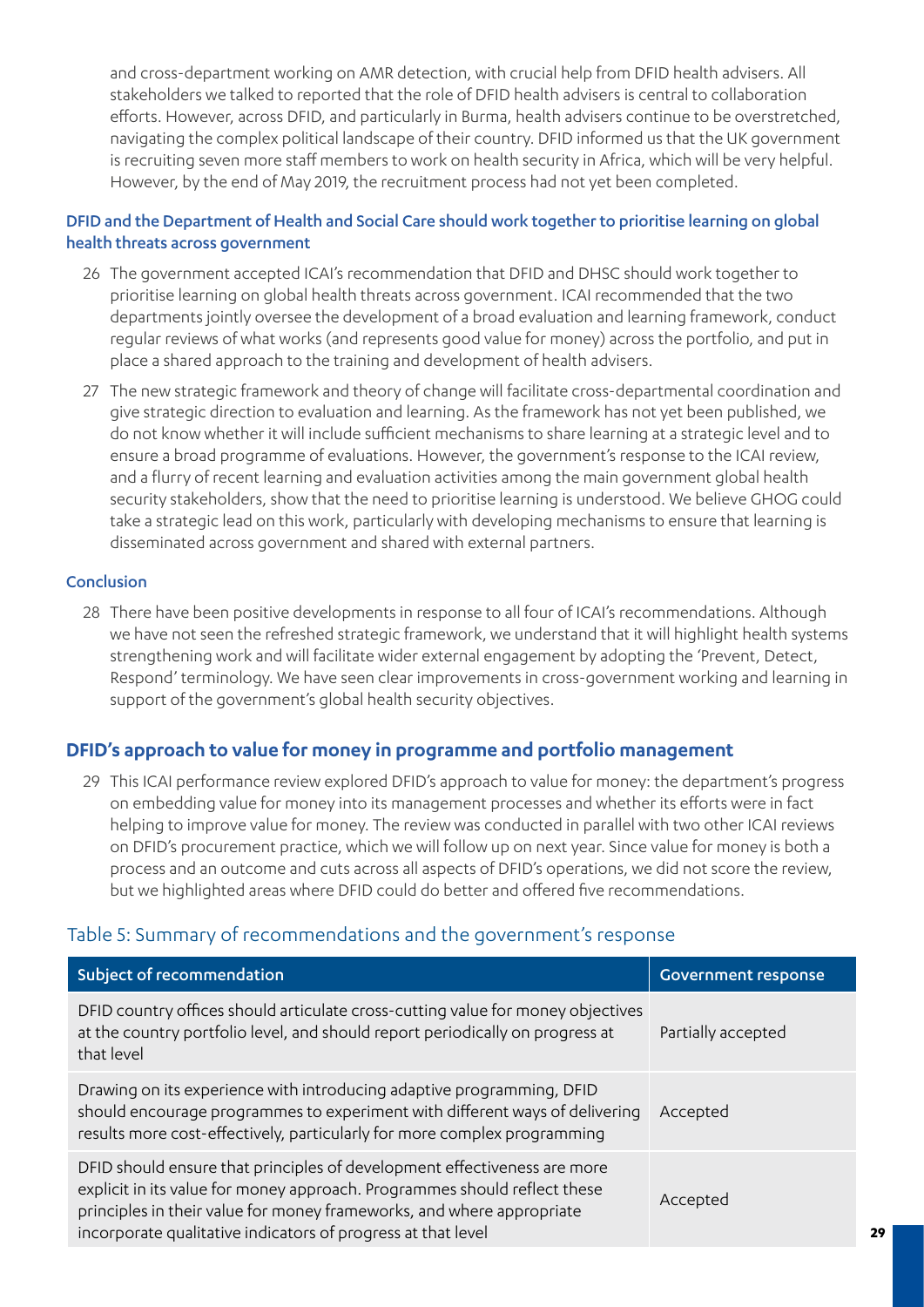and cross-department working on AMR detection, with crucial help from DFID health advisers. All stakeholders we talked to reported that the role of DFID health advisers is central to collaboration efforts. However, across DFID, and particularly in Burma, health advisers continue to be overstretched, navigating the complex political landscape of their country. DFID informed us that the UK government is recruiting seven more staff members to work on health security in Africa, which will be very helpful. However, by the end of May 2019, the recruitment process had not yet been completed.

#### DFID and the Department of Health and Social Care should work together to prioritise learning on global health threats across government

26 The government accepted ICAI's recommendation that DFID and DHSC should work together to prioritise learning on global health threats across government. ICAI recommended that the two departments jointly oversee the development of a broad evaluation and learning framework, conduct regular reviews of what works (and represents good value for money) across the portfolio, and put in place a shared approach to the training and development of health advisers.

27 The new strategic framework and theory of change will facilitate cross-departmental coordination and give strategic direction to evaluation and learning. As the framework has not yet been published, we do not know whether it will include sufficient mechanisms to share learning at a strategic level and to ensure a broad programme of evaluations. However, the government's response to the ICAI review, and a flurry of recent learning and evaluation activities among the main government global health security stakeholders, show that the need to prioritise learning is understood. We believe GHOG could take a strategic lead on this work, particularly with developing mechanisms to ensure that learning is disseminated across government and shared with external partners.

#### Conclusion

28 There have been positive developments in response to all four of ICAI's recommendations. Although we have not seen the refreshed strategic framework, we understand that it will highlight health systems strengthening work and will facilitate wider external engagement by adopting the 'Prevent, Detect, Respond' terminology. We have seen clear improvements in cross-government working and learning in support of the government's global health security objectives.

### DFID's approach to value for money in programme and portfolio management

29 This ICAI performance review explored DFID's approach to value for money: the department's progress on embedding value for money into its management processes and whether its efforts were in fact helping to improve value for money. The review was conducted in parallel with two other ICAI reviews on DFID's procurement practice, which we will follow up on next year. Since value for money is both a process and an outcome and cuts across all aspects of DFID's operations, we did not score the review, but we highlighted areas where DFID could do better and offered five recommendations.

#### Table 5: Summary of recommendations and the government's response

| Subject of recommendation | Government response |
|---|---|
| DFID country offices should articulate cross-cutting value for money objectives at the country portfolio level, and should report periodically on progress at that level | Partially accepted |
| Drawing on its experience with introducing adaptive programming, DFID should encourage programmes to experiment with different ways of delivering results more cost-effectively, particularly for more complex programming | Accepted |
| DFID should ensure that principles of development effectiveness are more explicit in its value for money approach. Programmes should reflect these principles in their value for money frameworks, and where appropriate incorporate qualitative indicators of progress at that level | Accepted |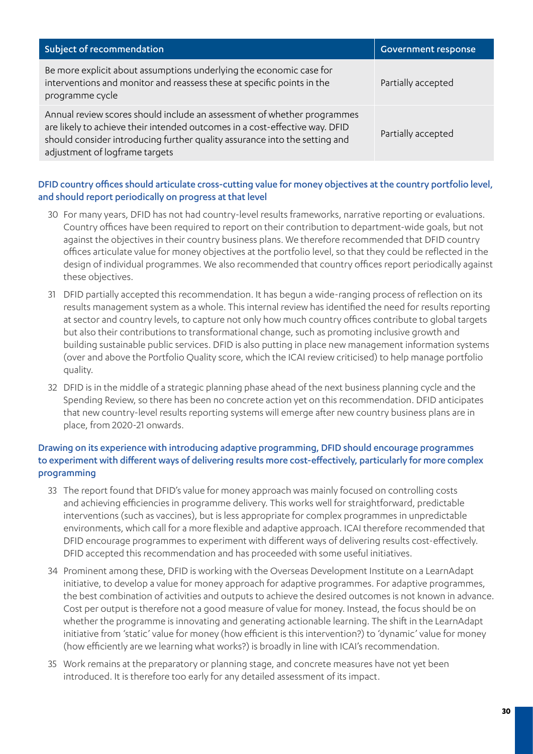| Subject of recommendation | Government response |
| --- | --- |
| Be more explicit about assumptions underlying the economic case for interventions and monitor and reassess these at specific points in the programme cycle | Partially accepted |
| Annual review scores should include an assessment of whether programmes are likely to achieve their intended outcomes in a cost-effective way. DFID should consider introducing further quality assurance into the setting and adjustment of logframe targets | Partially accepted |

### DFID country offices should articulate cross-cutting value for money objectives at the country portfolio level, and should report periodically on progress at that level

30 For many years, DFID has not had country-level results frameworks, narrative reporting or evaluations. Country offices have been required to report on their contribution to department-wide goals, but not against the objectives in their country business plans. We therefore recommended that DFID country offices articulate value for money objectives at the portfolio level, so that they could be reflected in the design of individual programmes. We also recommended that country offices report periodically against these objectives.

31 DFID partially accepted this recommendation. It has begun a wide-ranging process of reflection on its results management system as a whole. This internal review has identified the need for results reporting at sector and country levels, to capture not only how much country offices contribute to global targets but also their contributions to transformational change, such as promoting inclusive growth and building sustainable public services. DFID is also putting in place new management information systems (over and above the Portfolio Quality score, which the ICAI review criticised) to help manage portfolio quality.

32 DFID is in the middle of a strategic planning phase ahead of the next business planning cycle and the Spending Review, so there has been no concrete action yet on this recommendation. DFID anticipates that new country-level results reporting systems will emerge after new country business plans are in place, from 2020-21 onwards.

### Drawing on its experience with introducing adaptive programming, DFID should encourage programmes to experiment with different ways of delivering results more cost-effectively, particularly for more complex programming

33 The report found that DFID's value for money approach was mainly focused on controlling costs and achieving efficiencies in programme delivery. This works well for straightforward, predictable interventions (such as vaccines), but is less appropriate for complex programmes in unpredictable environments, which call for a more flexible and adaptive approach. ICAI therefore recommended that DFID encourage programmes to experiment with different ways of delivering results cost-effectively. DFID accepted this recommendation and has proceeded with some useful initiatives.

34 Prominent among these, DFID is working with the Overseas Development Institute on a LearnAdapt initiative, to develop a value for money approach for adaptive programmes. For adaptive programmes, the best combination of activities and outputs to achieve the desired outcomes is not known in advance. Cost per output is therefore not a good measure of value for money. Instead, the focus should be on whether the programme is innovating and generating actionable learning. The shift in the LearnAdapt initiative from 'static' value for money (how efficient is this intervention?) to 'dynamic' value for money (how efficiently are we learning what works?) is broadly in line with ICAI's recommendation.

35 Work remains at the preparatory or planning stage, and concrete measures have not yet been introduced. It is therefore too early for any detailed assessment of its impact.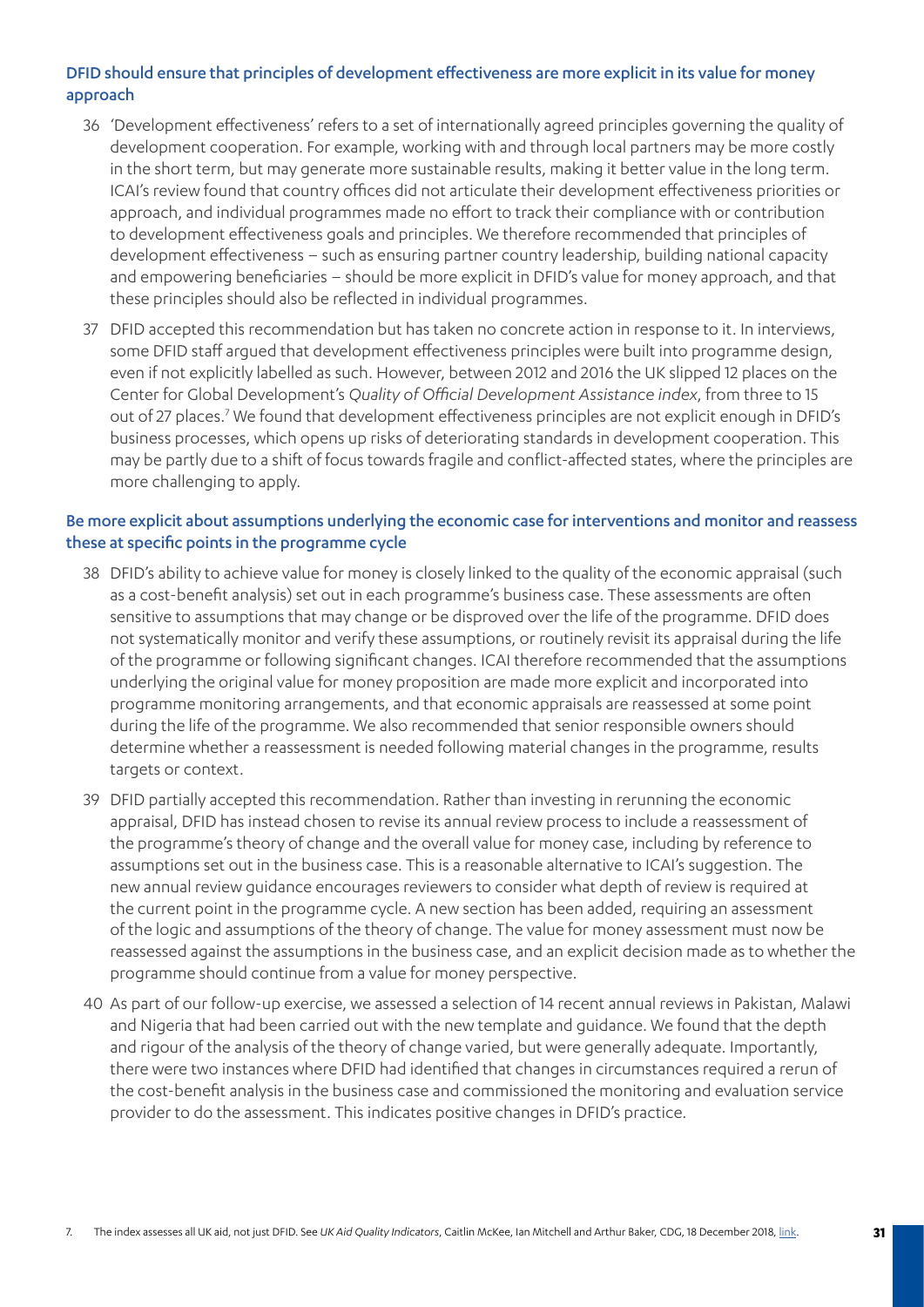### DFID should ensure that principles of development effectiveness are more explicit in its value for money approach

36 'Development effectiveness' refers to a set of internationally agreed principles governing the quality of development cooperation. For example, working with and through local partners may be more costly in the short term, but may generate more sustainable results, making it better value in the long term. ICAI's review found that country offices did not articulate their development effectiveness priorities or approach, and individual programmes made no effort to track their compliance with or contribution to development effectiveness goals and principles. We therefore recommended that principles of development effectiveness – such as ensuring partner country leadership, building national capacity and empowering beneficiaries – should be more explicit in DFID's value for money approach, and that these principles should also be reflected in individual programmes.

37 DFID accepted this recommendation but has taken no concrete action in response to it. In interviews, some DFID staff argued that development effectiveness principles were built into programme design, even if not explicitly labelled as such. However, between 2012 and 2016 the UK slipped 12 places on the Center for Global Development's *Quality of Official Development Assistance index*, from three to 15 out of 27 places.[7] We found that development effectiveness principles are not explicit enough in DFID's business processes, which opens up risks of deteriorating standards in development cooperation. This may be partly due to a shift of focus towards fragile and conflict-affected states, where the principles are more challenging to apply.

### Be more explicit about assumptions underlying the economic case for interventions and monitor and reassess these at specific points in the programme cycle

38 DFID's ability to achieve value for money is closely linked to the quality of the economic appraisal (such as a cost-benefit analysis) set out in each programme's business case. These assessments are often sensitive to assumptions that may change or be disproved over the life of the programme. DFID does not systematically monitor and verify these assumptions, or routinely revisit its appraisal during the life of the programme or following significant changes. ICAI therefore recommended that the assumptions underlying the original value for money proposition are made more explicit and incorporated into programme monitoring arrangements, and that economic appraisals are reassessed at some point during the life of the programme. We also recommended that senior responsible owners should determine whether a reassessment is needed following material changes in the programme, results targets or context.

39 DFID partially accepted this recommendation. Rather than investing in rerunning the economic appraisal, DFID has instead chosen to revise its annual review process to include a reassessment of the programme's theory of change and the overall value for money case, including by reference to assumptions set out in the business case. This is a reasonable alternative to ICAI's suggestion. The new annual review guidance encourages reviewers to consider what depth of review is required at the current point in the programme cycle. A new section has been added, requiring an assessment of the logic and assumptions of the theory of change. The value for money assessment must now be reassessed against the assumptions in the business case, and an explicit decision made as to whether the programme should continue from a value for money perspective.

40 As part of our follow-up exercise, we assessed a selection of 14 recent annual reviews in Pakistan, Malawi and Nigeria that had been carried out with the new template and guidance. We found that the depth and rigour of the analysis of the theory of change varied, but were generally adequate. Importantly, there were two instances where DFID had identified that changes in circumstances required a rerun of the cost-benefit analysis in the business case and commissioned the monitoring and evaluation service provider to do the assessment. This indicates positive changes in DFID's practice.

7. The index assesses all UK aid, not just DFID. See *UK Aid Quality Indicators*, Caitlin McKee, Ian Mitchell and Arthur Baker, CDG, 18 December 2018, link.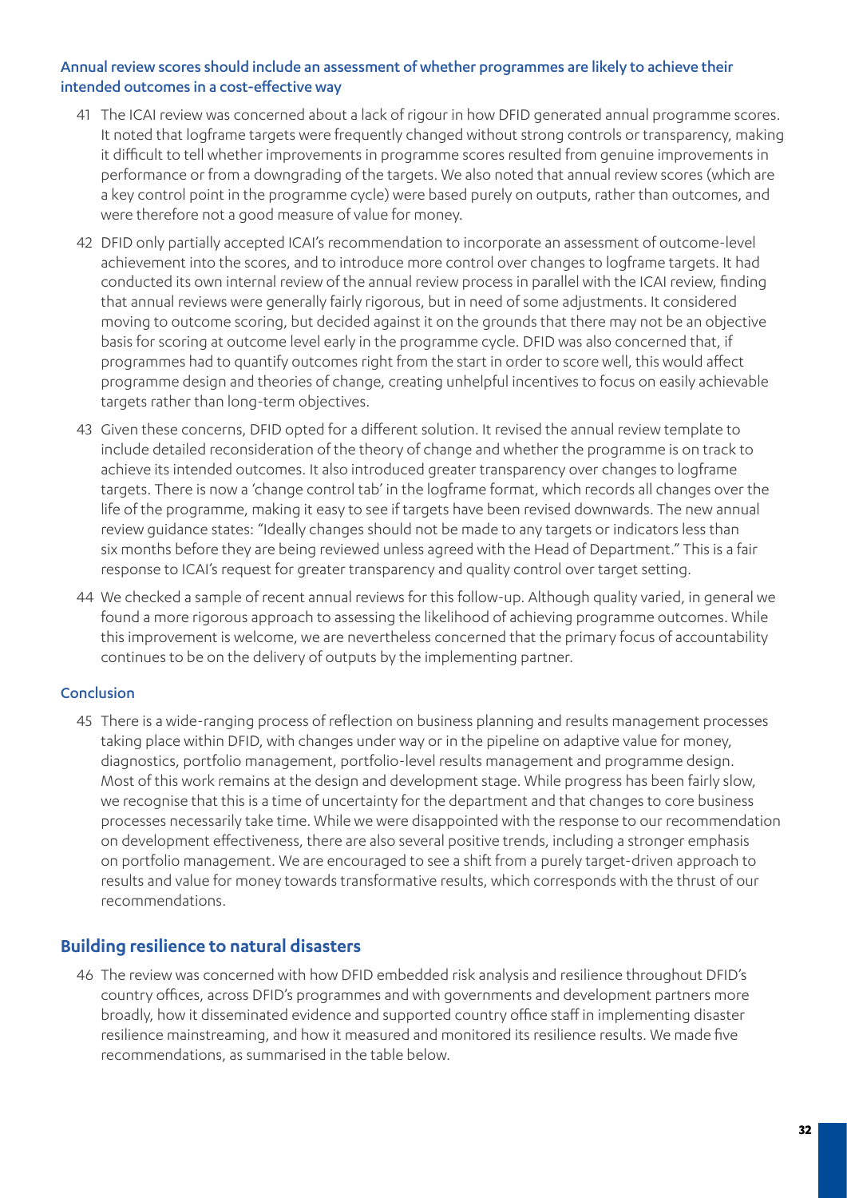### Annual review scores should include an assessment of whether programmes are likely to achieve their intended outcomes in a cost-effective way

41 The ICAI review was concerned about a lack of rigour in how DFID generated annual programme scores. It noted that logframe targets were frequently changed without strong controls or transparency, making it difficult to tell whether improvements in programme scores resulted from genuine improvements in performance or from a downgrading of the targets. We also noted that annual review scores (which are a key control point in the programme cycle) were based purely on outputs, rather than outcomes, and were therefore not a good measure of value for money.

42 DFID only partially accepted ICAI's recommendation to incorporate an assessment of outcome-level achievement into the scores, and to introduce more control over changes to logframe targets. It had conducted its own internal review of the annual review process in parallel with the ICAI review, finding that annual reviews were generally fairly rigorous, but in need of some adjustments. It considered moving to outcome scoring, but decided against it on the grounds that there may not be an objective basis for scoring at outcome level early in the programme cycle. DFID was also concerned that, if programmes had to quantify outcomes right from the start in order to score well, this would affect programme design and theories of change, creating unhelpful incentives to focus on easily achievable targets rather than long-term objectives.

43 Given these concerns, DFID opted for a different solution. It revised the annual review template to include detailed reconsideration of the theory of change and whether the programme is on track to achieve its intended outcomes. It also introduced greater transparency over changes to logframe targets. There is now a 'change control tab' in the logframe format, which records all changes over the life of the programme, making it easy to see if targets have been revised downwards. The new annual review guidance states: "Ideally changes should not be made to any targets or indicators less than six months before they are being reviewed unless agreed with the Head of Department." This is a fair response to ICAI's request for greater transparency and quality control over target setting.

44 We checked a sample of recent annual reviews for this follow-up. Although quality varied, in general we found a more rigorous approach to assessing the likelihood of achieving programme outcomes. While this improvement is welcome, we are nevertheless concerned that the primary focus of accountability continues to be on the delivery of outputs by the implementing partner.

### Conclusion

45 There is a wide-ranging process of reflection on business planning and results management processes taking place within DFID, with changes under way or in the pipeline on adaptive value for money, diagnostics, portfolio management, portfolio-level results management and programme design. Most of this work remains at the design and development stage. While progress has been fairly slow, we recognise that this is a time of uncertainty for the department and that changes to core business processes necessarily take time. While we were disappointed with the response to our recommendation on development effectiveness, there are also several positive trends, including a stronger emphasis on portfolio management. We are encouraged to see a shift from a purely target-driven approach to results and value for money towards transformative results, which corresponds with the thrust of our recommendations.

## Building resilience to natural disasters

46 The review was concerned with how DFID embedded risk analysis and resilience throughout DFID's country offices, across DFID's programmes and with governments and development partners more broadly, how it disseminated evidence and supported country office staff in implementing disaster resilience mainstreaming, and how it measured and monitored its resilience results. We made five recommendations, as summarised in the table below.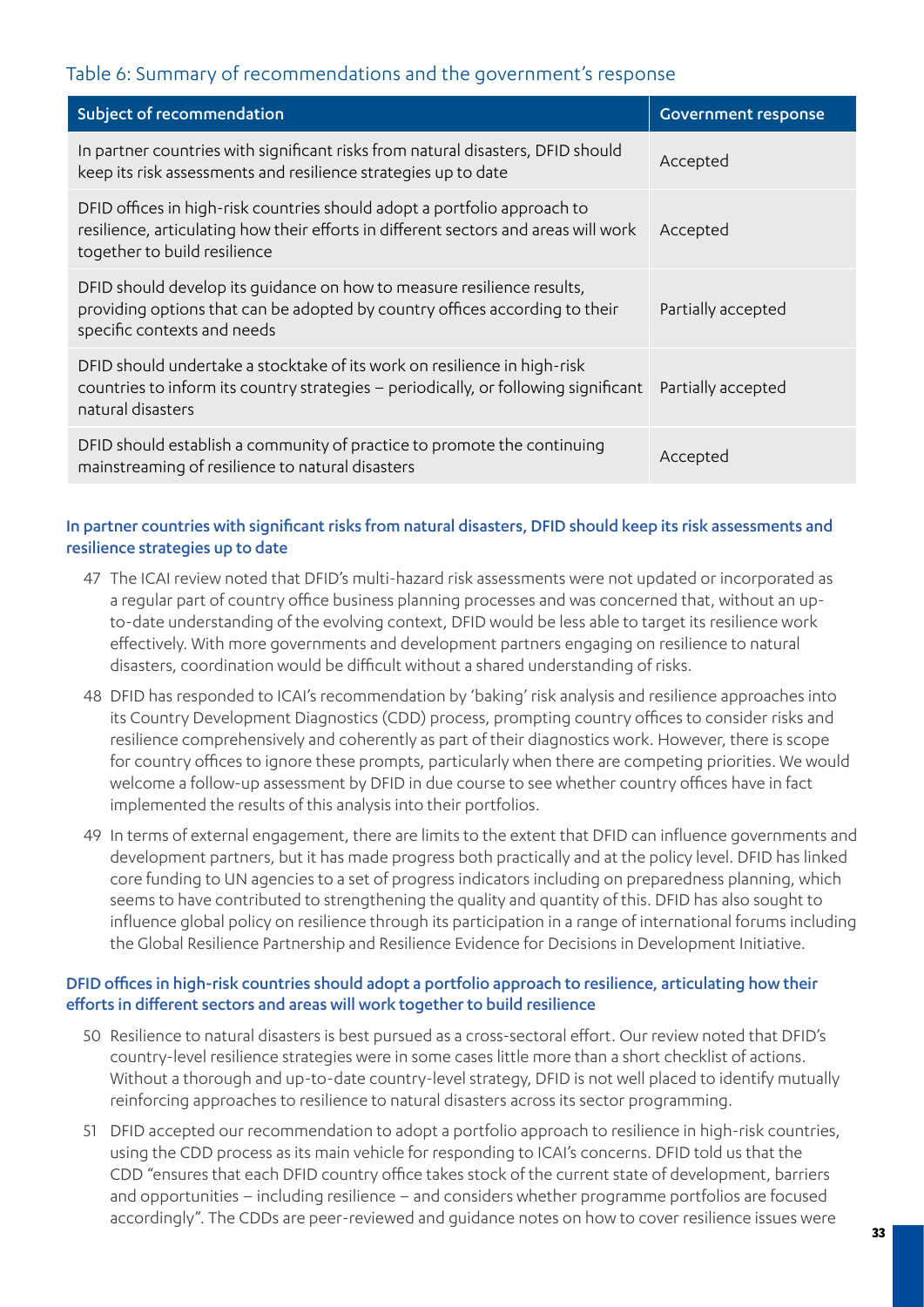### Table 6: Summary of recommendations and the government's response

| Subject of recommendation | Government response |
|---|---|
| In partner countries with significant risks from natural disasters, DFID should keep its risk assessments and resilience strategies up to date | Accepted |
| DFID offices in high-risk countries should adopt a portfolio approach to resilience, articulating how their efforts in different sectors and areas will work together to build resilience | Accepted |
| DFID should develop its guidance on how to measure resilience results, providing options that can be adopted by country offices according to their specific contexts and needs | Partially accepted |
| DFID should undertake a stocktake of its work on resilience in high-risk countries to inform its country strategies – periodically, or following significant natural disasters | Partially accepted |
| DFID should establish a community of practice to promote the continuing mainstreaming of resilience to natural disasters | Accepted |

#### In partner countries with significant risks from natural disasters, DFID should keep its risk assessments and resilience strategies up to date

47 The ICAI review noted that DFID's multi-hazard risk assessments were not updated or incorporated as a regular part of country office business planning processes and was concerned that, without an up-to-date understanding of the evolving context, DFID would be less able to target its resilience work effectively. With more governments and development partners engaging on resilience to natural disasters, coordination would be difficult without a shared understanding of risks.

48 DFID has responded to ICAI's recommendation by 'baking' risk analysis and resilience approaches into its Country Development Diagnostics (CDD) process, prompting country offices to consider risks and resilience comprehensively and coherently as part of their diagnostics work. However, there is scope for country offices to ignore these prompts, particularly when there are competing priorities. We would welcome a follow-up assessment by DFID in due course to see whether country offices have in fact implemented the results of this analysis into their portfolios.

49 In terms of external engagement, there are limits to the extent that DFID can influence governments and development partners, but it has made progress both practically and at the policy level. DFID has linked core funding to UN agencies to a set of progress indicators including on preparedness planning, which seems to have contributed to strengthening the quality and quantity of this. DFID has also sought to influence global policy on resilience through its participation in a range of international forums including the Global Resilience Partnership and Resilience Evidence for Decisions in Development Initiative.

#### DFID offices in high-risk countries should adopt a portfolio approach to resilience, articulating how their efforts in different sectors and areas will work together to build resilience

50 Resilience to natural disasters is best pursued as a cross-sectoral effort. Our review noted that DFID's country-level resilience strategies were in some cases little more than a short checklist of actions. Without a thorough and up-to-date country-level strategy, DFID is not well placed to identify mutually reinforcing approaches to resilience to natural disasters across its sector programming.

51 DFID accepted our recommendation to adopt a portfolio approach to resilience in high-risk countries, using the CDD process as its main vehicle for responding to ICAI's concerns. DFID told us that the CDD "ensures that each DFID country office takes stock of the current state of development, barriers and opportunities – including resilience – and considers whether programme portfolios are focused accordingly". The CDDs are peer-reviewed and guidance notes on how to cover resilience issues were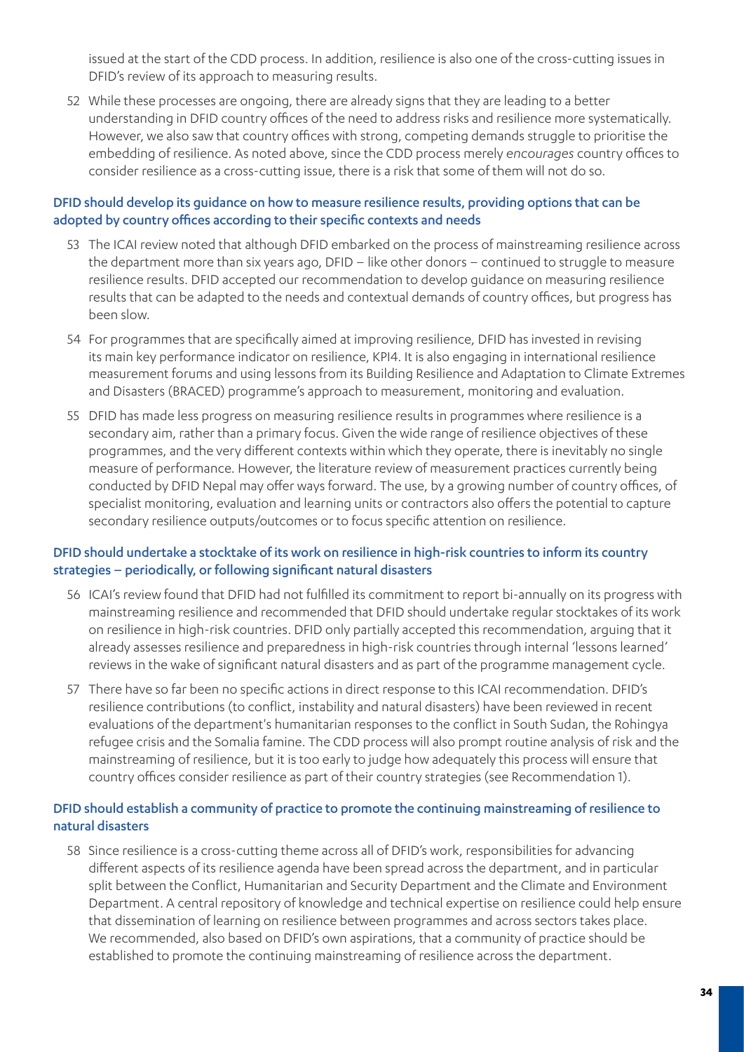issued at the start of the CDD process. In addition, resilience is also one of the cross-cutting issues in DFID's review of its approach to measuring results.

52 While these processes are ongoing, there are already signs that they are leading to a better understanding in DFID country offices of the need to address risks and resilience more systematically. However, we also saw that country offices with strong, competing demands struggle to prioritise the embedding of resilience. As noted above, since the CDD process merely *encourages* country offices to consider resilience as a cross-cutting issue, there is a risk that some of them will not do so.

### DFID should develop its guidance on how to measure resilience results, providing options that can be adopted by country offices according to their specific contexts and needs

53 The ICAI review noted that although DFID embarked on the process of mainstreaming resilience across the department more than six years ago, DFID – like other donors – continued to struggle to measure resilience results. DFID accepted our recommendation to develop guidance on measuring resilience results that can be adapted to the needs and contextual demands of country offices, but progress has been slow.

54 For programmes that are specifically aimed at improving resilience, DFID has invested in revising its main key performance indicator on resilience, KPI4. It is also engaging in international resilience measurement forums and using lessons from its Building Resilience and Adaptation to Climate Extremes and Disasters (BRACED) programme's approach to measurement, monitoring and evaluation.

55 DFID has made less progress on measuring resilience results in programmes where resilience is a secondary aim, rather than a primary focus. Given the wide range of resilience objectives of these programmes, and the very different contexts within which they operate, there is inevitably no single measure of performance. However, the literature review of measurement practices currently being conducted by DFID Nepal may offer ways forward. The use, by a growing number of country offices, of specialist monitoring, evaluation and learning units or contractors also offers the potential to capture secondary resilience outputs/outcomes or to focus specific attention on resilience.

### DFID should undertake a stocktake of its work on resilience in high-risk countries to inform its country strategies – periodically, or following significant natural disasters

56 ICAI's review found that DFID had not fulfilled its commitment to report bi-annually on its progress with mainstreaming resilience and recommended that DFID should undertake regular stocktakes of its work on resilience in high-risk countries. DFID only partially accepted this recommendation, arguing that it already assesses resilience and preparedness in high-risk countries through internal 'lessons learned' reviews in the wake of significant natural disasters and as part of the programme management cycle.

57 There have so far been no specific actions in direct response to this ICAI recommendation. DFID's resilience contributions (to conflict, instability and natural disasters) have been reviewed in recent evaluations of the department's humanitarian responses to the conflict in South Sudan, the Rohingya refugee crisis and the Somalia famine. The CDD process will also prompt routine analysis of risk and the mainstreaming of resilience, but it is too early to judge how adequately this process will ensure that country offices consider resilience as part of their country strategies (see Recommendation 1).

### DFID should establish a community of practice to promote the continuing mainstreaming of resilience to natural disasters

58 Since resilience is a cross-cutting theme across all of DFID's work, responsibilities for advancing different aspects of its resilience agenda have been spread across the department, and in particular split between the Conflict, Humanitarian and Security Department and the Climate and Environment Department. A central repository of knowledge and technical expertise on resilience could help ensure that dissemination of learning on resilience between programmes and across sectors takes place. We recommended, also based on DFID's own aspirations, that a community of practice should be established to promote the continuing mainstreaming of resilience across the department.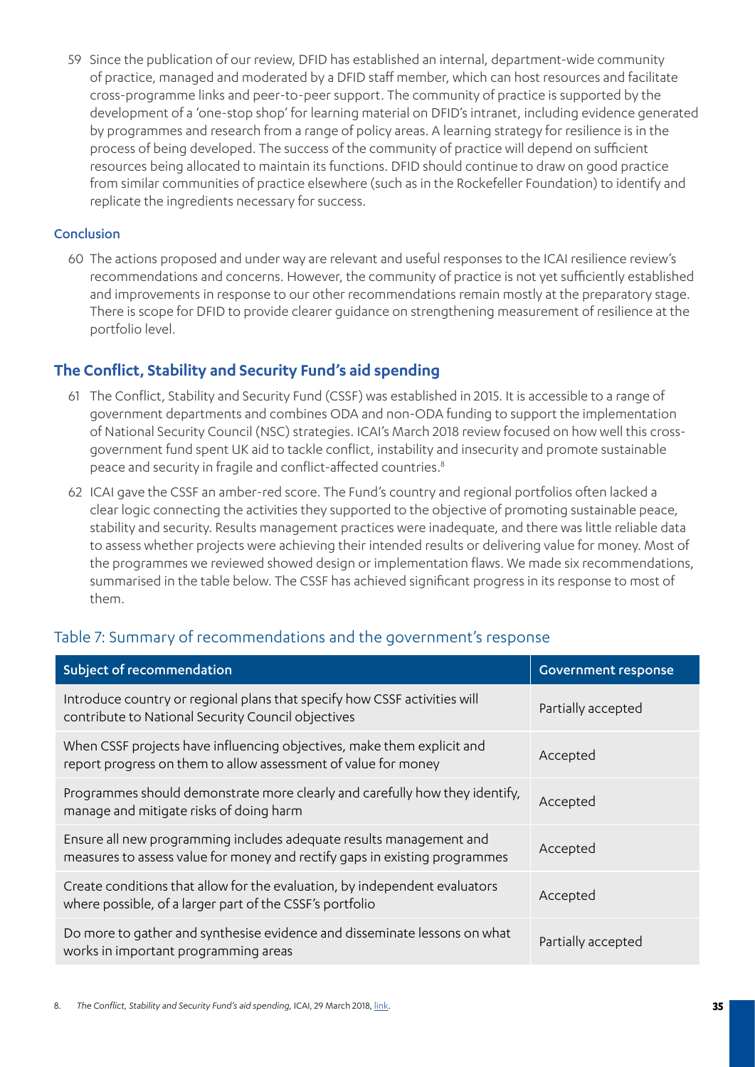59 Since the publication of our review, DFID has established an internal, department-wide community of practice, managed and moderated by a DFID staff member, which can host resources and facilitate cross-programme links and peer-to-peer support. The community of practice is supported by the development of a 'one-stop shop' for learning material on DFID's intranet, including evidence generated by programmes and research from a range of policy areas. A learning strategy for resilience is in the process of being developed. The success of the community of practice will depend on sufficient resources being allocated to maintain its functions. DFID should continue to draw on good practice from similar communities of practice elsewhere (such as in the Rockefeller Foundation) to identify and replicate the ingredients necessary for success.

### Conclusion

60 The actions proposed and under way are relevant and useful responses to the ICAI resilience review's recommendations and concerns. However, the community of practice is not yet sufficiently established and improvements in response to our other recommendations remain mostly at the preparatory stage. There is scope for DFID to provide clearer guidance on strengthening measurement of resilience at the portfolio level.

## The Conflict, Stability and Security Fund's aid spending

61 The Conflict, Stability and Security Fund (CSSF) was established in 2015. It is accessible to a range of government departments and combines ODA and non-ODA funding to support the implementation of National Security Council (NSC) strategies. ICAI's March 2018 review focused on how well this cross-government fund spent UK aid to tackle conflict, instability and insecurity and promote sustainable peace and security in fragile and conflict-affected countries.[8]

62 ICAI gave the CSSF an amber-red score. The Fund's country and regional portfolios often lacked a clear logic connecting the activities they supported to the objective of promoting sustainable peace, stability and security. Results management practices were inadequate, and there was little reliable data to assess whether projects were achieving their intended results or delivering value for money. Most of the programmes we reviewed showed design or implementation flaws. We made six recommendations, summarised in the table below. The CSSF has achieved significant progress in its response to most of them.

### Table 7: Summary of recommendations and the government's response

| Subject of recommendation | Government response |
|---|---|
| Introduce country or regional plans that specify how CSSF activities will contribute to National Security Council objectives | Partially accepted |
| When CSSF projects have influencing objectives, make them explicit and report progress on them to allow assessment of value for money | Accepted |
| Programmes should demonstrate more clearly and carefully how they identify, manage and mitigate risks of doing harm | Accepted |
| Ensure all new programming includes adequate results management and measures to assess value for money and rectify gaps in existing programmes | Accepted |
| Create conditions that allow for the evaluation, by independent evaluators where possible, of a larger part of the CSSF's portfolio | Accepted |
| Do more to gather and synthesise evidence and disseminate lessons on what works in important programming areas | Partially accepted |

8. *The Conflict, Stability and Security Fund's aid spending*, ICAI, 29 March 2018, link.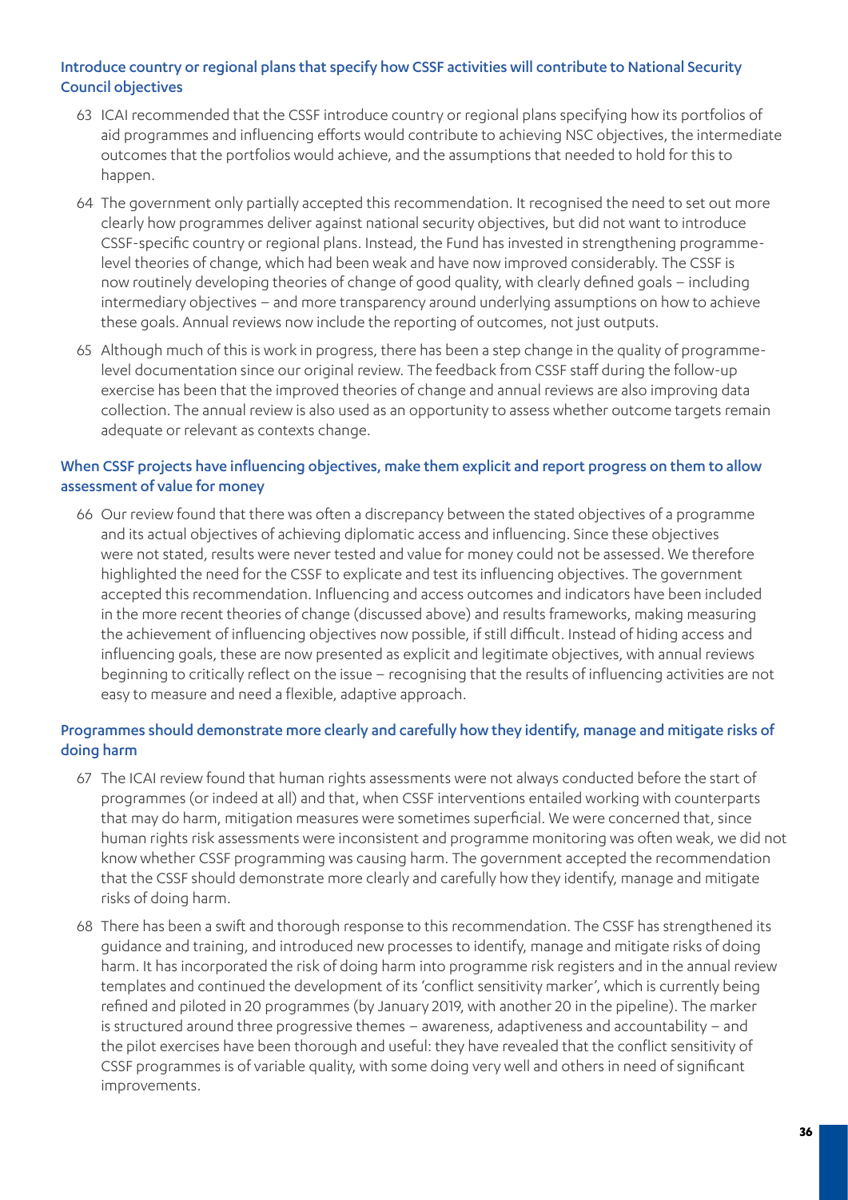### Introduce country or regional plans that specify how CSSF activities will contribute to National Security Council objectives

63 ICAI recommended that the CSSF introduce country or regional plans specifying how its portfolios of aid programmes and influencing efforts would contribute to achieving NSC objectives, the intermediate outcomes that the portfolios would achieve, and the assumptions that needed to hold for this to happen.

64 The government only partially accepted this recommendation. It recognised the need to set out more clearly how programmes deliver against national security objectives, but did not want to introduce CSSF-specific country or regional plans. Instead, the Fund has invested in strengthening programme-level theories of change, which had been weak and have now improved considerably. The CSSF is now routinely developing theories of change of good quality, with clearly defined goals – including intermediary objectives – and more transparency around underlying assumptions on how to achieve these goals. Annual reviews now include the reporting of outcomes, not just outputs.

65 Although much of this is work in progress, there has been a step change in the quality of programme-level documentation since our original review. The feedback from CSSF staff during the follow-up exercise has been that the improved theories of change and annual reviews are also improving data collection. The annual review is also used as an opportunity to assess whether outcome targets remain adequate or relevant as contexts change.

### When CSSF projects have influencing objectives, make them explicit and report progress on them to allow assessment of value for money

66 Our review found that there was often a discrepancy between the stated objectives of a programme and its actual objectives of achieving diplomatic access and influencing. Since these objectives were not stated, results were never tested and value for money could not be assessed. We therefore highlighted the need for the CSSF to explicate and test its influencing objectives. The government accepted this recommendation. Influencing and access outcomes and indicators have been included in the more recent theories of change (discussed above) and results frameworks, making measuring the achievement of influencing objectives now possible, if still difficult. Instead of hiding access and influencing goals, these are now presented as explicit and legitimate objectives, with annual reviews beginning to critically reflect on the issue – recognising that the results of influencing activities are not easy to measure and need a flexible, adaptive approach.

### Programmes should demonstrate more clearly and carefully how they identify, manage and mitigate risks of doing harm

67 The ICAI review found that human rights assessments were not always conducted before the start of programmes (or indeed at all) and that, when CSSF interventions entailed working with counterparts that may do harm, mitigation measures were sometimes superficial. We were concerned that, since human rights risk assessments were inconsistent and programme monitoring was often weak, we did not know whether CSSF programming was causing harm. The government accepted the recommendation that the CSSF should demonstrate more clearly and carefully how they identify, manage and mitigate risks of doing harm.

68 There has been a swift and thorough response to this recommendation. The CSSF has strengthened its guidance and training, and introduced new processes to identify, manage and mitigate risks of doing harm. It has incorporated the risk of doing harm into programme risk registers and in the annual review templates and continued the development of its 'conflict sensitivity marker', which is currently being refined and piloted in 20 programmes (by January 2019, with another 20 in the pipeline). The marker is structured around three progressive themes – awareness, adaptiveness and accountability – and the pilot exercises have been thorough and useful: they have revealed that the conflict sensitivity of CSSF programmes is of variable quality, with some doing very well and others in need of significant improvements.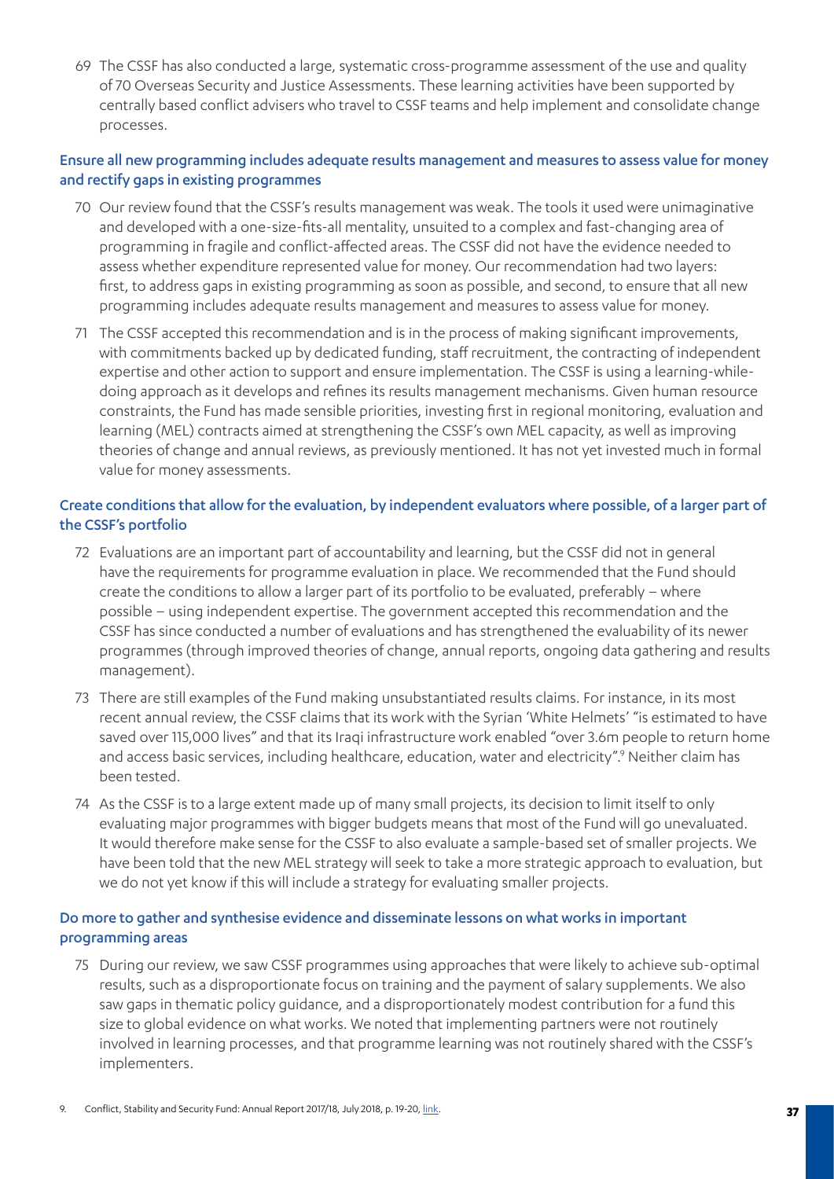69 The CSSF has also conducted a large, systematic cross-programme assessment of the use and quality of 70 Overseas Security and Justice Assessments. These learning activities have been supported by centrally based conflict advisers who travel to CSSF teams and help implement and consolidate change processes.

### Ensure all new programming includes adequate results management and measures to assess value for money and rectify gaps in existing programmes

70 Our review found that the CSSF's results management was weak. The tools it used were unimaginative and developed with a one-size-fits-all mentality, unsuited to a complex and fast-changing area of programming in fragile and conflict-affected areas. The CSSF did not have the evidence needed to assess whether expenditure represented value for money. Our recommendation had two layers: first, to address gaps in existing programming as soon as possible, and second, to ensure that all new programming includes adequate results management and measures to assess value for money.

71 The CSSF accepted this recommendation and is in the process of making significant improvements, with commitments backed up by dedicated funding, staff recruitment, the contracting of independent expertise and other action to support and ensure implementation. The CSSF is using a learning-while-doing approach as it develops and refines its results management mechanisms. Given human resource constraints, the Fund has made sensible priorities, investing first in regional monitoring, evaluation and learning (MEL) contracts aimed at strengthening the CSSF's own MEL capacity, as well as improving theories of change and annual reviews, as previously mentioned. It has not yet invested much in formal value for money assessments.

### Create conditions that allow for the evaluation, by independent evaluators where possible, of a larger part of the CSSF's portfolio

72 Evaluations are an important part of accountability and learning, but the CSSF did not in general have the requirements for programme evaluation in place. We recommended that the Fund should create the conditions to allow a larger part of its portfolio to be evaluated, preferably – where possible – using independent expertise. The government accepted this recommendation and the CSSF has since conducted a number of evaluations and has strengthened the evaluability of its newer programmes (through improved theories of change, annual reports, ongoing data gathering and results management).

73 There are still examples of the Fund making unsubstantiated results claims. For instance, in its most recent annual review, the CSSF claims that its work with the Syrian 'White Helmets' "is estimated to have saved over 115,000 lives" and that its Iraqi infrastructure work enabled "over 3.6m people to return home and access basic services, including healthcare, education, water and electricity".[9] Neither claim has been tested.

74 As the CSSF is to a large extent made up of many small projects, its decision to limit itself to only evaluating major programmes with bigger budgets means that most of the Fund will go unevaluated. It would therefore make sense for the CSSF to also evaluate a sample-based set of smaller projects. We have been told that the new MEL strategy will seek to take a more strategic approach to evaluation, but we do not yet know if this will include a strategy for evaluating smaller projects.

### Do more to gather and synthesise evidence and disseminate lessons on what works in important programming areas

75 During our review, we saw CSSF programmes using approaches that were likely to achieve sub-optimal results, such as a disproportionate focus on training and the payment of salary supplements. We also saw gaps in thematic policy guidance, and a disproportionately modest contribution for a fund this size to global evidence on what works. We noted that implementing partners were not routinely involved in learning processes, and that programme learning was not routinely shared with the CSSF's implementers.

9. Conflict, Stability and Security Fund: Annual Report 2017/18, July 2018, p. 19-20, link.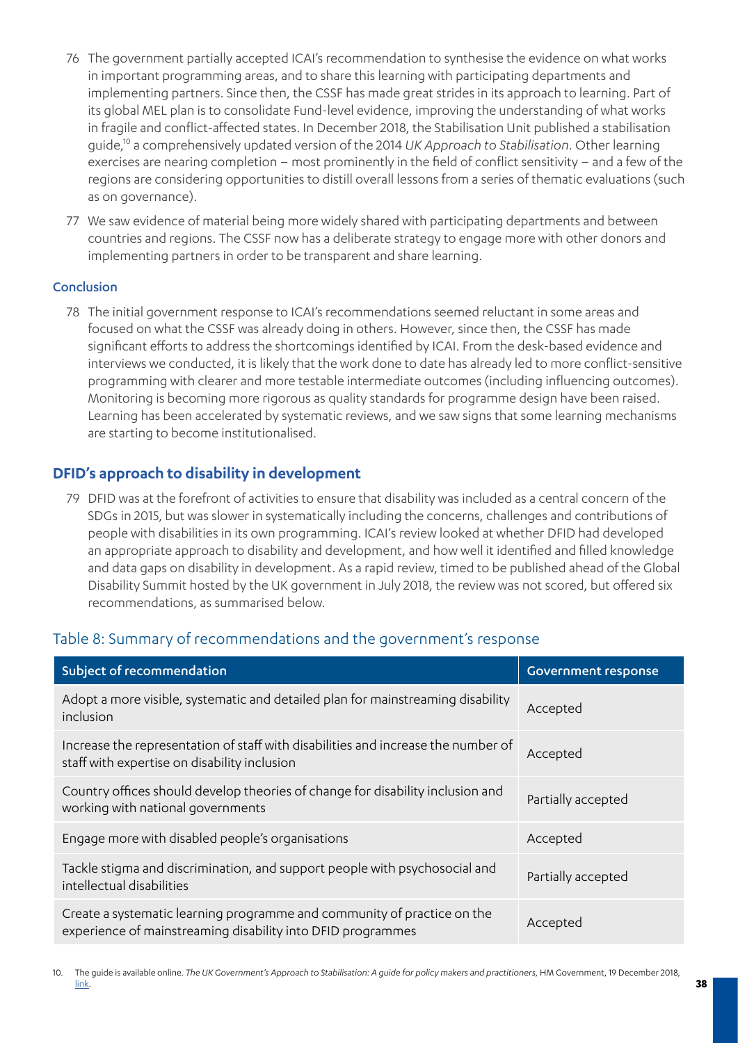76 The government partially accepted ICAI's recommendation to synthesise the evidence on what works in important programming areas, and to share this learning with participating departments and implementing partners. Since then, the CSSF has made great strides in its approach to learning. Part of its global MEL plan is to consolidate Fund-level evidence, improving the understanding of what works in fragile and conflict-affected states. In December 2018, the Stabilisation Unit published a stabilisation guide,[10] a comprehensively updated version of the 2014 *UK Approach to Stabilisation*. Other learning exercises are nearing completion – most prominently in the field of conflict sensitivity – and a few of the regions are considering opportunities to distill overall lessons from a series of thematic evaluations (such as on governance).

77 We saw evidence of material being more widely shared with participating departments and between countries and regions. The CSSF now has a deliberate strategy to engage more with other donors and implementing partners in order to be transparent and share learning.

#### Conclusion

78 The initial government response to ICAI's recommendations seemed reluctant in some areas and focused on what the CSSF was already doing in others. However, since then, the CSSF has made significant efforts to address the shortcomings identified by ICAI. From the desk-based evidence and interviews we conducted, it is likely that the work done to date has already led to more conflict-sensitive programming with clearer and more testable intermediate outcomes (including influencing outcomes). Monitoring is becoming more rigorous as quality standards for programme design have been raised. Learning has been accelerated by systematic reviews, and we saw signs that some learning mechanisms are starting to become institutionalised.

### DFID's approach to disability in development

79 DFID was at the forefront of activities to ensure that disability was included as a central concern of the SDGs in 2015, but was slower in systematically including the concerns, challenges and contributions of people with disabilities in its own programming. ICAI's review looked at whether DFID had developed an appropriate approach to disability and development, and how well it identified and filled knowledge and data gaps on disability in development. As a rapid review, timed to be published ahead of the Global Disability Summit hosted by the UK government in July 2018, the review was not scored, but offered six recommendations, as summarised below.

## Table 8: Summary of recommendations and the government's response

| Subject of recommendation | Government response |
|---|---|
| Adopt a more visible, systematic and detailed plan for mainstreaming disability inclusion | Accepted |
| Increase the representation of staff with disabilities and increase the number of staff with expertise on disability inclusion | Accepted |
| Country offices should develop theories of change for disability inclusion and working with national governments | Partially accepted |
| Engage more with disabled people's organisations | Accepted |
| Tackle stigma and discrimination, and support people with psychosocial and intellectual disabilities | Partially accepted |
| Create a systematic learning programme and community of practice on the experience of mainstreaming disability into DFID programmes | Accepted |

10. The guide is available online. *The UK Government's Approach to Stabilisation: A guide for policy makers and practitioners*, HM Government, 19 December 2018, link.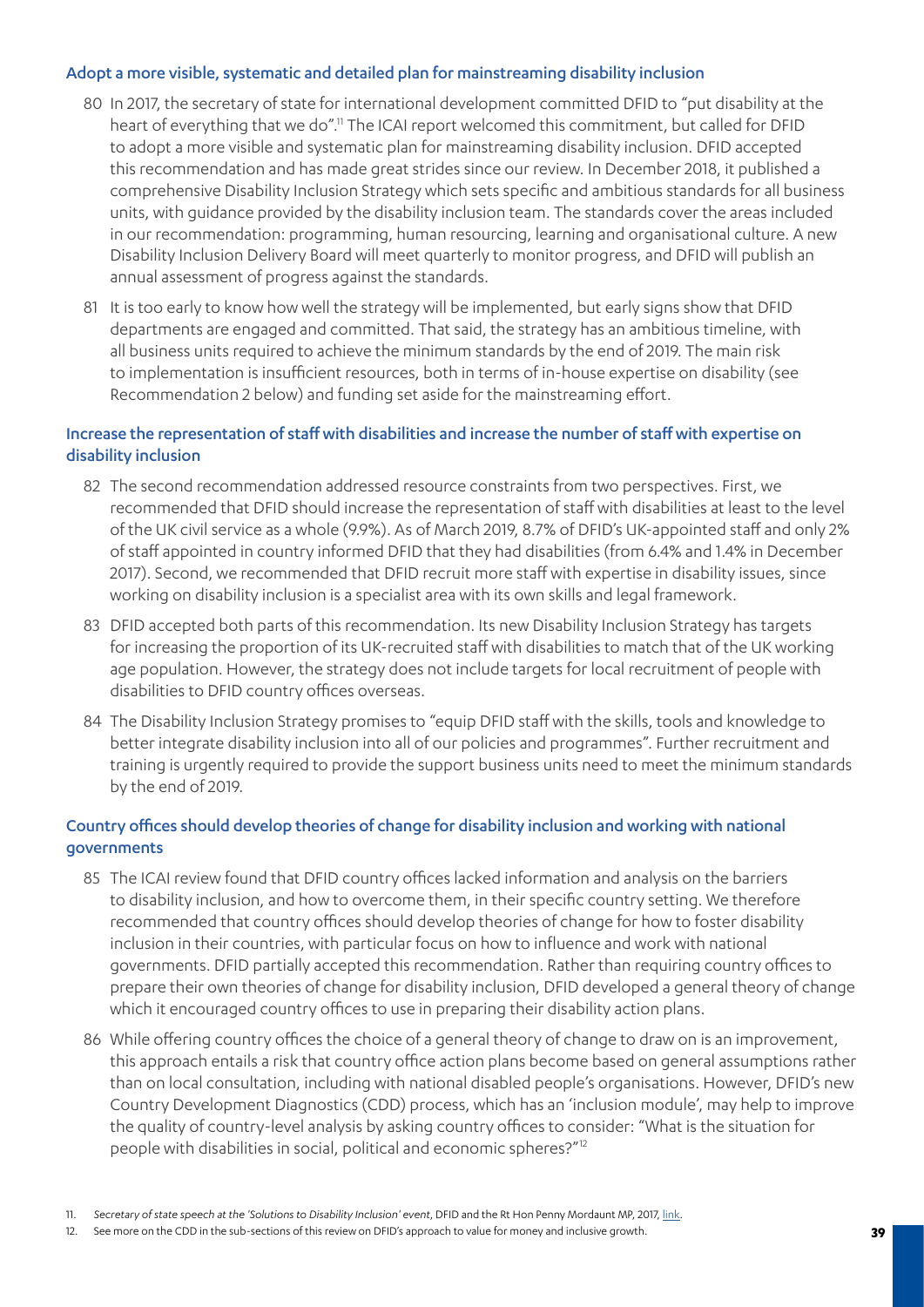### Adopt a more visible, systematic and detailed plan for mainstreaming disability inclusion

80 In 2017, the secretary of state for international development committed DFID to "put disability at the heart of everything that we do".[11] The ICAI report welcomed this commitment, but called for DFID to adopt a more visible and systematic plan for mainstreaming disability inclusion. DFID accepted this recommendation and has made great strides since our review. In December 2018, it published a comprehensive Disability Inclusion Strategy which sets specific and ambitious standards for all business units, with guidance provided by the disability inclusion team. The standards cover the areas included in our recommendation: programming, human resourcing, learning and organisational culture. A new Disability Inclusion Delivery Board will meet quarterly to monitor progress, and DFID will publish an annual assessment of progress against the standards.

81 It is too early to know how well the strategy will be implemented, but early signs show that DFID departments are engaged and committed. That said, the strategy has an ambitious timeline, with all business units required to achieve the minimum standards by the end of 2019. The main risk to implementation is insufficient resources, both in terms of in-house expertise on disability (see Recommendation 2 below) and funding set aside for the mainstreaming effort.

### Increase the representation of staff with disabilities and increase the number of staff with expertise on disability inclusion

82 The second recommendation addressed resource constraints from two perspectives. First, we recommended that DFID should increase the representation of staff with disabilities at least to the level of the UK civil service as a whole (9.9%). As of March 2019, 8.7% of DFID's UK-appointed staff and only 2% of staff appointed in country informed DFID that they had disabilities (from 6.4% and 1.4% in December 2017). Second, we recommended that DFID recruit more staff with expertise in disability issues, since working on disability inclusion is a specialist area with its own skills and legal framework.

83 DFID accepted both parts of this recommendation. Its new Disability Inclusion Strategy has targets for increasing the proportion of its UK-recruited staff with disabilities to match that of the UK working age population. However, the strategy does not include targets for local recruitment of people with disabilities to DFID country offices overseas.

84 The Disability Inclusion Strategy promises to "equip DFID staff with the skills, tools and knowledge to better integrate disability inclusion into all of our policies and programmes". Further recruitment and training is urgently required to provide the support business units need to meet the minimum standards by the end of 2019.

### Country offices should develop theories of change for disability inclusion and working with national governments

85 The ICAI review found that DFID country offices lacked information and analysis on the barriers to disability inclusion, and how to overcome them, in their specific country setting. We therefore recommended that country offices should develop theories of change for how to foster disability inclusion in their countries, with particular focus on how to influence and work with national governments. DFID partially accepted this recommendation. Rather than requiring country offices to prepare their own theories of change for disability inclusion, DFID developed a general theory of change which it encouraged country offices to use in preparing their disability action plans.

86 While offering country offices the choice of a general theory of change to draw on is an improvement, this approach entails a risk that country office action plans become based on general assumptions rather than on local consultation, including with national disabled people's organisations. However, DFID's new Country Development Diagnostics (CDD) process, which has an 'inclusion module', may help to improve the quality of country-level analysis by asking country offices to consider: "What is the situation for people with disabilities in social, political and economic spheres?"[12]

---

11. *Secretary of state speech at the 'Solutions to Disability Inclusion' event*, DFID and the Rt Hon Penny Mordaunt MP, 2017, link.
12. See more on the CDD in the sub-sections of this review on DFID's approach to value for money and inclusive growth.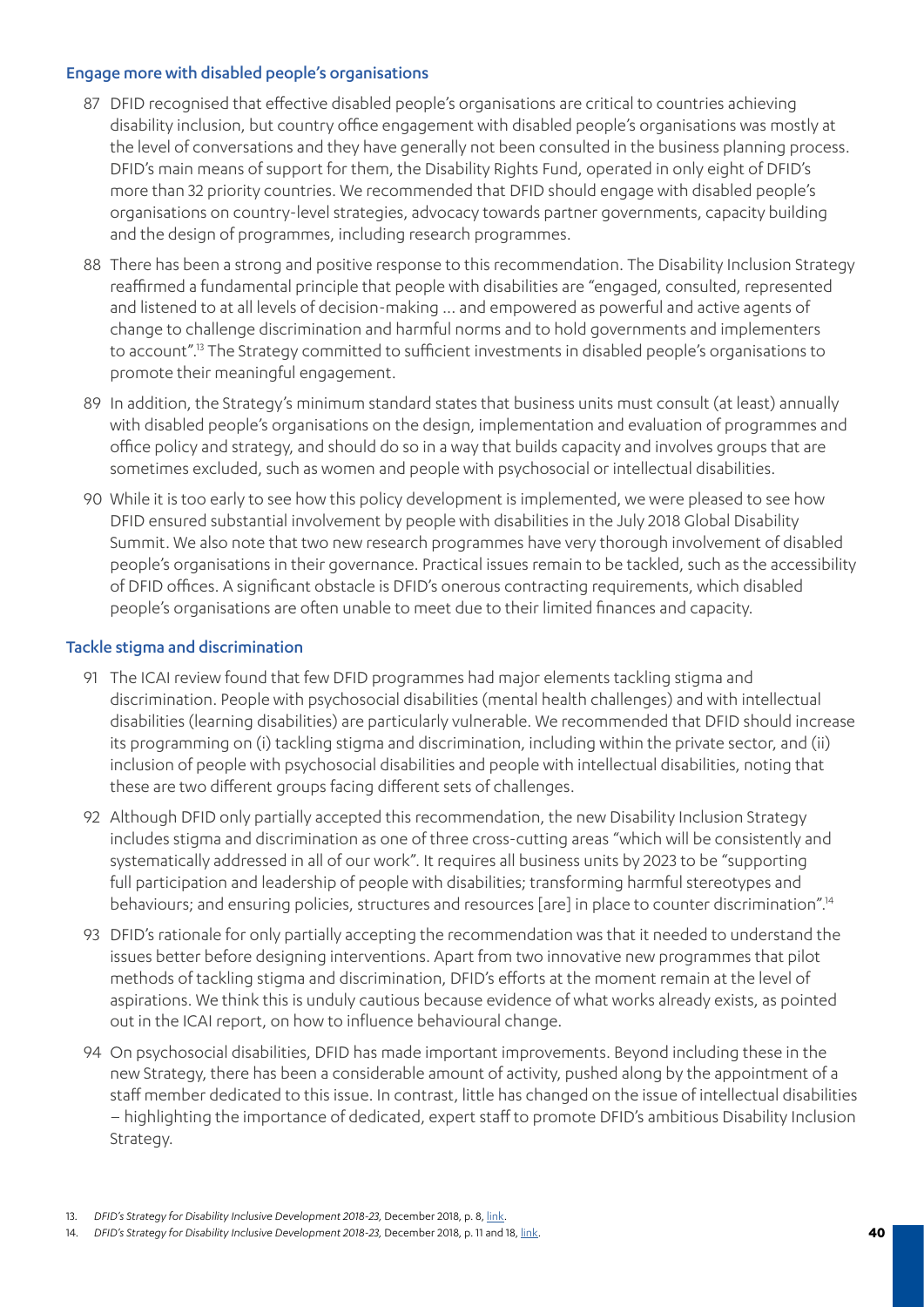### Engage more with disabled people's organisations

87 DFID recognised that effective disabled people's organisations are critical to countries achieving disability inclusion, but country office engagement with disabled people's organisations was mostly at the level of conversations and they have generally not been consulted in the business planning process. DFID's main means of support for them, the Disability Rights Fund, operated in only eight of DFID's more than 32 priority countries. We recommended that DFID should engage with disabled people's organisations on country-level strategies, advocacy towards partner governments, capacity building and the design of programmes, including research programmes.

88 There has been a strong and positive response to this recommendation. The Disability Inclusion Strategy reaffirmed a fundamental principle that people with disabilities are "engaged, consulted, represented and listened to at all levels of decision-making … and empowered as powerful and active agents of change to challenge discrimination and harmful norms and to hold governments and implementers to account".[13] The Strategy committed to sufficient investments in disabled people's organisations to promote their meaningful engagement.

89 In addition, the Strategy's minimum standard states that business units must consult (at least) annually with disabled people's organisations on the design, implementation and evaluation of programmes and office policy and strategy, and should do so in a way that builds capacity and involves groups that are sometimes excluded, such as women and people with psychosocial or intellectual disabilities.

90 While it is too early to see how this policy development is implemented, we were pleased to see how DFID ensured substantial involvement by people with disabilities in the July 2018 Global Disability Summit. We also note that two new research programmes have very thorough involvement of disabled people's organisations in their governance. Practical issues remain to be tackled, such as the accessibility of DFID offices. A significant obstacle is DFID's onerous contracting requirements, which disabled people's organisations are often unable to meet due to their limited finances and capacity.

### Tackle stigma and discrimination

91 The ICAI review found that few DFID programmes had major elements tackling stigma and discrimination. People with psychosocial disabilities (mental health challenges) and with intellectual disabilities (learning disabilities) are particularly vulnerable. We recommended that DFID should increase its programming on (i) tackling stigma and discrimination, including within the private sector, and (ii) inclusion of people with psychosocial disabilities and people with intellectual disabilities, noting that these are two different groups facing different sets of challenges.

92 Although DFID only partially accepted this recommendation, the new Disability Inclusion Strategy includes stigma and discrimination as one of three cross-cutting areas "which will be consistently and systematically addressed in all of our work". It requires all business units by 2023 to be "supporting full participation and leadership of people with disabilities; transforming harmful stereotypes and behaviours; and ensuring policies, structures and resources [are] in place to counter discrimination".[14]

93 DFID's rationale for only partially accepting the recommendation was that it needed to understand the issues better before designing interventions. Apart from two innovative new programmes that pilot methods of tackling stigma and discrimination, DFID's efforts at the moment remain at the level of aspirations. We think this is unduly cautious because evidence of what works already exists, as pointed out in the ICAI report, on how to influence behavioural change.

94 On psychosocial disabilities, DFID has made important improvements. Beyond including these in the new Strategy, there has been a considerable amount of activity, pushed along by the appointment of a staff member dedicated to this issue. In contrast, little has changed on the issue of intellectual disabilities – highlighting the importance of dedicated, expert staff to promote DFID's ambitious Disability Inclusion Strategy.

13. *DFID's Strategy for Disability Inclusive Development 2018-23,* December 2018, p. 8, link.

14. *DFID's Strategy for Disability Inclusive Development 2018-23,* December 2018, p. 11 and 18, link.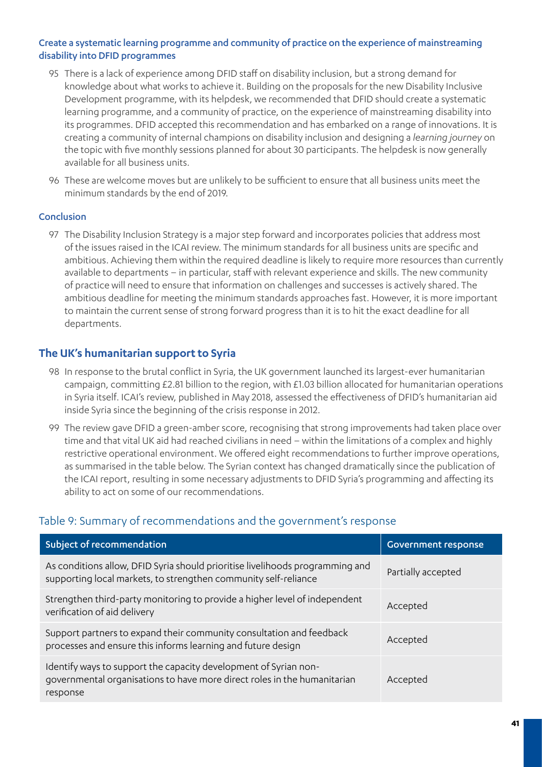### Create a systematic learning programme and community of practice on the experience of mainstreaming disability into DFID programmes

95 There is a lack of experience among DFID staff on disability inclusion, but a strong demand for knowledge about what works to achieve it. Building on the proposals for the new Disability Inclusive Development programme, with its helpdesk, we recommended that DFID should create a systematic learning programme, and a community of practice, on the experience of mainstreaming disability into its programmes. DFID accepted this recommendation and has embarked on a range of innovations. It is creating a community of internal champions on disability inclusion and designing a *learning journey* on the topic with five monthly sessions planned for about 30 participants. The helpdesk is now generally available for all business units.

96 These are welcome moves but are unlikely to be sufficient to ensure that all business units meet the minimum standards by the end of 2019.

### Conclusion

97 The Disability Inclusion Strategy is a major step forward and incorporates policies that address most of the issues raised in the ICAI review. The minimum standards for all business units are specific and ambitious. Achieving them within the required deadline is likely to require more resources than currently available to departments – in particular, staff with relevant experience and skills. The new community of practice will need to ensure that information on challenges and successes is actively shared. The ambitious deadline for meeting the minimum standards approaches fast. However, it is more important to maintain the current sense of strong forward progress than it is to hit the exact deadline for all departments.

## The UK's humanitarian support to Syria

98 In response to the brutal conflict in Syria, the UK government launched its largest-ever humanitarian campaign, committing £2.81 billion to the region, with £1.03 billion allocated for humanitarian operations in Syria itself. ICAI's review, published in May 2018, assessed the effectiveness of DFID's humanitarian aid inside Syria since the beginning of the crisis response in 2012.

99 The review gave DFID a green-amber score, recognising that strong improvements had taken place over time and that vital UK aid had reached civilians in need – within the limitations of a complex and highly restrictive operational environment. We offered eight recommendations to further improve operations, as summarised in the table below. The Syrian context has changed dramatically since the publication of the ICAI report, resulting in some necessary adjustments to DFID Syria's programming and affecting its ability to act on some of our recommendations.

### Table 9: Summary of recommendations and the government's response

| Subject of recommendation | Government response |
|---|---|
| As conditions allow, DFID Syria should prioritise livelihoods programming and supporting local markets, to strengthen community self-reliance | Partially accepted |
| Strengthen third-party monitoring to provide a higher level of independent verification of aid delivery | Accepted |
| Support partners to expand their community consultation and feedback processes and ensure this informs learning and future design | Accepted |
| Identify ways to support the capacity development of Syrian non-governmental organisations to have more direct roles in the humanitarian response | Accepted |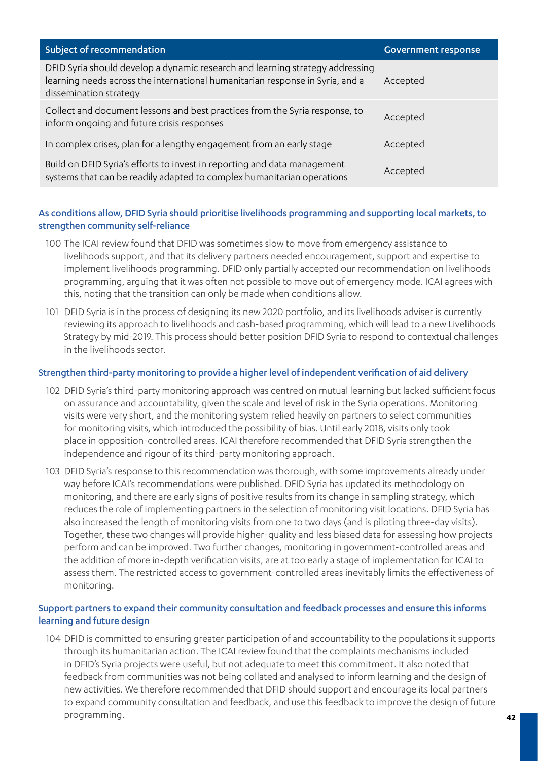| Subject of recommendation | Government response |
| --- | --- |
| DFID Syria should develop a dynamic research and learning strategy addressing learning needs across the international humanitarian response in Syria, and a dissemination strategy | Accepted |
| Collect and document lessons and best practices from the Syria response, to inform ongoing and future crisis responses | Accepted |
| In complex crises, plan for a lengthy engagement from an early stage | Accepted |
| Build on DFID Syria's efforts to invest in reporting and data management systems that can be readily adapted to complex humanitarian operations | Accepted |

### As conditions allow, DFID Syria should prioritise livelihoods programming and supporting local markets, to strengthen community self-reliance

100 The ICAI review found that DFID was sometimes slow to move from emergency assistance to livelihoods support, and that its delivery partners needed encouragement, support and expertise to implement livelihoods programming. DFID only partially accepted our recommendation on livelihoods programming, arguing that it was often not possible to move out of emergency mode. ICAI agrees with this, noting that the transition can only be made when conditions allow.

101 DFID Syria is in the process of designing its new 2020 portfolio, and its livelihoods adviser is currently reviewing its approach to livelihoods and cash-based programming, which will lead to a new Livelihoods Strategy by mid-2019. This process should better position DFID Syria to respond to contextual challenges in the livelihoods sector.

### Strengthen third-party monitoring to provide a higher level of independent verification of aid delivery

102 DFID Syria's third-party monitoring approach was centred on mutual learning but lacked sufficient focus on assurance and accountability, given the scale and level of risk in the Syria operations. Monitoring visits were very short, and the monitoring system relied heavily on partners to select communities for monitoring visits, which introduced the possibility of bias. Until early 2018, visits only took place in opposition-controlled areas. ICAI therefore recommended that DFID Syria strengthen the independence and rigour of its third-party monitoring approach.

103 DFID Syria's response to this recommendation was thorough, with some improvements already under way before ICAI's recommendations were published. DFID Syria has updated its methodology on monitoring, and there are early signs of positive results from its change in sampling strategy, which reduces the role of implementing partners in the selection of monitoring visit locations. DFID Syria has also increased the length of monitoring visits from one to two days (and is piloting three-day visits). Together, these two changes will provide higher-quality and less biased data for assessing how projects perform and can be improved. Two further changes, monitoring in government-controlled areas and the addition of more in-depth verification visits, are at too early a stage of implementation for ICAI to assess them. The restricted access to government-controlled areas inevitably limits the effectiveness of monitoring.

### Support partners to expand their community consultation and feedback processes and ensure this informs learning and future design

104 DFID is committed to ensuring greater participation of and accountability to the populations it supports through its humanitarian action. The ICAI review found that the complaints mechanisms included in DFID's Syria projects were useful, but not adequate to meet this commitment. It also noted that feedback from communities was not being collated and analysed to inform learning and the design of new activities. We therefore recommended that DFID should support and encourage its local partners to expand community consultation and feedback, and use this feedback to improve the design of future programming.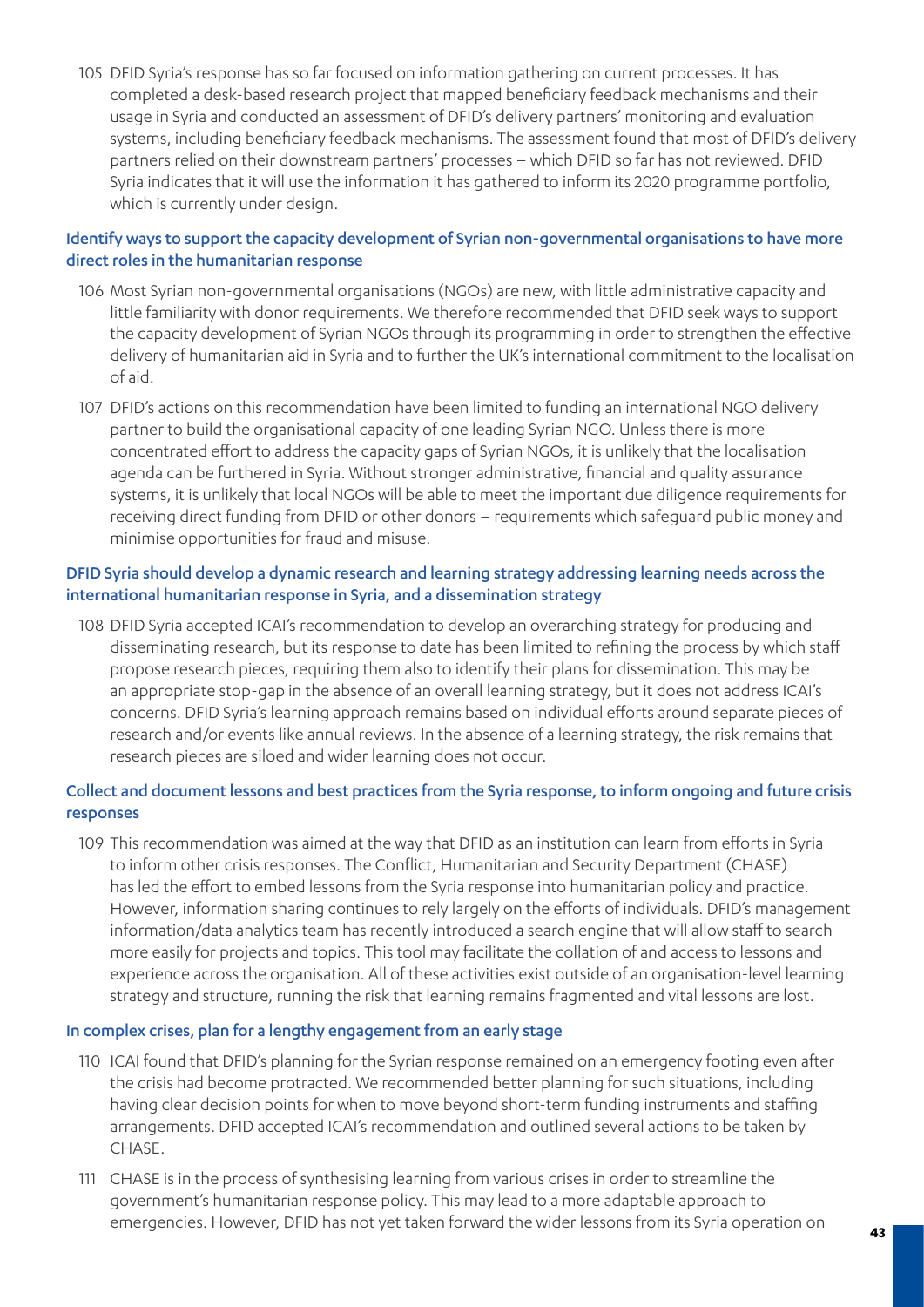105 DFID Syria's response has so far focused on information gathering on current processes. It has completed a desk-based research project that mapped beneficiary feedback mechanisms and their usage in Syria and conducted an assessment of DFID's delivery partners' monitoring and evaluation systems, including beneficiary feedback mechanisms. The assessment found that most of DFID's delivery partners relied on their downstream partners' processes – which DFID so far has not reviewed. DFID Syria indicates that it will use the information it has gathered to inform its 2020 programme portfolio, which is currently under design.

### Identify ways to support the capacity development of Syrian non-governmental organisations to have more direct roles in the humanitarian response

106 Most Syrian non-governmental organisations (NGOs) are new, with little administrative capacity and little familiarity with donor requirements. We therefore recommended that DFID seek ways to support the capacity development of Syrian NGOs through its programming in order to strengthen the effective delivery of humanitarian aid in Syria and to further the UK's international commitment to the localisation of aid.

107 DFID's actions on this recommendation have been limited to funding an international NGO delivery partner to build the organisational capacity of one leading Syrian NGO. Unless there is more concentrated effort to address the capacity gaps of Syrian NGOs, it is unlikely that the localisation agenda can be furthered in Syria. Without stronger administrative, financial and quality assurance systems, it is unlikely that local NGOs will be able to meet the important due diligence requirements for receiving direct funding from DFID or other donors – requirements which safeguard public money and minimise opportunities for fraud and misuse.

### DFID Syria should develop a dynamic research and learning strategy addressing learning needs across the international humanitarian response in Syria, and a dissemination strategy

108 DFID Syria accepted ICAI's recommendation to develop an overarching strategy for producing and disseminating research, but its response to date has been limited to refining the process by which staff propose research pieces, requiring them also to identify their plans for dissemination. This may be an appropriate stop-gap in the absence of an overall learning strategy, but it does not address ICAI's concerns. DFID Syria's learning approach remains based on individual efforts around separate pieces of research and/or events like annual reviews. In the absence of a learning strategy, the risk remains that research pieces are siloed and wider learning does not occur.

### Collect and document lessons and best practices from the Syria response, to inform ongoing and future crisis responses

109 This recommendation was aimed at the way that DFID as an institution can learn from efforts in Syria to inform other crisis responses. The Conflict, Humanitarian and Security Department (CHASE) has led the effort to embed lessons from the Syria response into humanitarian policy and practice. However, information sharing continues to rely largely on the efforts of individuals. DFID's management information/data analytics team has recently introduced a search engine that will allow staff to search more easily for projects and topics. This tool may facilitate the collation of and access to lessons and experience across the organisation. All of these activities exist outside of an organisation-level learning strategy and structure, running the risk that learning remains fragmented and vital lessons are lost.

### In complex crises, plan for a lengthy engagement from an early stage

110 ICAI found that DFID's planning for the Syrian response remained on an emergency footing even after the crisis had become protracted. We recommended better planning for such situations, including having clear decision points for when to move beyond short-term funding instruments and staffing arrangements. DFID accepted ICAI's recommendation and outlined several actions to be taken by CHASE.

111 CHASE is in the process of synthesising learning from various crises in order to streamline the government's humanitarian response policy. This may lead to a more adaptable approach to emergencies. However, DFID has not yet taken forward the wider lessons from its Syria operation on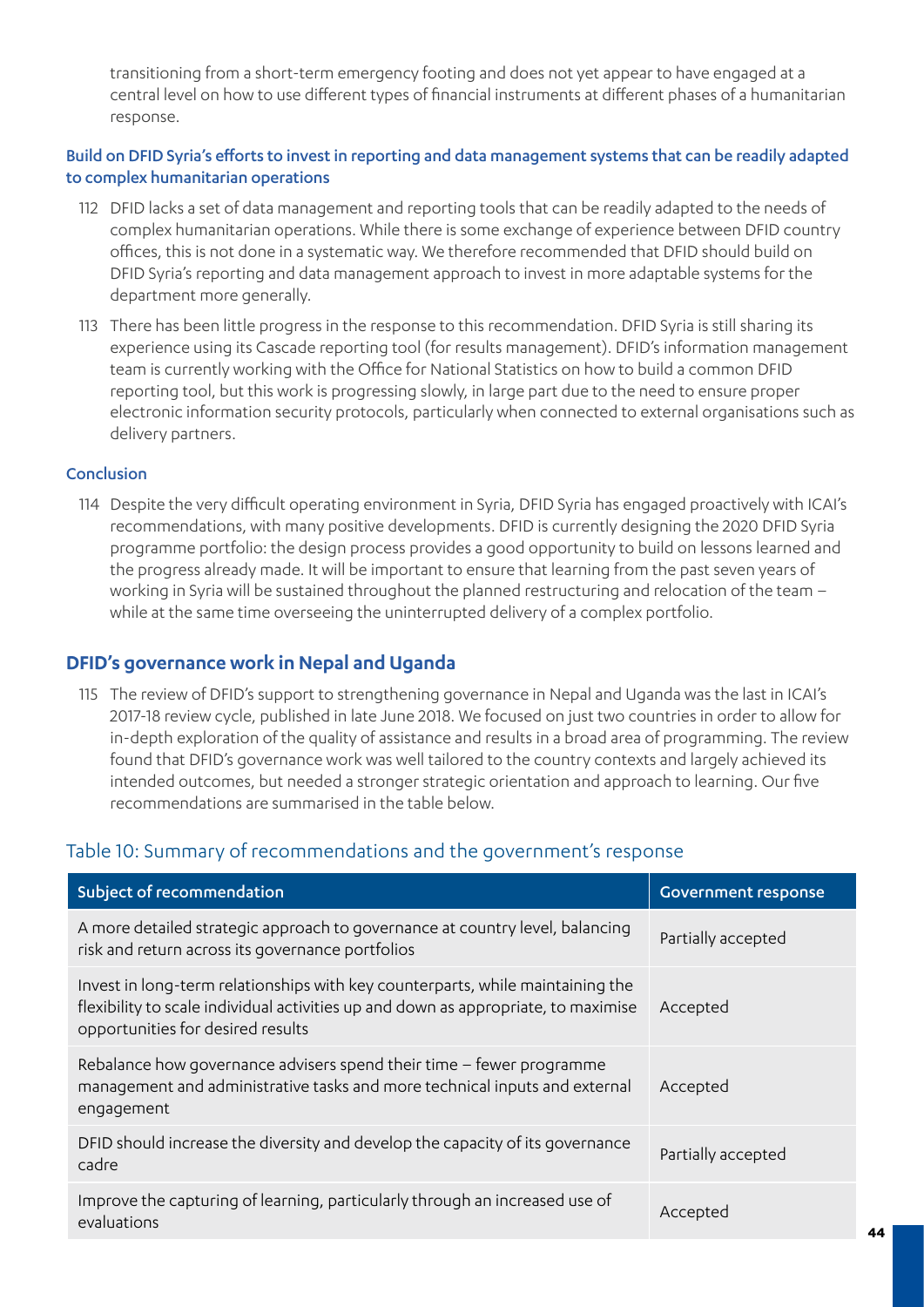transitioning from a short-term emergency footing and does not yet appear to have engaged at a central level on how to use different types of financial instruments at different phases of a humanitarian response.

### Build on DFID Syria's efforts to invest in reporting and data management systems that can be readily adapted to complex humanitarian operations

112 DFID lacks a set of data management and reporting tools that can be readily adapted to the needs of complex humanitarian operations. While there is some exchange of experience between DFID country offices, this is not done in a systematic way. We therefore recommended that DFID should build on DFID Syria's reporting and data management approach to invest in more adaptable systems for the department more generally.

113 There has been little progress in the response to this recommendation. DFID Syria is still sharing its experience using its Cascade reporting tool (for results management). DFID's information management team is currently working with the Office for National Statistics on how to build a common DFID reporting tool, but this work is progressing slowly, in large part due to the need to ensure proper electronic information security protocols, particularly when connected to external organisations such as delivery partners.

### Conclusion

114 Despite the very difficult operating environment in Syria, DFID Syria has engaged proactively with ICAI's recommendations, with many positive developments. DFID is currently designing the 2020 DFID Syria programme portfolio: the design process provides a good opportunity to build on lessons learned and the progress already made. It will be important to ensure that learning from the past seven years of working in Syria will be sustained throughout the planned restructuring and relocation of the team – while at the same time overseeing the uninterrupted delivery of a complex portfolio.

## DFID's governance work in Nepal and Uganda

115 The review of DFID's support to strengthening governance in Nepal and Uganda was the last in ICAI's 2017-18 review cycle, published in late June 2018. We focused on just two countries in order to allow for in-depth exploration of the quality of assistance and results in a broad area of programming. The review found that DFID's governance work was well tailored to the country contexts and largely achieved its intended outcomes, but needed a stronger strategic orientation and approach to learning. Our five recommendations are summarised in the table below.

### Table 10: Summary of recommendations and the government's response

| Subject of recommendation | Government response |
|---|---|
| A more detailed strategic approach to governance at country level, balancing risk and return across its governance portfolios | Partially accepted |
| Invest in long-term relationships with key counterparts, while maintaining the flexibility to scale individual activities up and down as appropriate, to maximise opportunities for desired results | Accepted |
| Rebalance how governance advisers spend their time – fewer programme management and administrative tasks and more technical inputs and external engagement | Accepted |
| DFID should increase the diversity and develop the capacity of its governance cadre | Partially accepted |
| Improve the capturing of learning, particularly through an increased use of evaluations | Accepted |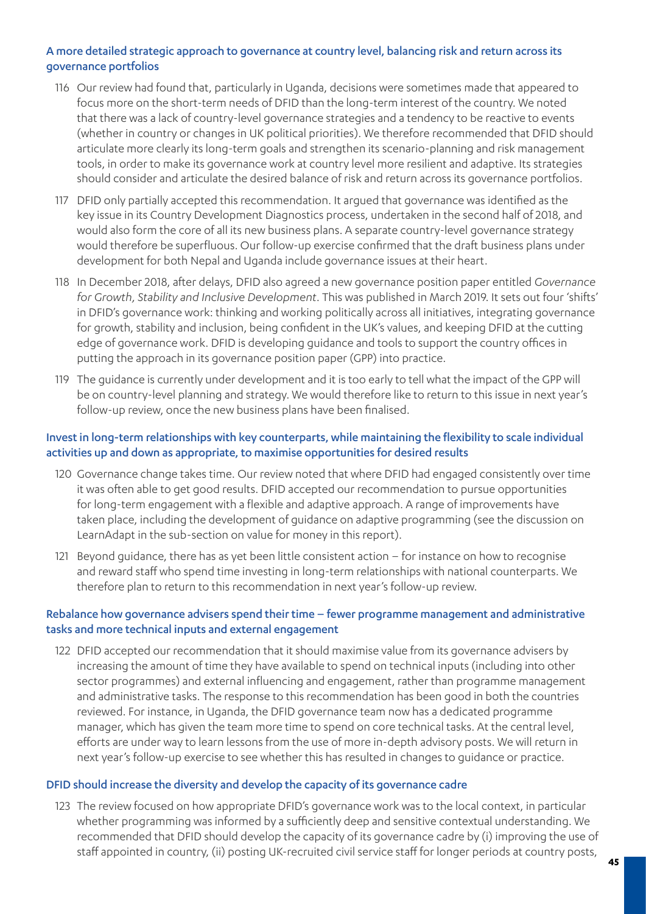### A more detailed strategic approach to governance at country level, balancing risk and return across its governance portfolios

116 Our review had found that, particularly in Uganda, decisions were sometimes made that appeared to focus more on the short-term needs of DFID than the long-term interest of the country. We noted that there was a lack of country-level governance strategies and a tendency to be reactive to events (whether in country or changes in UK political priorities). We therefore recommended that DFID should articulate more clearly its long-term goals and strengthen its scenario-planning and risk management tools, in order to make its governance work at country level more resilient and adaptive. Its strategies should consider and articulate the desired balance of risk and return across its governance portfolios.

117 DFID only partially accepted this recommendation. It argued that governance was identified as the key issue in its Country Development Diagnostics process, undertaken in the second half of 2018, and would also form the core of all its new business plans. A separate country-level governance strategy would therefore be superfluous. Our follow-up exercise confirmed that the draft business plans under development for both Nepal and Uganda include governance issues at their heart.

118 In December 2018, after delays, DFID also agreed a new governance position paper entitled *Governance for Growth, Stability and Inclusive Development*. This was published in March 2019. It sets out four 'shifts' in DFID's governance work: thinking and working politically across all initiatives, integrating governance for growth, stability and inclusion, being confident in the UK's values, and keeping DFID at the cutting edge of governance work. DFID is developing guidance and tools to support the country offices in putting the approach in its governance position paper (GPP) into practice.

119 The guidance is currently under development and it is too early to tell what the impact of the GPP will be on country-level planning and strategy. We would therefore like to return to this issue in next year's follow-up review, once the new business plans have been finalised.

### Invest in long-term relationships with key counterparts, while maintaining the flexibility to scale individual activities up and down as appropriate, to maximise opportunities for desired results

120 Governance change takes time. Our review noted that where DFID had engaged consistently over time it was often able to get good results. DFID accepted our recommendation to pursue opportunities for long-term engagement with a flexible and adaptive approach. A range of improvements have taken place, including the development of guidance on adaptive programming (see the discussion on LearnAdapt in the sub-section on value for money in this report).

121 Beyond guidance, there has as yet been little consistent action – for instance on how to recognise and reward staff who spend time investing in long-term relationships with national counterparts. We therefore plan to return to this recommendation in next year's follow-up review.

### Rebalance how governance advisers spend their time – fewer programme management and administrative tasks and more technical inputs and external engagement

122 DFID accepted our recommendation that it should maximise value from its governance advisers by increasing the amount of time they have available to spend on technical inputs (including into other sector programmes) and external influencing and engagement, rather than programme management and administrative tasks. The response to this recommendation has been good in both the countries reviewed. For instance, in Uganda, the DFID governance team now has a dedicated programme manager, which has given the team more time to spend on core technical tasks. At the central level, efforts are under way to learn lessons from the use of more in-depth advisory posts. We will return in next year's follow-up exercise to see whether this has resulted in changes to guidance or practice.

### DFID should increase the diversity and develop the capacity of its governance cadre

123 The review focused on how appropriate DFID's governance work was to the local context, in particular whether programming was informed by a sufficiently deep and sensitive contextual understanding. We recommended that DFID should develop the capacity of its governance cadre by (i) improving the use of staff appointed in country, (ii) posting UK-recruited civil service staff for longer periods at country posts,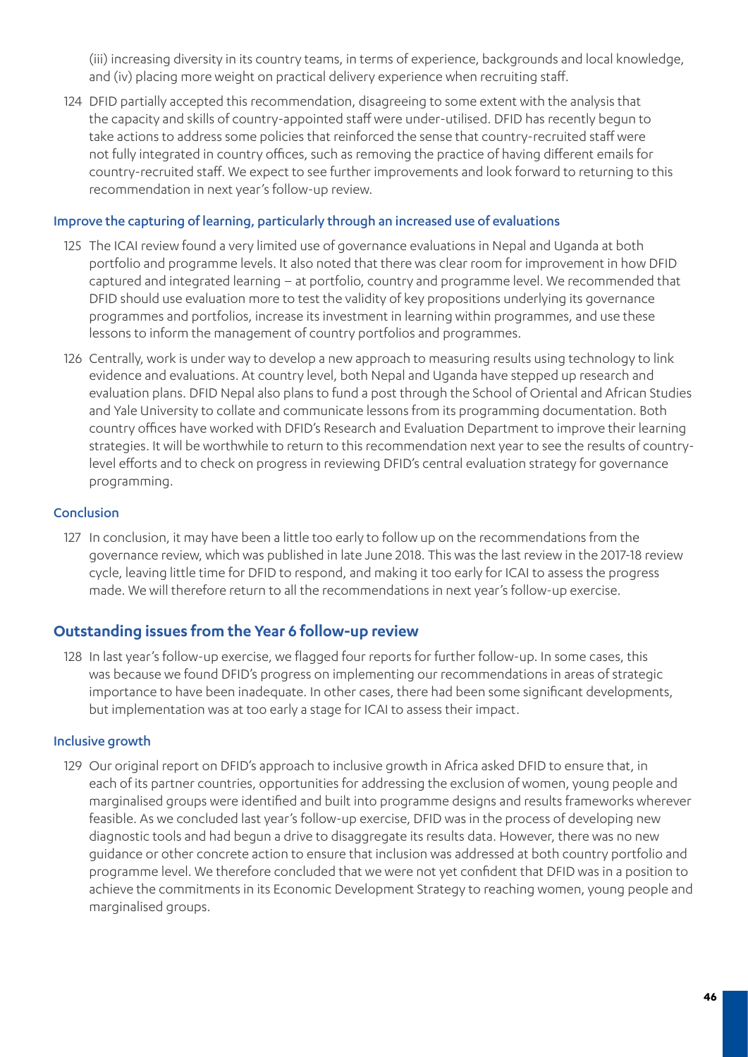(iii) increasing diversity in its country teams, in terms of experience, backgrounds and local knowledge, and (iv) placing more weight on practical delivery experience when recruiting staff.

124 DFID partially accepted this recommendation, disagreeing to some extent with the analysis that the capacity and skills of country-appointed staff were under-utilised. DFID has recently begun to take actions to address some policies that reinforced the sense that country-recruited staff were not fully integrated in country offices, such as removing the practice of having different emails for country-recruited staff. We expect to see further improvements and look forward to returning to this recommendation in next year's follow-up review.

#### Improve the capturing of learning, particularly through an increased use of evaluations

125 The ICAI review found a very limited use of governance evaluations in Nepal and Uganda at both portfolio and programme levels. It also noted that there was clear room for improvement in how DFID captured and integrated learning – at portfolio, country and programme level. We recommended that DFID should use evaluation more to test the validity of key propositions underlying its governance programmes and portfolios, increase its investment in learning within programmes, and use these lessons to inform the management of country portfolios and programmes.

126 Centrally, work is under way to develop a new approach to measuring results using technology to link evidence and evaluations. At country level, both Nepal and Uganda have stepped up research and evaluation plans. DFID Nepal also plans to fund a post through the School of Oriental and African Studies and Yale University to collate and communicate lessons from its programming documentation. Both country offices have worked with DFID's Research and Evaluation Department to improve their learning strategies. It will be worthwhile to return to this recommendation next year to see the results of country-level efforts and to check on progress in reviewing DFID's central evaluation strategy for governance programming.

#### Conclusion

127 In conclusion, it may have been a little too early to follow up on the recommendations from the governance review, which was published in late June 2018. This was the last review in the 2017-18 review cycle, leaving little time for DFID to respond, and making it too early for ICAI to assess the progress made. We will therefore return to all the recommendations in next year's follow-up exercise.

### Outstanding issues from the Year 6 follow-up review

128 In last year's follow-up exercise, we flagged four reports for further follow-up. In some cases, this was because we found DFID's progress on implementing our recommendations in areas of strategic importance to have been inadequate. In other cases, there had been some significant developments, but implementation was at too early a stage for ICAI to assess their impact.

#### Inclusive growth

129 Our original report on DFID's approach to inclusive growth in Africa asked DFID to ensure that, in each of its partner countries, opportunities for addressing the exclusion of women, young people and marginalised groups were identified and built into programme designs and results frameworks wherever feasible. As we concluded last year's follow-up exercise, DFID was in the process of developing new diagnostic tools and had begun a drive to disaggregate its results data. However, there was no new guidance or other concrete action to ensure that inclusion was addressed at both country portfolio and programme level. We therefore concluded that we were not yet confident that DFID was in a position to achieve the commitments in its Economic Development Strategy to reaching women, young people and marginalised groups.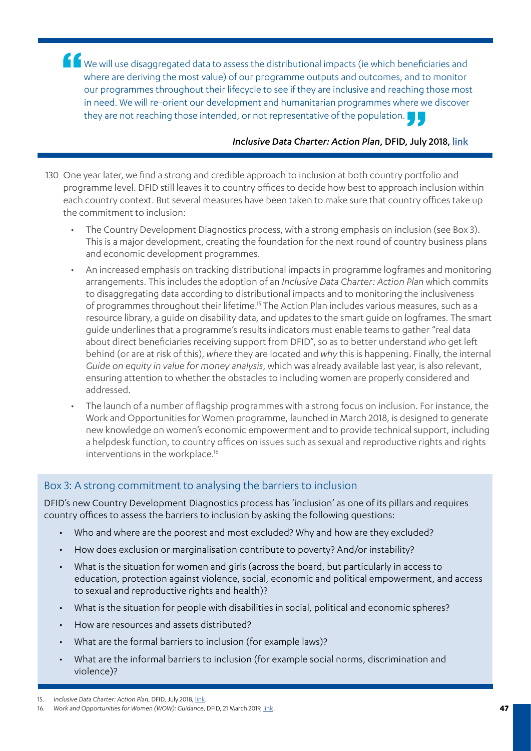> We will use disaggregated data to assess the distributional impacts (ie which beneficiaries and where are deriving the most value) of our programme outputs and outcomes, and to monitor our programmes throughout their lifecycle to see if they are inclusive and reaching those most in need. We will re-orient our development and humanitarian programmes where we discover they are not reaching those intended, or not representative of the population.
>
> ***Inclusive Data Charter: Action Plan*, DFID, July 2018, link**

130 One year later, we find a strong and credible approach to inclusion at both country portfolio and programme level. DFID still leaves it to country offices to decide how best to approach inclusion within each country context. But several measures have been taken to make sure that country offices take up the commitment to inclusion:

- The Country Development Diagnostics process, with a strong emphasis on inclusion (see Box 3). This is a major development, creating the foundation for the next round of country business plans and economic development programmes.
- An increased emphasis on tracking distributional impacts in programme logframes and monitoring arrangements. This includes the adoption of an *Inclusive Data Charter: Action Plan* which commits to disaggregating data according to distributional impacts and to monitoring the inclusiveness of programmes throughout their lifetime.[15] The Action Plan includes various measures, such as a resource library, a guide on disability data, and updates to the smart guide on logframes. The smart guide underlines that a programme's results indicators must enable teams to gather "real data about direct beneficiaries receiving support from DFID", so as to better understand *who* get left behind (or are at risk of this), *where* they are located and *why* this is happening. Finally, the internal *Guide on equity in value for money analysis*, which was already available last year, is also relevant, ensuring attention to whether the obstacles to including women are properly considered and addressed.
- The launch of a number of flagship programmes with a strong focus on inclusion. For instance, the Work and Opportunities for Women programme, launched in March 2018, is designed to generate new knowledge on women's economic empowerment and to provide technical support, including a helpdesk function, to country offices on issues such as sexual and reproductive rights and rights interventions in the workplace.[16]

## Box 3: A strong commitment to analysing the barriers to inclusion

DFID's new Country Development Diagnostics process has 'inclusion' as one of its pillars and requires country offices to assess the barriers to inclusion by asking the following questions:

- Who and where are the poorest and most excluded? Why and how are they excluded?
- How does exclusion or marginalisation contribute to poverty? And/or instability?
- What is the situation for women and girls (across the board, but particularly in access to education, protection against violence, social, economic and political empowerment, and access to sexual and reproductive rights and health)?
- What is the situation for people with disabilities in social, political and economic spheres?
- How are resources and assets distributed?
- What are the formal barriers to inclusion (for example laws)?
- What are the informal barriers to inclusion (for example social norms, discrimination and violence)?

15. *Inclusive Data Charter: Action Plan*, DFID, July 2018, link.
16. *Work and Opportunities for Women (WOW): Guidance*, DFID, 21 March 2019, link.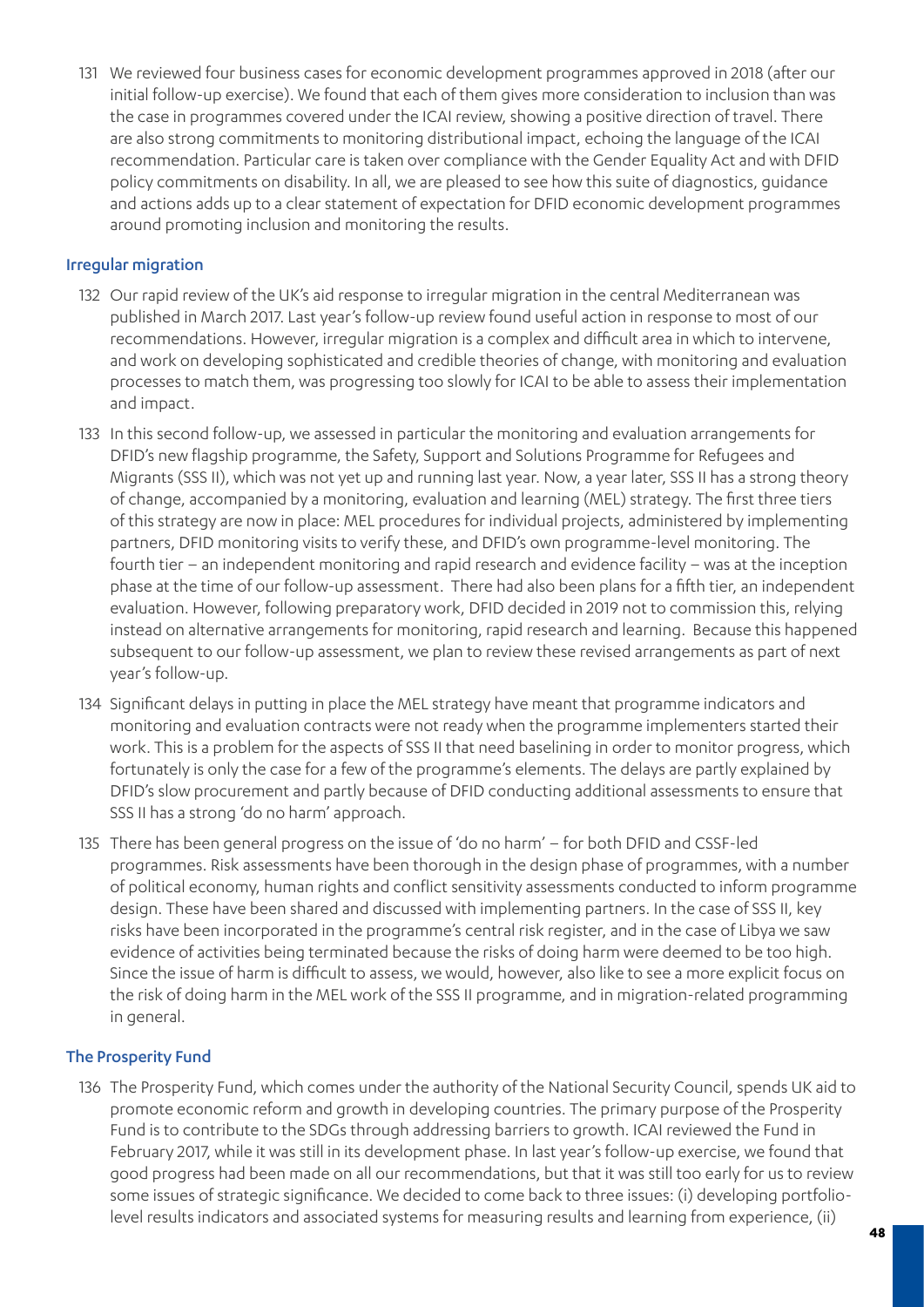131 We reviewed four business cases for economic development programmes approved in 2018 (after our initial follow-up exercise). We found that each of them gives more consideration to inclusion than was the case in programmes covered under the ICAI review, showing a positive direction of travel. There are also strong commitments to monitoring distributional impact, echoing the language of the ICAI recommendation. Particular care is taken over compliance with the Gender Equality Act and with DFID policy commitments on disability. In all, we are pleased to see how this suite of diagnostics, guidance and actions adds up to a clear statement of expectation for DFID economic development programmes around promoting inclusion and monitoring the results.

### Irregular migration

132 Our rapid review of the UK's aid response to irregular migration in the central Mediterranean was published in March 2017. Last year's follow-up review found useful action in response to most of our recommendations. However, irregular migration is a complex and difficult area in which to intervene, and work on developing sophisticated and credible theories of change, with monitoring and evaluation processes to match them, was progressing too slowly for ICAI to be able to assess their implementation and impact.

133 In this second follow-up, we assessed in particular the monitoring and evaluation arrangements for DFID's new flagship programme, the Safety, Support and Solutions Programme for Refugees and Migrants (SSS II), which was not yet up and running last year. Now, a year later, SSS II has a strong theory of change, accompanied by a monitoring, evaluation and learning (MEL) strategy. The first three tiers of this strategy are now in place: MEL procedures for individual projects, administered by implementing partners, DFID monitoring visits to verify these, and DFID's own programme-level monitoring. The fourth tier – an independent monitoring and rapid research and evidence facility – was at the inception phase at the time of our follow-up assessment. There had also been plans for a fifth tier, an independent evaluation. However, following preparatory work, DFID decided in 2019 not to commission this, relying instead on alternative arrangements for monitoring, rapid research and learning. Because this happened subsequent to our follow-up assessment, we plan to review these revised arrangements as part of next year's follow-up.

134 Significant delays in putting in place the MEL strategy have meant that programme indicators and monitoring and evaluation contracts were not ready when the programme implementers started their work. This is a problem for the aspects of SSS II that need baselining in order to monitor progress, which fortunately is only the case for a few of the programme's elements. The delays are partly explained by DFID's slow procurement and partly because of DFID conducting additional assessments to ensure that SSS II has a strong 'do no harm' approach.

135 There has been general progress on the issue of 'do no harm' – for both DFID and CSSF-led programmes. Risk assessments have been thorough in the design phase of programmes, with a number of political economy, human rights and conflict sensitivity assessments conducted to inform programme design. These have been shared and discussed with implementing partners. In the case of SSS II, key risks have been incorporated in the programme's central risk register, and in the case of Libya we saw evidence of activities being terminated because the risks of doing harm were deemed to be too high. Since the issue of harm is difficult to assess, we would, however, also like to see a more explicit focus on the risk of doing harm in the MEL work of the SSS II programme, and in migration-related programming in general.

### The Prosperity Fund

136 The Prosperity Fund, which comes under the authority of the National Security Council, spends UK aid to promote economic reform and growth in developing countries. The primary purpose of the Prosperity Fund is to contribute to the SDGs through addressing barriers to growth. ICAI reviewed the Fund in February 2017, while it was still in its development phase. In last year's follow-up exercise, we found that good progress had been made on all our recommendations, but that it was still too early for us to review some issues of strategic significance. We decided to come back to three issues: (i) developing portfolio-level results indicators and associated systems for measuring results and learning from experience, (ii)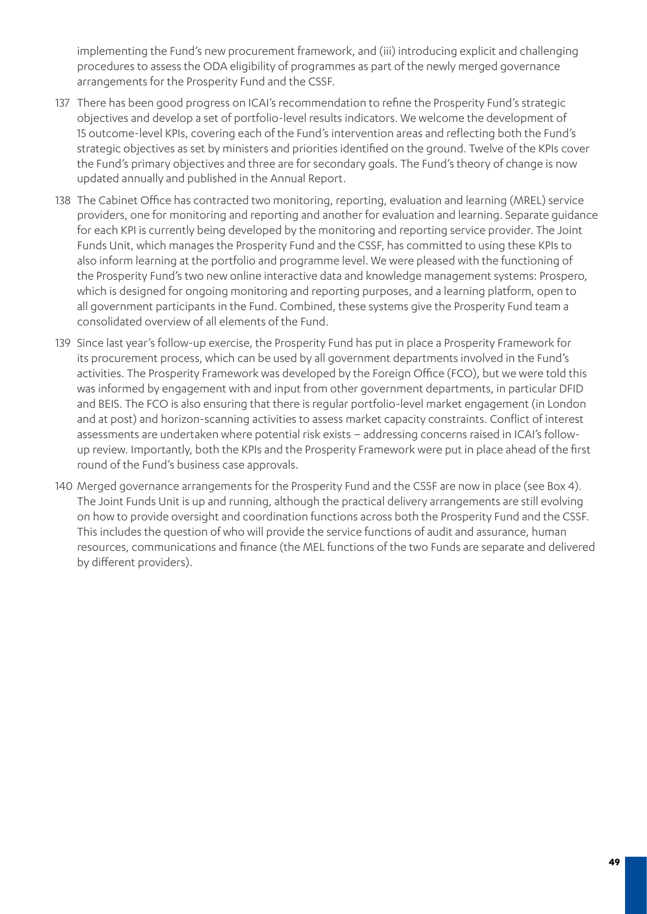implementing the Fund's new procurement framework, and (iii) introducing explicit and challenging procedures to assess the ODA eligibility of programmes as part of the newly merged governance arrangements for the Prosperity Fund and the CSSF.

137 There has been good progress on ICAI's recommendation to refine the Prosperity Fund's strategic objectives and develop a set of portfolio-level results indicators. We welcome the development of 15 outcome-level KPIs, covering each of the Fund's intervention areas and reflecting both the Fund's strategic objectives as set by ministers and priorities identified on the ground. Twelve of the KPIs cover the Fund's primary objectives and three are for secondary goals. The Fund's theory of change is now updated annually and published in the Annual Report.

138 The Cabinet Office has contracted two monitoring, reporting, evaluation and learning (MREL) service providers, one for monitoring and reporting and another for evaluation and learning. Separate guidance for each KPI is currently being developed by the monitoring and reporting service provider. The Joint Funds Unit, which manages the Prosperity Fund and the CSSF, has committed to using these KPIs to also inform learning at the portfolio and programme level. We were pleased with the functioning of the Prosperity Fund's two new online interactive data and knowledge management systems: Prospero, which is designed for ongoing monitoring and reporting purposes, and a learning platform, open to all government participants in the Fund. Combined, these systems give the Prosperity Fund team a consolidated overview of all elements of the Fund.

139 Since last year's follow-up exercise, the Prosperity Fund has put in place a Prosperity Framework for its procurement process, which can be used by all government departments involved in the Fund's activities. The Prosperity Framework was developed by the Foreign Office (FCO), but we were told this was informed by engagement with and input from other government departments, in particular DFID and BEIS. The FCO is also ensuring that there is regular portfolio-level market engagement (in London and at post) and horizon-scanning activities to assess market capacity constraints. Conflict of interest assessments are undertaken where potential risk exists – addressing concerns raised in ICAI's follow-up review. Importantly, both the KPIs and the Prosperity Framework were put in place ahead of the first round of the Fund's business case approvals.

140 Merged governance arrangements for the Prosperity Fund and the CSSF are now in place (see Box 4). The Joint Funds Unit is up and running, although the practical delivery arrangements are still evolving on how to provide oversight and coordination functions across both the Prosperity Fund and the CSSF. This includes the question of who will provide the service functions of audit and assurance, human resources, communications and finance (the MEL functions of the two Funds are separate and delivered by different providers).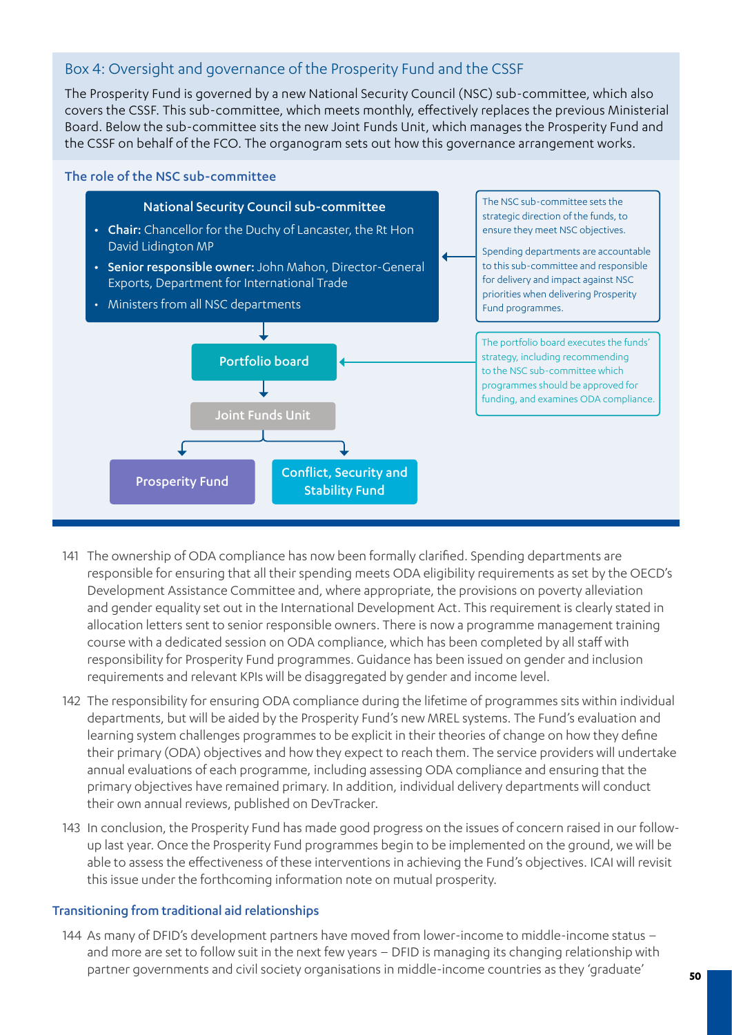## Box 4: Oversight and governance of the Prosperity Fund and the CSSF

The Prosperity Fund is governed by a new National Security Council (NSC) sub-committee, which also covers the CSSF. This sub-committee, which meets monthly, effectively replaces the previous Ministerial Board. Below the sub-committee sits the new Joint Funds Unit, which manages the Prosperity Fund and the CSSF on behalf of the FCO. The organogram sets out how this governance arrangement works.

### The role of the NSC sub-committee

**National Security Council sub-committee**

- **Chair:** Chancellor for the Duchy of Lancaster, the Rt Hon David Lidington MP
- **Senior responsible owner:** John Mahon, Director-General Exports, Department for International Trade
- Ministers from all NSC departments

The NSC sub-committee sets the strategic direction of the funds, to ensure they meet NSC objectives.

Spending departments are accountable to this sub-committee and responsible for delivery and impact against NSC priorities when delivering Prosperity Fund programmes.

**Portfolio board**

The portfolio board executes the funds' strategy, including recommending to the NSC sub-committee which programmes should be approved for funding, and examines ODA compliance.

**Joint Funds Unit**

**Prosperity Fund** | **Conflict, Security and Stability Fund**

141 The ownership of ODA compliance has now been formally clarified. Spending departments are responsible for ensuring that all their spending meets ODA eligibility requirements as set by the OECD's Development Assistance Committee and, where appropriate, the provisions on poverty alleviation and gender equality set out in the International Development Act. This requirement is clearly stated in allocation letters sent to senior responsible owners. There is now a programme management training course with a dedicated session on ODA compliance, which has been completed by all staff with responsibility for Prosperity Fund programmes. Guidance has been issued on gender and inclusion requirements and relevant KPIs will be disaggregated by gender and income level.

142 The responsibility for ensuring ODA compliance during the lifetime of programmes sits within individual departments, but will be aided by the Prosperity Fund's new MREL systems. The Fund's evaluation and learning system challenges programmes to be explicit in their theories of change on how they define their primary (ODA) objectives and how they expect to reach them. The service providers will undertake annual evaluations of each programme, including assessing ODA compliance and ensuring that the primary objectives have remained primary. In addition, individual delivery departments will conduct their own annual reviews, published on DevTracker.

143 In conclusion, the Prosperity Fund has made good progress on the issues of concern raised in our follow-up last year. Once the Prosperity Fund programmes begin to be implemented on the ground, we will be able to assess the effectiveness of these interventions in achieving the Fund's objectives. ICAI will revisit this issue under the forthcoming information note on mutual prosperity.

### Transitioning from traditional aid relationships

144 As many of DFID's development partners have moved from lower-income to middle-income status – and more are set to follow suit in the next few years – DFID is managing its changing relationship with partner governments and civil society organisations in middle-income countries as they 'graduate'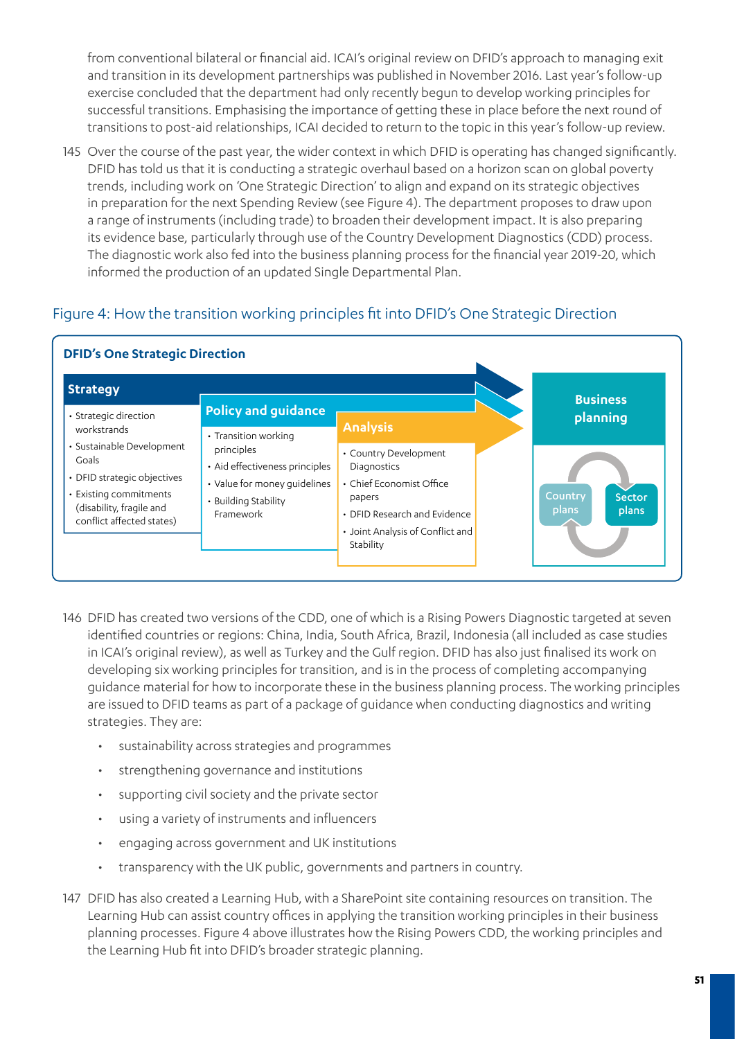from conventional bilateral or financial aid. ICAI's original review on DFID's approach to managing exit and transition in its development partnerships was published in November 2016. Last year's follow-up exercise concluded that the department had only recently begun to develop working principles for successful transitions. Emphasising the importance of getting these in place before the next round of transitions to post-aid relationships, ICAI decided to return to the topic in this year's follow-up review.

145 Over the course of the past year, the wider context in which DFID is operating has changed significantly. DFID has told us that it is conducting a strategic overhaul based on a horizon scan on global poverty trends, including work on 'One Strategic Direction' to align and expand on its strategic objectives in preparation for the next Spending Review (see Figure 4). The department proposes to draw upon a range of instruments (including trade) to broaden their development impact. It is also preparing its evidence base, particularly through use of the Country Development Diagnostics (CDD) process. The diagnostic work also fed into the business planning process for the financial year 2019-20, which informed the production of an updated Single Departmental Plan.

## Figure 4: How the transition working principles fit into DFID's One Strategic Direction

**DFID's One Strategic Direction**

| Strategy | Policy and guidance | Analysis | Business planning |
| --- | --- | --- | --- |
| • Strategic direction workstrands<br>• Sustainable Development Goals<br>• DFID strategic objectives<br>• Existing commitments (disability, fragile and conflict affected states) | • Transition working principles<br>• Aid effectiveness principles<br>• Value for money guidelines<br>• Building Stability Framework | • Country Development Diagnostics<br>• Chief Economist Office papers<br>• DFID Research and Evidence<br>• Joint Analysis of Conflict and Stability | Country plans ⇄ Sector plans |

146 DFID has created two versions of the CDD, one of which is a Rising Powers Diagnostic targeted at seven identified countries or regions: China, India, South Africa, Brazil, Indonesia (all included as case studies in ICAI's original review), as well as Turkey and the Gulf region. DFID has also just finalised its work on developing six working principles for transition, and is in the process of completing accompanying guidance material for how to incorporate these in the business planning process. The working principles are issued to DFID teams as part of a package of guidance when conducting diagnostics and writing strategies. They are:

- sustainability across strategies and programmes
- strengthening governance and institutions
- supporting civil society and the private sector
- using a variety of instruments and influencers
- engaging across government and UK institutions
- transparency with the UK public, governments and partners in country.

147 DFID has also created a Learning Hub, with a SharePoint site containing resources on transition. The Learning Hub can assist country offices in applying the transition working principles in their business planning processes. Figure 4 above illustrates how the Rising Powers CDD, the working principles and the Learning Hub fit into DFID's broader strategic planning.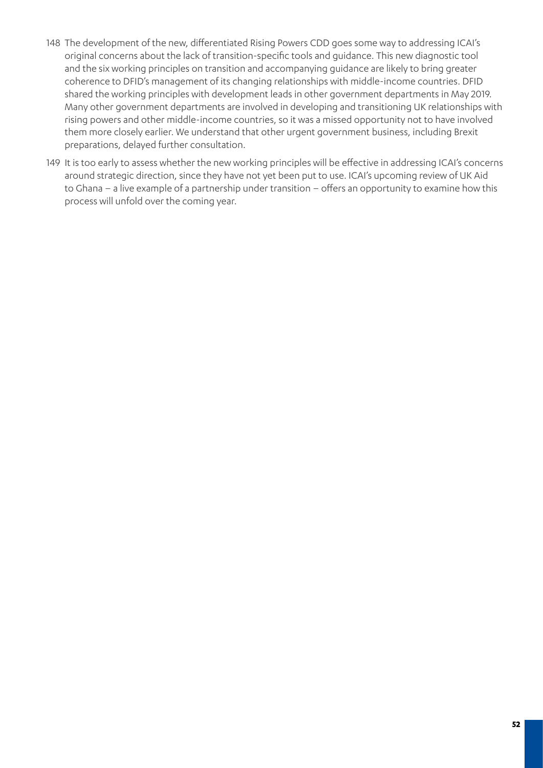148 The development of the new, differentiated Rising Powers CDD goes some way to addressing ICAI's original concerns about the lack of transition-specific tools and guidance. This new diagnostic tool and the six working principles on transition and accompanying guidance are likely to bring greater coherence to DFID's management of its changing relationships with middle-income countries. DFID shared the working principles with development leads in other government departments in May 2019. Many other government departments are involved in developing and transitioning UK relationships with rising powers and other middle-income countries, so it was a missed opportunity not to have involved them more closely earlier. We understand that other urgent government business, including Brexit preparations, delayed further consultation.

149 It is too early to assess whether the new working principles will be effective in addressing ICAI's concerns around strategic direction, since they have not yet been put to use. ICAI's upcoming review of UK Aid to Ghana – a live example of a partnership under transition – offers an opportunity to examine how this process will unfold over the coming year.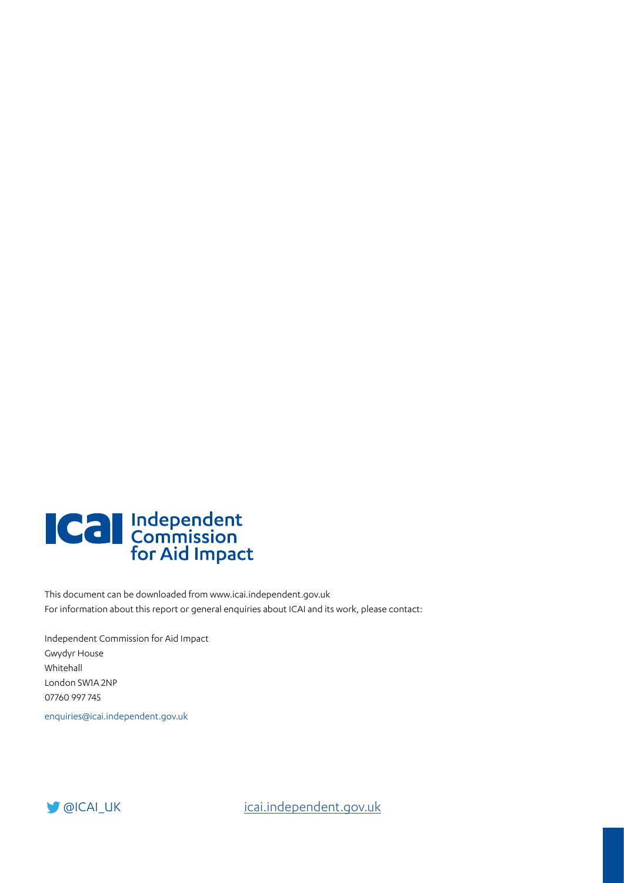Independent Commission for Aid Impact

This document can be downloaded from www.icai.independent.gov.uk
For information about this report or general enquiries about ICAI and its work, please contact:

Independent Commission for Aid Impact
Gwydyr House
Whitehall
London SW1A 2NP
07760 997 745

enquiries@icai.independent.gov.uk

@ICAI_UK

icai.independent.gov.uk